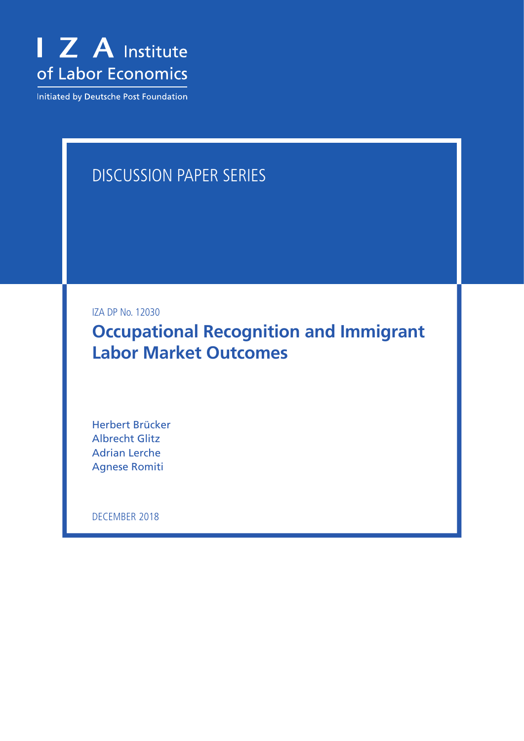I Z A Institute of Labor Economics

Initiated by Deutsche Post Foundation

DISCUSSION PAPER SERIES

IZA DP No. 12030

# Occupational Recognition and Immigrant Labor Market Outcomes

Herbert Brücker
Albrecht Glitz
Adrian Lerche
Agnese Romiti

DECEMBER 2018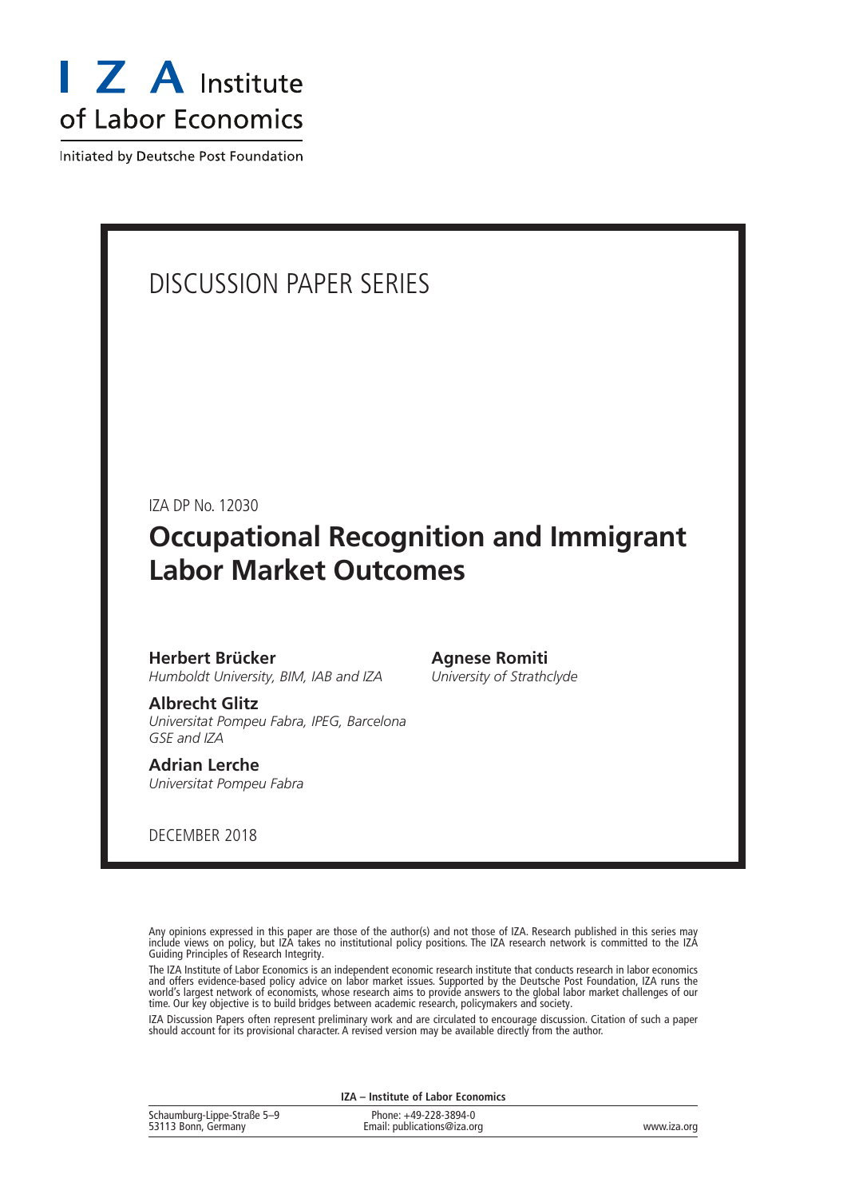# I Z A Institute of Labor Economics

Initiated by Deutsche Post Foundation

DISCUSSION PAPER SERIES

IZA DP No. 12030

## Occupational Recognition and Immigrant Labor Market Outcomes

**Herbert Brücker**
*Humboldt University, BIM, IAB and IZA*

**Albrecht Glitz**
*Universitat Pompeu Fabra, IPEG, Barcelona GSE and IZA*

**Adrian Lerche**
*Universitat Pompeu Fabra*

**Agnese Romiti**
*University of Strathclyde*

DECEMBER 2018

Any opinions expressed in this paper are those of the author(s) and not those of IZA. Research published in this series may include views on policy, but IZA takes no institutional policy positions. The IZA research network is committed to the IZA Guiding Principles of Research Integrity.

The IZA Institute of Labor Economics is an independent economic research institute that conducts research in labor economics and offers evidence-based policy advice on labor market issues. Supported by the Deutsche Post Foundation, IZA runs the world's largest network of economists, whose research aims to provide answers to the global labor market challenges of our time. Our key objective is to build bridges between academic research, policymakers and society.

IZA Discussion Papers often represent preliminary work and are circulated to encourage discussion. Citation of such a paper should account for its provisional character. A revised version may be available directly from the author.

**IZA – Institute of Labor Economics**

Schaumburg-Lippe-Straße 5–9
53113 Bonn, Germany

Phone: +49-228-3894-0
Email: publications@iza.org

www.iza.org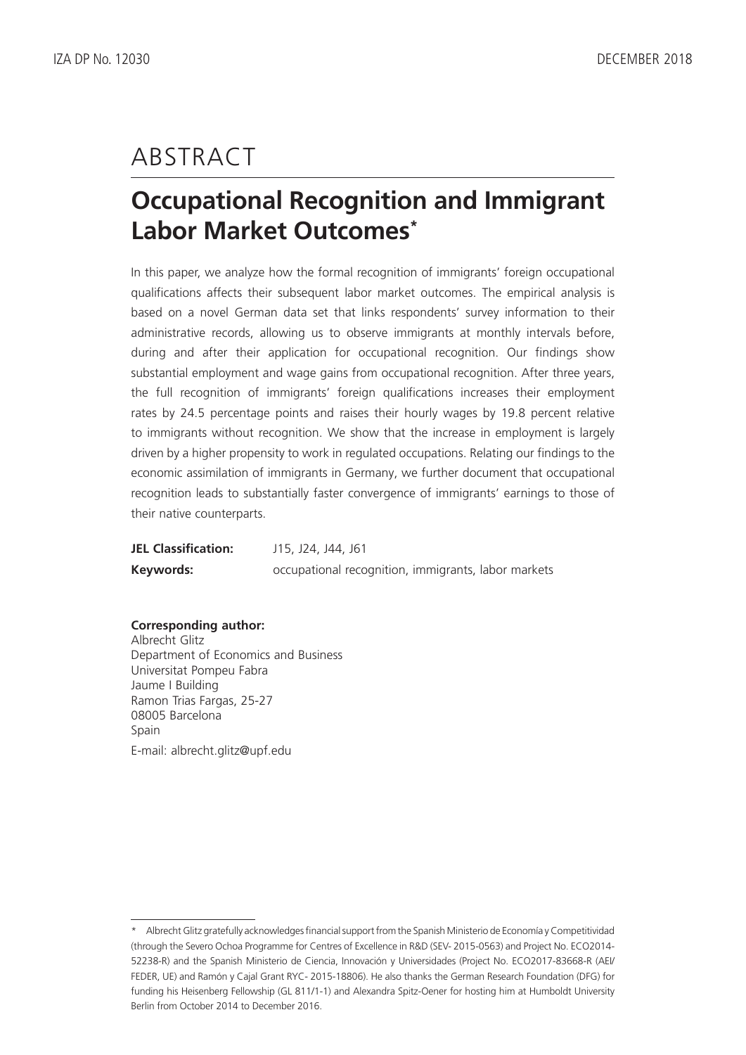# ABSTRACT

## Occupational Recognition and Immigrant Labor Market Outcomes*

In this paper, we analyze how the formal recognition of immigrants' foreign occupational qualifications affects their subsequent labor market outcomes. The empirical analysis is based on a novel German data set that links respondents' survey information to their administrative records, allowing us to observe immigrants at monthly intervals before, during and after their application for occupational recognition. Our findings show substantial employment and wage gains from occupational recognition. After three years, the full recognition of immigrants' foreign qualifications increases their employment rates by 24.5 percentage points and raises their hourly wages by 19.8 percent relative to immigrants without recognition. We show that the increase in employment is largely driven by a higher propensity to work in regulated occupations. Relating our findings to the economic assimilation of immigrants in Germany, we further document that occupational recognition leads to substantially faster convergence of immigrants' earnings to those of their native counterparts.

**JEL Classification:** J15, J24, J44, J61

**Keywords:** occupational recognition, immigrants, labor markets

**Corresponding author:**
Albrecht Glitz
Department of Economics and Business
Universitat Pompeu Fabra
Jaume I Building
Ramon Trias Fargas, 25-27
08005 Barcelona
Spain

E-mail: albrecht.glitz@upf.edu

---

\* Albrecht Glitz gratefully acknowledges financial support from the Spanish Ministerio de Economía y Competitividad (through the Severo Ochoa Programme for Centres of Excellence in R&D (SEV- 2015-0563) and Project No. ECO2014-52238-R) and the Spanish Ministerio de Ciencia, Innovación y Universidades (Project No. ECO2017-83668-R (AEI/FEDER, UE) and Ramón y Cajal Grant RYC- 2015-18806). He also thanks the German Research Foundation (DFG) for funding his Heisenberg Fellowship (GL 811/1-1) and Alexandra Spitz-Oener for hosting him at Humboldt University Berlin from October 2014 to December 2016.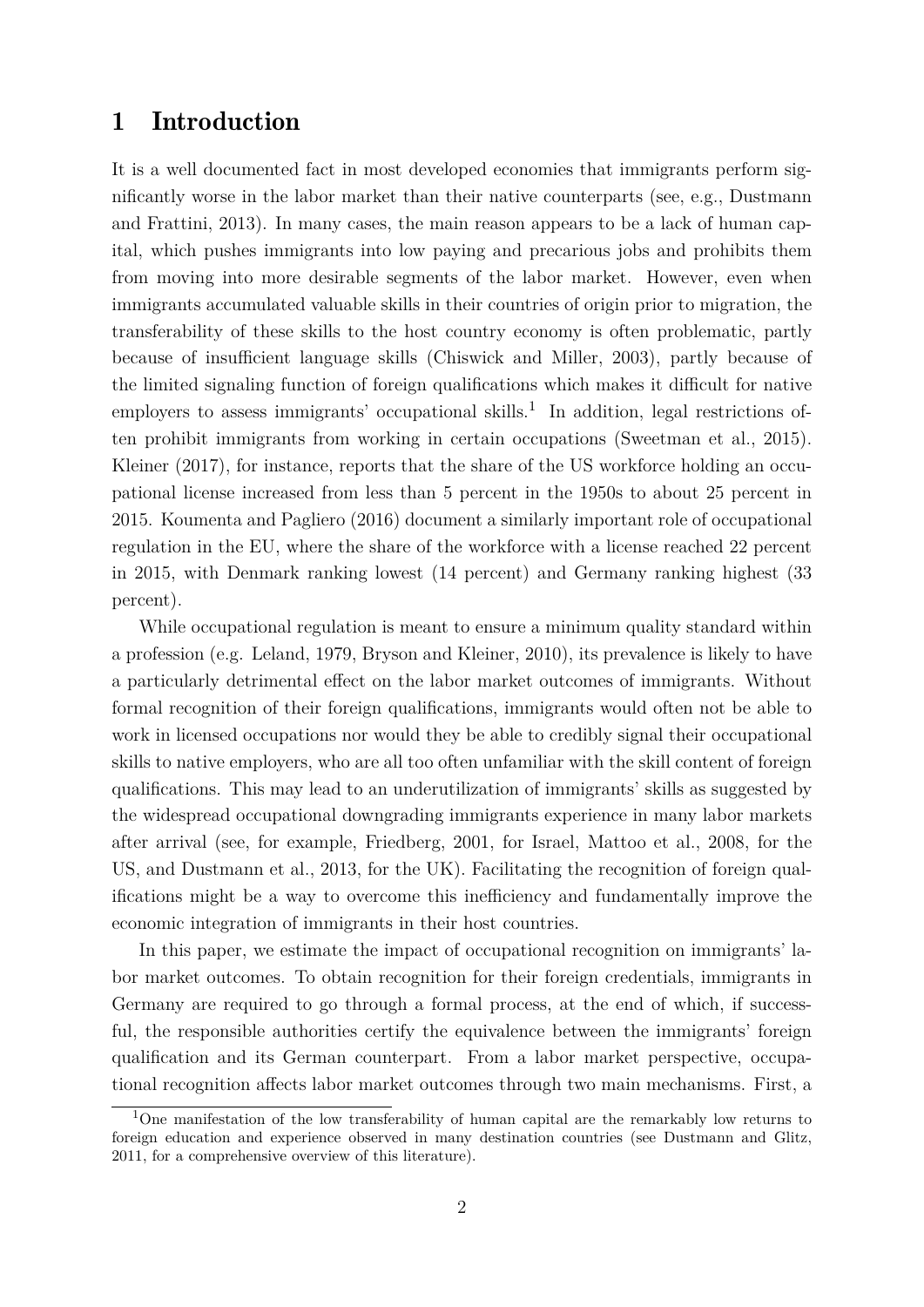# 1 Introduction

It is a well documented fact in most developed economies that immigrants perform significantly worse in the labor market than their native counterparts (see, e.g., Dustmann and Frattini, 2013). In many cases, the main reason appears to be a lack of human capital, which pushes immigrants into low paying and precarious jobs and prohibits them from moving into more desirable segments of the labor market. However, even when immigrants accumulated valuable skills in their countries of origin prior to migration, the transferability of these skills to the host country economy is often problematic, partly because of insufficient language skills (Chiswick and Miller, 2003), partly because of the limited signaling function of foreign qualifications which makes it difficult for native employers to assess immigrants' occupational skills.[1] In addition, legal restrictions often prohibit immigrants from working in certain occupations (Sweetman et al., 2015). Kleiner (2017), for instance, reports that the share of the US workforce holding an occupational license increased from less than 5 percent in the 1950s to about 25 percent in 2015. Koumenta and Pagliero (2016) document a similarly important role of occupational regulation in the EU, where the share of the workforce with a license reached 22 percent in 2015, with Denmark ranking lowest (14 percent) and Germany ranking highest (33 percent).

While occupational regulation is meant to ensure a minimum quality standard within a profession (e.g. Leland, 1979, Bryson and Kleiner, 2010), its prevalence is likely to have a particularly detrimental effect on the labor market outcomes of immigrants. Without formal recognition of their foreign qualifications, immigrants would often not be able to work in licensed occupations nor would they be able to credibly signal their occupational skills to native employers, who are all too often unfamiliar with the skill content of foreign qualifications. This may lead to an underutilization of immigrants' skills as suggested by the widespread occupational downgrading immigrants experience in many labor markets after arrival (see, for example, Friedberg, 2001, for Israel, Mattoo et al., 2008, for the US, and Dustmann et al., 2013, for the UK). Facilitating the recognition of foreign qualifications might be a way to overcome this inefficiency and fundamentally improve the economic integration of immigrants in their host countries.

In this paper, we estimate the impact of occupational recognition on immigrants' labor market outcomes. To obtain recognition for their foreign credentials, immigrants in Germany are required to go through a formal process, at the end of which, if successful, the responsible authorities certify the equivalence between the immigrants' foreign qualification and its German counterpart. From a labor market perspective, occupational recognition affects labor market outcomes through two main mechanisms. First, a

[1] One manifestation of the low transferability of human capital are the remarkably low returns to foreign education and experience observed in many destination countries (see Dustmann and Glitz, 2011, for a comprehensive overview of this literature).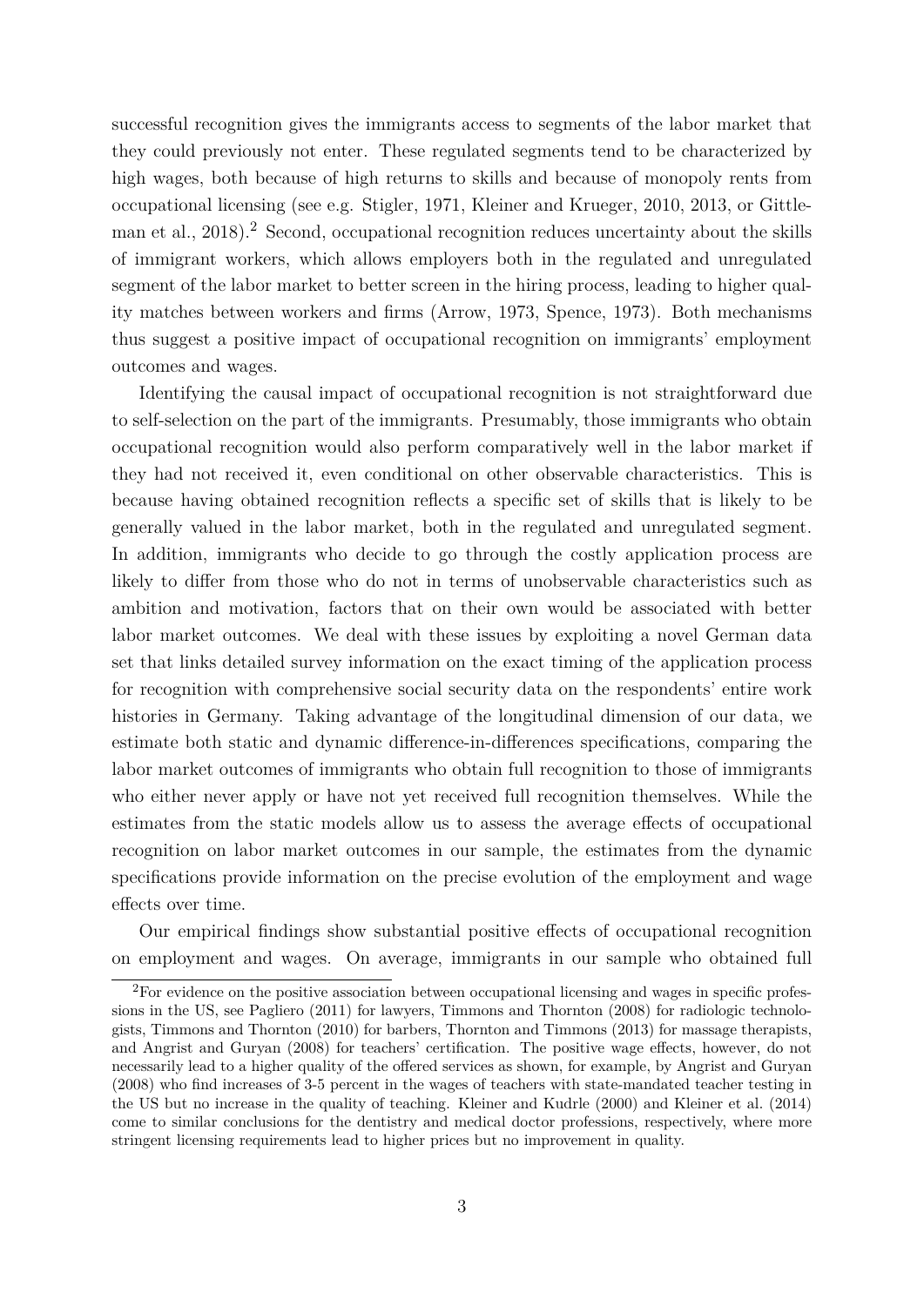successful recognition gives the immigrants access to segments of the labor market that they could previously not enter. These regulated segments tend to be characterized by high wages, both because of high returns to skills and because of monopoly rents from occupational licensing (see e.g. Stigler, 1971, Kleiner and Krueger, 2010, 2013, or Gittleman et al., 2018).[2] Second, occupational recognition reduces uncertainty about the skills of immigrant workers, which allows employers both in the regulated and unregulated segment of the labor market to better screen in the hiring process, leading to higher quality matches between workers and firms (Arrow, 1973, Spence, 1973). Both mechanisms thus suggest a positive impact of occupational recognition on immigrants' employment outcomes and wages.

Identifying the causal impact of occupational recognition is not straightforward due to self-selection on the part of the immigrants. Presumably, those immigrants who obtain occupational recognition would also perform comparatively well in the labor market if they had not received it, even conditional on other observable characteristics. This is because having obtained recognition reflects a specific set of skills that is likely to be generally valued in the labor market, both in the regulated and unregulated segment. In addition, immigrants who decide to go through the costly application process are likely to differ from those who do not in terms of unobservable characteristics such as ambition and motivation, factors that on their own would be associated with better labor market outcomes. We deal with these issues by exploiting a novel German data set that links detailed survey information on the exact timing of the application process for recognition with comprehensive social security data on the respondents' entire work histories in Germany. Taking advantage of the longitudinal dimension of our data, we estimate both static and dynamic difference-in-differences specifications, comparing the labor market outcomes of immigrants who obtain full recognition to those of immigrants who either never apply or have not yet received full recognition themselves. While the estimates from the static models allow us to assess the average effects of occupational recognition on labor market outcomes in our sample, the estimates from the dynamic specifications provide information on the precise evolution of the employment and wage effects over time.

Our empirical findings show substantial positive effects of occupational recognition on employment and wages. On average, immigrants in our sample who obtained full

[2] For evidence on the positive association between occupational licensing and wages in specific professions in the US, see Pagliero (2011) for lawyers, Timmons and Thornton (2008) for radiologic technologists, Timmons and Thornton (2010) for barbers, Thornton and Timmons (2013) for massage therapists, and Angrist and Guryan (2008) for teachers' certification. The positive wage effects, however, do not necessarily lead to a higher quality of the offered services as shown, for example, by Angrist and Guryan (2008) who find increases of 3-5 percent in the wages of teachers with state-mandated teacher testing in the US but no increase in the quality of teaching. Kleiner and Kudrle (2000) and Kleiner et al. (2014) come to similar conclusions for the dentistry and medical doctor professions, respectively, where more stringent licensing requirements lead to higher prices but no improvement in quality.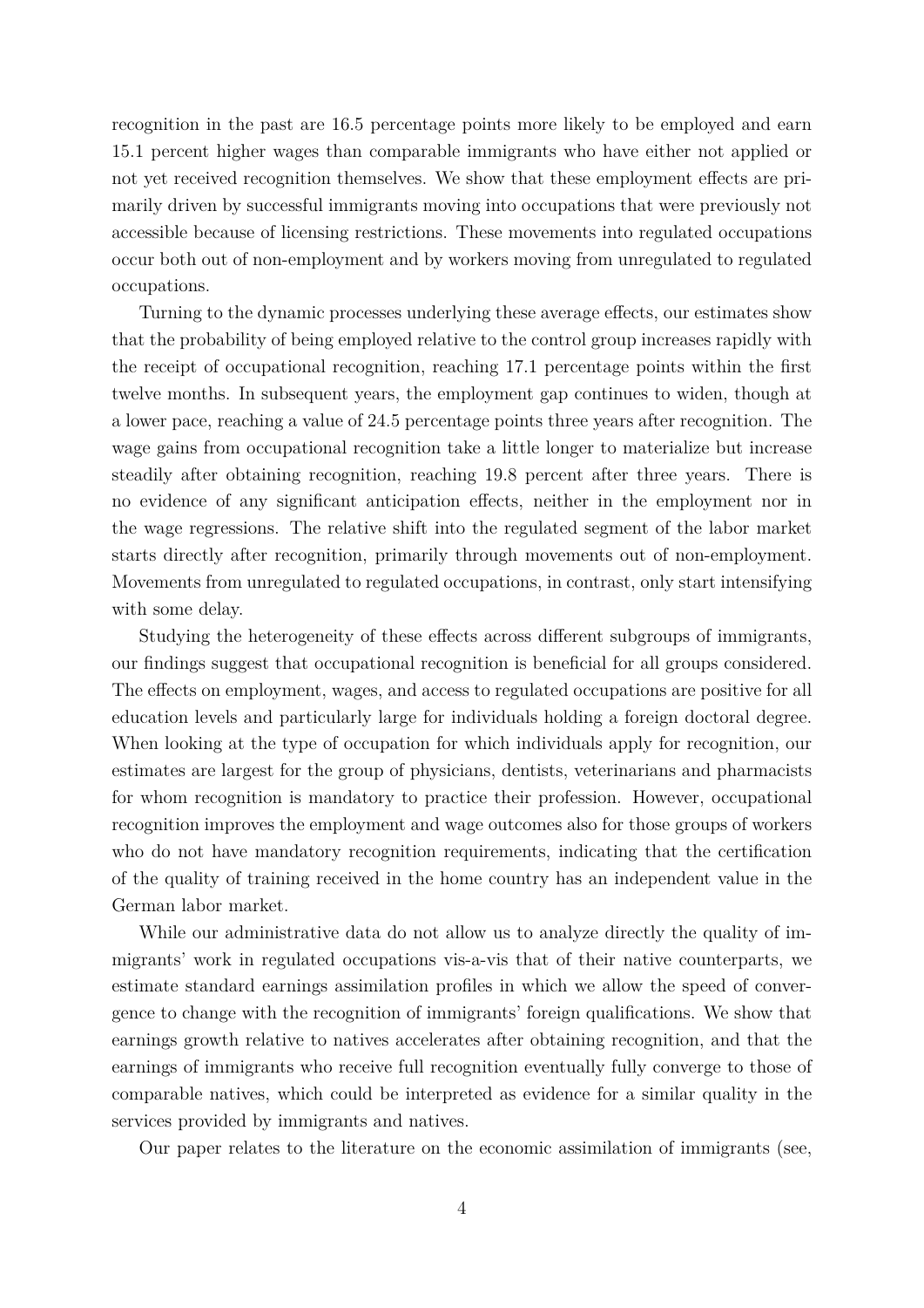recognition in the past are 16.5 percentage points more likely to be employed and earn 15.1 percent higher wages than comparable immigrants who have either not applied or not yet received recognition themselves. We show that these employment effects are primarily driven by successful immigrants moving into occupations that were previously not accessible because of licensing restrictions. These movements into regulated occupations occur both out of non-employment and by workers moving from unregulated to regulated occupations.

Turning to the dynamic processes underlying these average effects, our estimates show that the probability of being employed relative to the control group increases rapidly with the receipt of occupational recognition, reaching 17.1 percentage points within the first twelve months. In subsequent years, the employment gap continues to widen, though at a lower pace, reaching a value of 24.5 percentage points three years after recognition. The wage gains from occupational recognition take a little longer to materialize but increase steadily after obtaining recognition, reaching 19.8 percent after three years. There is no evidence of any significant anticipation effects, neither in the employment nor in the wage regressions. The relative shift into the regulated segment of the labor market starts directly after recognition, primarily through movements out of non-employment. Movements from unregulated to regulated occupations, in contrast, only start intensifying with some delay.

Studying the heterogeneity of these effects across different subgroups of immigrants, our findings suggest that occupational recognition is beneficial for all groups considered. The effects on employment, wages, and access to regulated occupations are positive for all education levels and particularly large for individuals holding a foreign doctoral degree. When looking at the type of occupation for which individuals apply for recognition, our estimates are largest for the group of physicians, dentists, veterinarians and pharmacists for whom recognition is mandatory to practice their profession. However, occupational recognition improves the employment and wage outcomes also for those groups of workers who do not have mandatory recognition requirements, indicating that the certification of the quality of training received in the home country has an independent value in the German labor market.

While our administrative data do not allow us to analyze directly the quality of immigrants' work in regulated occupations vis-a-vis that of their native counterparts, we estimate standard earnings assimilation profiles in which we allow the speed of convergence to change with the recognition of immigrants' foreign qualifications. We show that earnings growth relative to natives accelerates after obtaining recognition, and that the earnings of immigrants who receive full recognition eventually fully converge to those of comparable natives, which could be interpreted as evidence for a similar quality in the services provided by immigrants and natives.

Our paper relates to the literature on the economic assimilation of immigrants (see,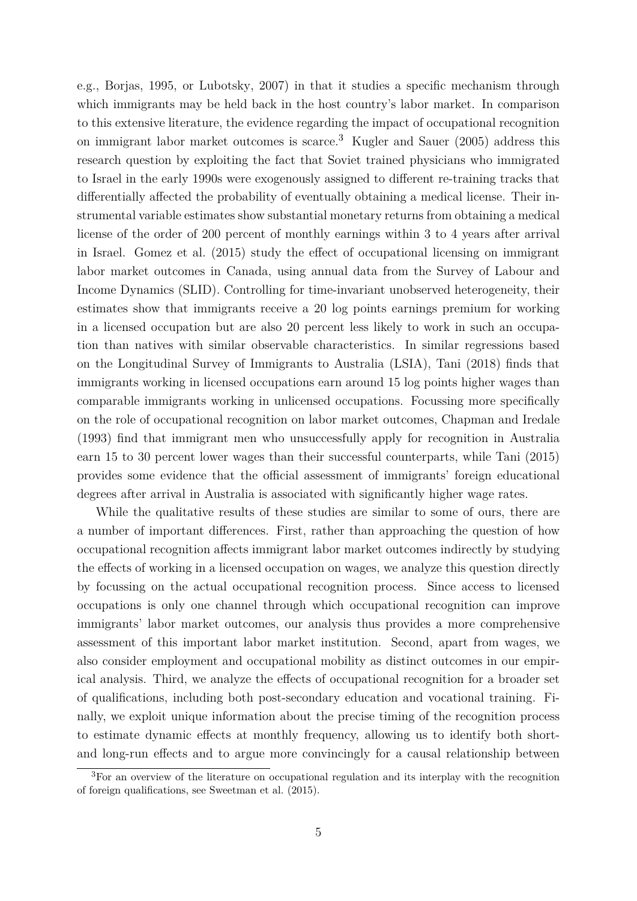e.g., Borjas, 1995, or Lubotsky, 2007) in that it studies a specific mechanism through which immigrants may be held back in the host country's labor market. In comparison to this extensive literature, the evidence regarding the impact of occupational recognition on immigrant labor market outcomes is scarce.[3] Kugler and Sauer (2005) address this research question by exploiting the fact that Soviet trained physicians who immigrated to Israel in the early 1990s were exogenously assigned to different re-training tracks that differentially affected the probability of eventually obtaining a medical license. Their instrumental variable estimates show substantial monetary returns from obtaining a medical license of the order of 200 percent of monthly earnings within 3 to 4 years after arrival in Israel. Gomez et al. (2015) study the effect of occupational licensing on immigrant labor market outcomes in Canada, using annual data from the Survey of Labour and Income Dynamics (SLID). Controlling for time-invariant unobserved heterogeneity, their estimates show that immigrants receive a 20 log points earnings premium for working in a licensed occupation but are also 20 percent less likely to work in such an occupation than natives with similar observable characteristics. In similar regressions based on the Longitudinal Survey of Immigrants to Australia (LSIA), Tani (2018) finds that immigrants working in licensed occupations earn around 15 log points higher wages than comparable immigrants working in unlicensed occupations. Focussing more specifically on the role of occupational recognition on labor market outcomes, Chapman and Iredale (1993) find that immigrant men who unsuccessfully apply for recognition in Australia earn 15 to 30 percent lower wages than their successful counterparts, while Tani (2015) provides some evidence that the official assessment of immigrants' foreign educational degrees after arrival in Australia is associated with significantly higher wage rates.

While the qualitative results of these studies are similar to some of ours, there are a number of important differences. First, rather than approaching the question of how occupational recognition affects immigrant labor market outcomes indirectly by studying the effects of working in a licensed occupation on wages, we analyze this question directly by focussing on the actual occupational recognition process. Since access to licensed occupations is only one channel through which occupational recognition can improve immigrants' labor market outcomes, our analysis thus provides a more comprehensive assessment of this important labor market institution. Second, apart from wages, we also consider employment and occupational mobility as distinct outcomes in our empirical analysis. Third, we analyze the effects of occupational recognition for a broader set of qualifications, including both post-secondary education and vocational training. Finally, we exploit unique information about the precise timing of the recognition process to estimate dynamic effects at monthly frequency, allowing us to identify both short- and long-run effects and to argue more convincingly for a causal relationship between

[3]For an overview of the literature on occupational regulation and its interplay with the recognition of foreign qualifications, see Sweetman et al. (2015).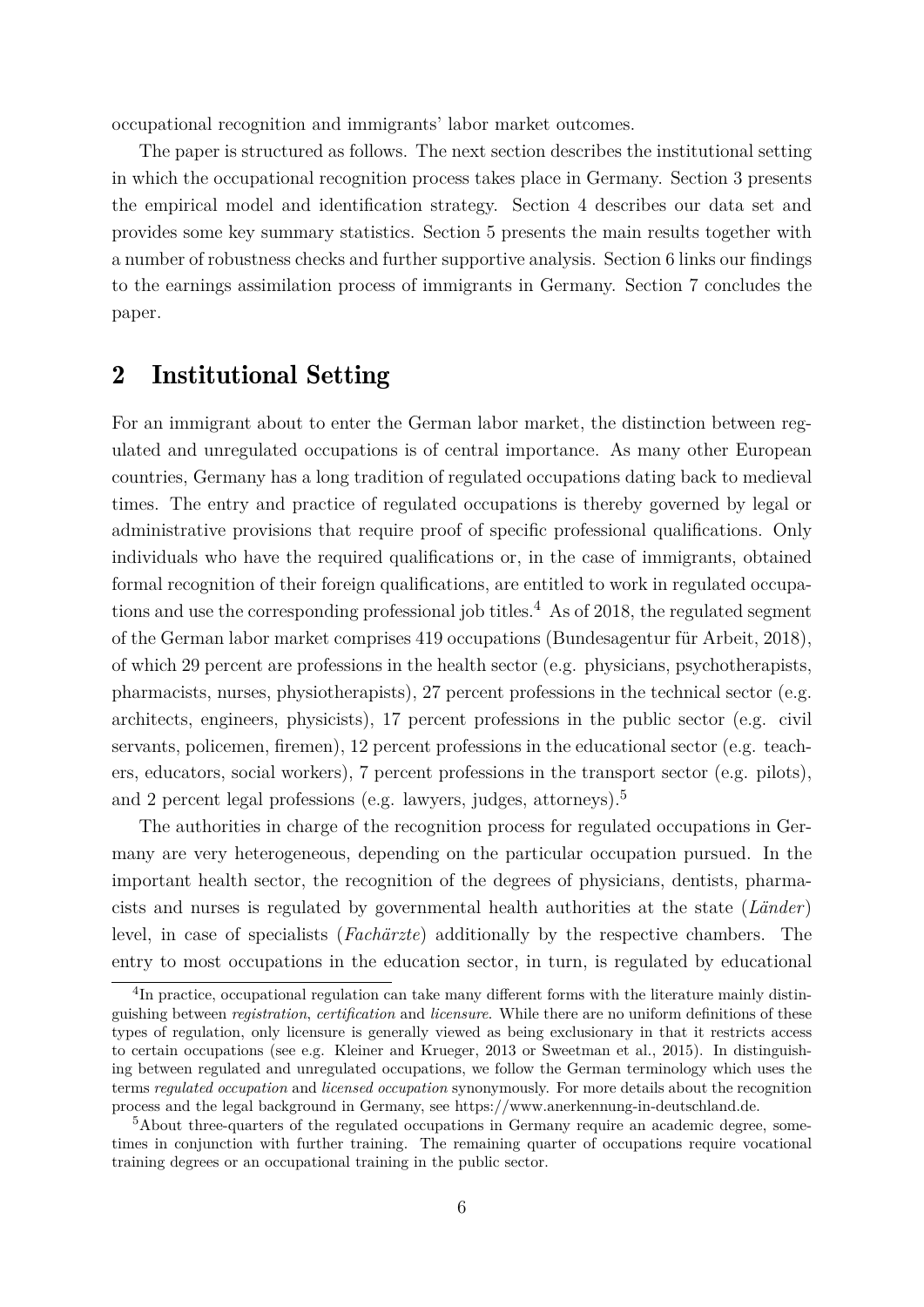occupational recognition and immigrants' labor market outcomes.

The paper is structured as follows. The next section describes the institutional setting in which the occupational recognition process takes place in Germany. Section 3 presents the empirical model and identification strategy. Section 4 describes our data set and provides some key summary statistics. Section 5 presents the main results together with a number of robustness checks and further supportive analysis. Section 6 links our findings to the earnings assimilation process of immigrants in Germany. Section 7 concludes the paper.

## 2 Institutional Setting

For an immigrant about to enter the German labor market, the distinction between regulated and unregulated occupations is of central importance. As many other European countries, Germany has a long tradition of regulated occupations dating back to medieval times. The entry and practice of regulated occupations is thereby governed by legal or administrative provisions that require proof of specific professional qualifications. Only individuals who have the required qualifications or, in the case of immigrants, obtained formal recognition of their foreign qualifications, are entitled to work in regulated occupations and use the corresponding professional job titles.[4] As of 2018, the regulated segment of the German labor market comprises 419 occupations (Bundesagentur für Arbeit, 2018), of which 29 percent are professions in the health sector (e.g. physicians, psychotherapists, pharmacists, nurses, physiotherapists), 27 percent professions in the technical sector (e.g. architects, engineers, physicists), 17 percent professions in the public sector (e.g. civil servants, policemen, firemen), 12 percent professions in the educational sector (e.g. teachers, educators, social workers), 7 percent professions in the transport sector (e.g. pilots), and 2 percent legal professions (e.g. lawyers, judges, attorneys).[5]

The authorities in charge of the recognition process for regulated occupations in Germany are very heterogeneous, depending on the particular occupation pursued. In the important health sector, the recognition of the degrees of physicians, dentists, pharmacists and nurses is regulated by governmental health authorities at the state (*Länder*) level, in case of specialists (*Fachärzte*) additionally by the respective chambers. The entry to most occupations in the education sector, in turn, is regulated by educational

---

[4] In practice, occupational regulation can take many different forms with the literature mainly distinguishing between *registration*, *certification* and *licensure*. While there are no uniform definitions of these types of regulation, only licensure is generally viewed as being exclusionary in that it restricts access to certain occupations (see e.g. Kleiner and Krueger, 2013 or Sweetman et al., 2015). In distinguishing between regulated and unregulated occupations, we follow the German terminology which uses the terms *regulated occupation* and *licensed occupation* synonymously. For more details about the recognition process and the legal background in Germany, see https://www.anerkennung-in-deutschland.de.

[5] About three-quarters of the regulated occupations in Germany require an academic degree, sometimes in conjunction with further training. The remaining quarter of occupations require vocational training degrees or an occupational training in the public sector.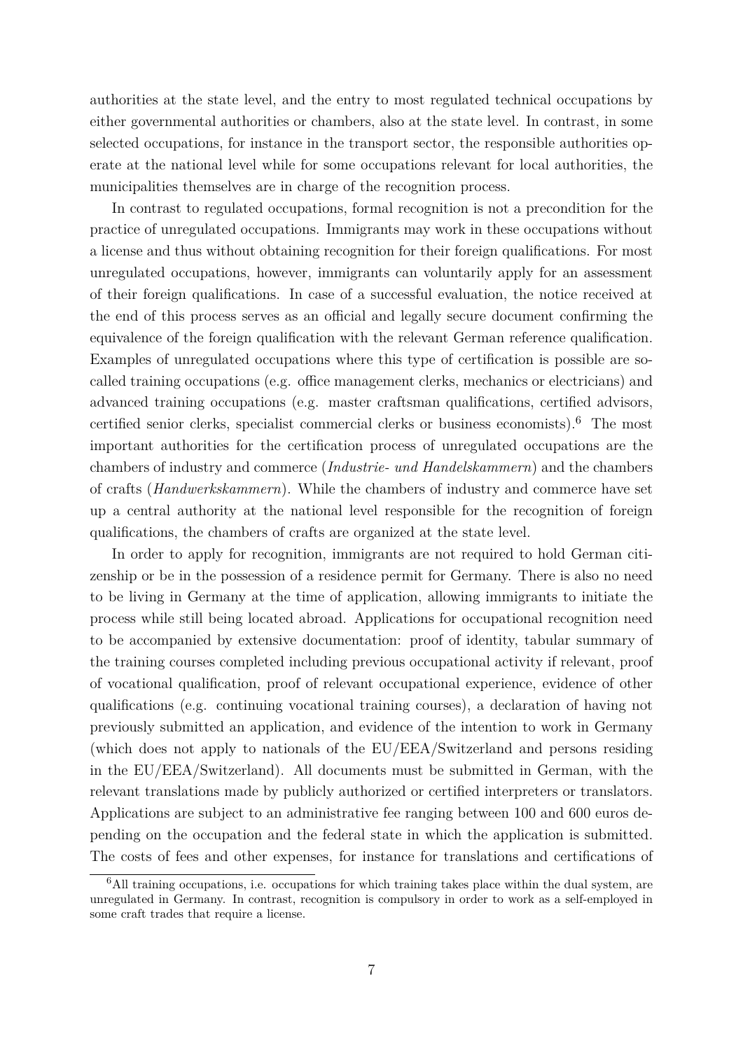authorities at the state level, and the entry to most regulated technical occupations by either governmental authorities or chambers, also at the state level. In contrast, in some selected occupations, for instance in the transport sector, the responsible authorities operate at the national level while for some occupations relevant for local authorities, the municipalities themselves are in charge of the recognition process.

In contrast to regulated occupations, formal recognition is not a precondition for the practice of unregulated occupations. Immigrants may work in these occupations without a license and thus without obtaining recognition for their foreign qualifications. For most unregulated occupations, however, immigrants can voluntarily apply for an assessment of their foreign qualifications. In case of a successful evaluation, the notice received at the end of this process serves as an official and legally secure document confirming the equivalence of the foreign qualification with the relevant German reference qualification. Examples of unregulated occupations where this type of certification is possible are so-called training occupations (e.g. office management clerks, mechanics or electricians) and advanced training occupations (e.g. master craftsman qualifications, certified advisors, certified senior clerks, specialist commercial clerks or business economists).[6] The most important authorities for the certification process of unregulated occupations are the chambers of industry and commerce (*Industrie- und Handelskammern*) and the chambers of crafts (*Handwerkskammern*). While the chambers of industry and commerce have set up a central authority at the national level responsible for the recognition of foreign qualifications, the chambers of crafts are organized at the state level.

In order to apply for recognition, immigrants are not required to hold German citizenship or be in the possession of a residence permit for Germany. There is also no need to be living in Germany at the time of application, allowing immigrants to initiate the process while still being located abroad. Applications for occupational recognition need to be accompanied by extensive documentation: proof of identity, tabular summary of the training courses completed including previous occupational activity if relevant, proof of vocational qualification, proof of relevant occupational experience, evidence of other qualifications (e.g. continuing vocational training courses), a declaration of having not previously submitted an application, and evidence of the intention to work in Germany (which does not apply to nationals of the EU/EEA/Switzerland and persons residing in the EU/EEA/Switzerland). All documents must be submitted in German, with the relevant translations made by publicly authorized or certified interpreters or translators. Applications are subject to an administrative fee ranging between 100 and 600 euros depending on the occupation and the federal state in which the application is submitted. The costs of fees and other expenses, for instance for translations and certifications of

[6] All training occupations, i.e. occupations for which training takes place within the dual system, are unregulated in Germany. In contrast, recognition is compulsory in order to work as a self-employed in some craft trades that require a license.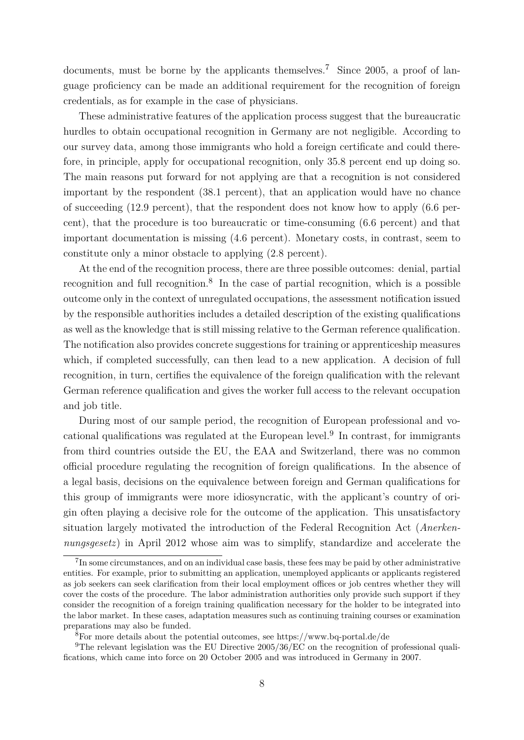documents, must be borne by the applicants themselves.[7] Since 2005, a proof of language proficiency can be made an additional requirement for the recognition of foreign credentials, as for example in the case of physicians.

These administrative features of the application process suggest that the bureaucratic hurdles to obtain occupational recognition in Germany are not negligible. According to our survey data, among those immigrants who hold a foreign certificate and could therefore, in principle, apply for occupational recognition, only 35.8 percent end up doing so. The main reasons put forward for not applying are that a recognition is not considered important by the respondent (38.1 percent), that an application would have no chance of succeeding (12.9 percent), that the respondent does not know how to apply (6.6 percent), that the procedure is too bureaucratic or time-consuming (6.6 percent) and that important documentation is missing (4.6 percent). Monetary costs, in contrast, seem to constitute only a minor obstacle to applying (2.8 percent).

At the end of the recognition process, there are three possible outcomes: denial, partial recognition and full recognition.[8] In the case of partial recognition, which is a possible outcome only in the context of unregulated occupations, the assessment notification issued by the responsible authorities includes a detailed description of the existing qualifications as well as the knowledge that is still missing relative to the German reference qualification. The notification also provides concrete suggestions for training or apprenticeship measures which, if completed successfully, can then lead to a new application. A decision of full recognition, in turn, certifies the equivalence of the foreign qualification with the relevant German reference qualification and gives the worker full access to the relevant occupation and job title.

During most of our sample period, the recognition of European professional and vocational qualifications was regulated at the European level.[9] In contrast, for immigrants from third countries outside the EU, the EAA and Switzerland, there was no common official procedure regulating the recognition of foreign qualifications. In the absence of a legal basis, decisions on the equivalence between foreign and German qualifications for this group of immigrants were more idiosyncratic, with the applicant's country of origin often playing a decisive role for the outcome of the application. This unsatisfactory situation largely motivated the introduction of the Federal Recognition Act (*Anerkennungsgesetz*) in April 2012 whose aim was to simplify, standardize and accelerate the

[7] In some circumstances, and on an individual case basis, these fees may be paid by other administrative entities. For example, prior to submitting an application, unemployed applicants or applicants registered as job seekers can seek clarification from their local employment offices or job centres whether they will cover the costs of the procedure. The labor administration authorities only provide such support if they consider the recognition of a foreign training qualification necessary for the holder to be integrated into the labor market. In these cases, adaptation measures such as continuing training courses or examination preparations may also be funded.

[8] For more details about the potential outcomes, see https://www.bq-portal.de/de

[9] The relevant legislation was the EU Directive 2005/36/EC on the recognition of professional qualifications, which came into force on 20 October 2005 and was introduced in Germany in 2007.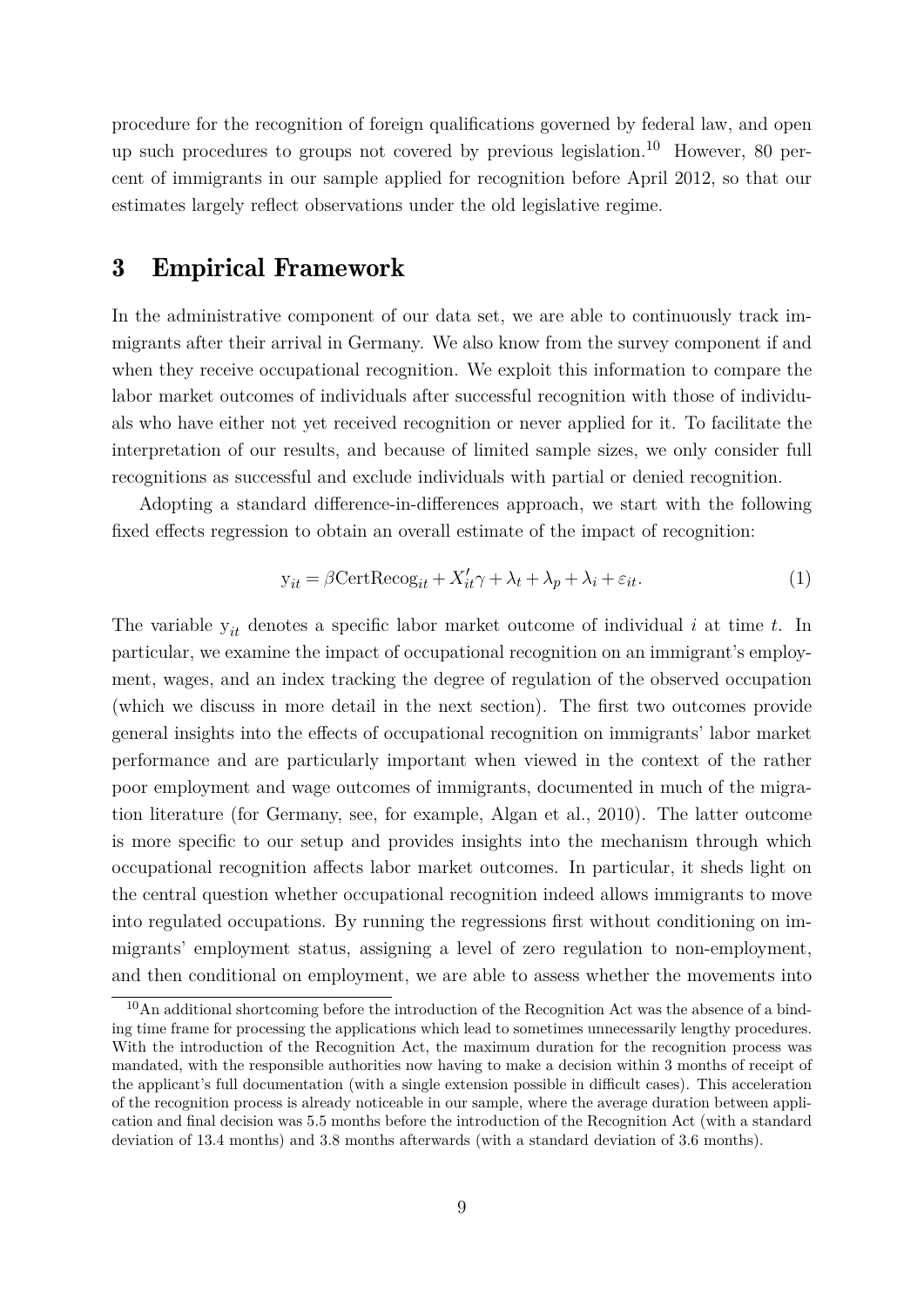procedure for the recognition of foreign qualifications governed by federal law, and open up such procedures to groups not covered by previous legislation.[10] However, 80 percent of immigrants in our sample applied for recognition before April 2012, so that our estimates largely reflect observations under the old legislative regime.

# 3 Empirical Framework

In the administrative component of our data set, we are able to continuously track immigrants after their arrival in Germany. We also know from the survey component if and when they receive occupational recognition. We exploit this information to compare the labor market outcomes of individuals after successful recognition with those of individuals who have either not yet received recognition or never applied for it. To facilitate the interpretation of our results, and because of limited sample sizes, we only consider full recognitions as successful and exclude individuals with partial or denied recognition.

Adopting a standard difference-in-differences approach, we start with the following fixed effects regression to obtain an overall estimate of the impact of recognition:

$$\mathrm{y}_{it} = \beta \mathrm{CertRecog}_{it} + X_{it}'\gamma + \lambda_t + \lambda_p + \lambda_i + \varepsilon_{it}. \tag{1}$$

The variable $\mathrm{y}_{it}$ denotes a specific labor market outcome of individual $i$ at time $t$. In particular, we examine the impact of occupational recognition on an immigrant's employment, wages, and an index tracking the degree of regulation of the observed occupation (which we discuss in more detail in the next section). The first two outcomes provide general insights into the effects of occupational recognition on immigrants' labor market performance and are particularly important when viewed in the context of the rather poor employment and wage outcomes of immigrants, documented in much of the migration literature (for Germany, see, for example, Algan et al., 2010). The latter outcome is more specific to our setup and provides insights into the mechanism through which occupational recognition affects labor market outcomes. In particular, it sheds light on the central question whether occupational recognition indeed allows immigrants to move into regulated occupations. By running the regressions first without conditioning on immigrants' employment status, assigning a level of zero regulation to non-employment, and then conditional on employment, we are able to assess whether the movements into

[10] An additional shortcoming before the introduction of the Recognition Act was the absence of a binding time frame for processing the applications which lead to sometimes unnecessarily lengthy procedures. With the introduction of the Recognition Act, the maximum duration for the recognition process was mandated, with the responsible authorities now having to make a decision within 3 months of receipt of the applicant's full documentation (with a single extension possible in difficult cases). This acceleration of the recognition process is already noticeable in our sample, where the average duration between application and final decision was 5.5 months before the introduction of the Recognition Act (with a standard deviation of 13.4 months) and 3.8 months afterwards (with a standard deviation of 3.6 months).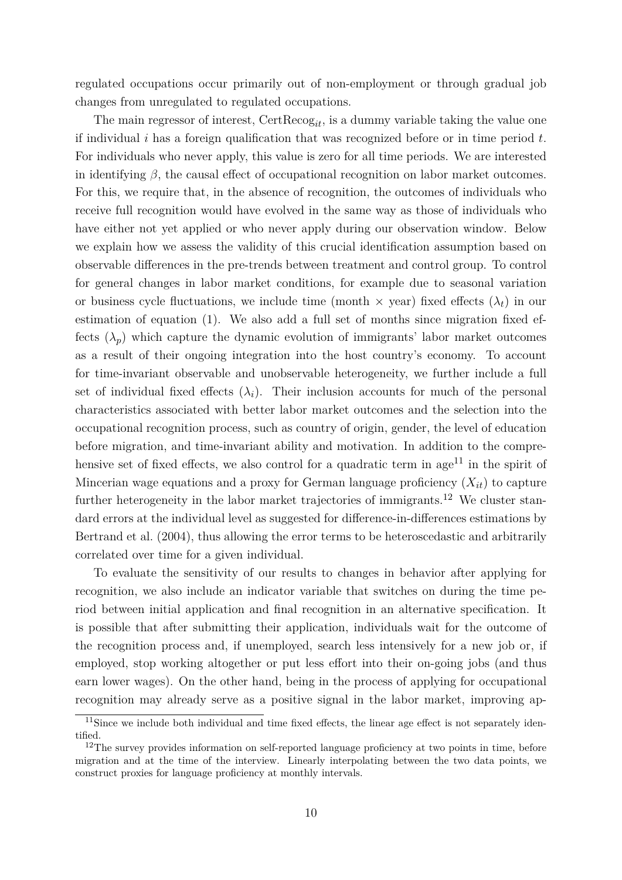regulated occupations occur primarily out of non-employment or through gradual job changes from unregulated to regulated occupations.

The main regressor of interest, $\text{CertRecog}_{it}$, is a dummy variable taking the value one if individual $i$ has a foreign qualification that was recognized before or in time period $t$. For individuals who never apply, this value is zero for all time periods. We are interested in identifying $\beta$, the causal effect of occupational recognition on labor market outcomes. For this, we require that, in the absence of recognition, the outcomes of individuals who receive full recognition would have evolved in the same way as those of individuals who have either not yet applied or who never apply during our observation window. Below we explain how we assess the validity of this crucial identification assumption based on observable differences in the pre-trends between treatment and control group. To control for general changes in labor market conditions, for example due to seasonal variation or business cycle fluctuations, we include time (month $\times$ year) fixed effects ($\lambda_t$) in our estimation of equation (1). We also add a full set of months since migration fixed effects ($\lambda_p$) which capture the dynamic evolution of immigrants' labor market outcomes as a result of their ongoing integration into the host country's economy. To account for time-invariant observable and unobservable heterogeneity, we further include a full set of individual fixed effects ($\lambda_i$). Their inclusion accounts for much of the personal characteristics associated with better labor market outcomes and the selection into the occupational recognition process, such as country of origin, gender, the level of education before migration, and time-invariant ability and motivation. In addition to the comprehensive set of fixed effects, we also control for a quadratic term in age[11] in the spirit of Mincerian wage equations and a proxy for German language proficiency ($X_{it}$) to capture further heterogeneity in the labor market trajectories of immigrants.[12] We cluster standard errors at the individual level as suggested for difference-in-differences estimations by Bertrand et al. (2004), thus allowing the error terms to be heteroscedastic and arbitrarily correlated over time for a given individual.

To evaluate the sensitivity of our results to changes in behavior after applying for recognition, we also include an indicator variable that switches on during the time period between initial application and final recognition in an alternative specification. It is possible that after submitting their application, individuals wait for the outcome of the recognition process and, if unemployed, search less intensively for a new job or, if employed, stop working altogether or put less effort into their on-going jobs (and thus earn lower wages). On the other hand, being in the process of applying for occupational recognition may already serve as a positive signal in the labor market, improving ap-

[11] Since we include both individual and time fixed effects, the linear age effect is not separately identified.

[12] The survey provides information on self-reported language proficiency at two points in time, before migration and at the time of the interview. Linearly interpolating between the two data points, we construct proxies for language proficiency at monthly intervals.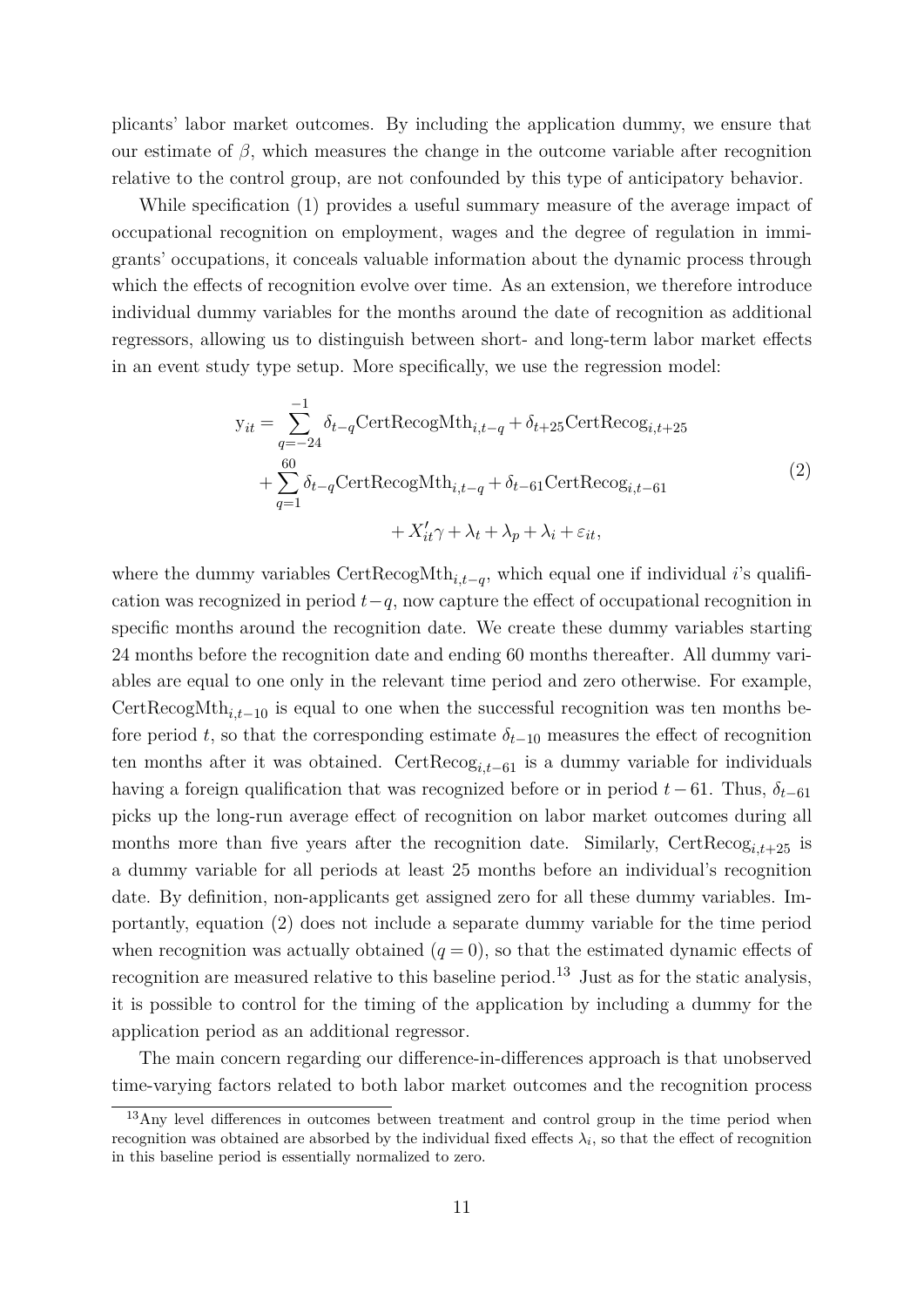plicants' labor market outcomes. By including the application dummy, we ensure that our estimate of $\beta$, which measures the change in the outcome variable after recognition relative to the control group, are not confounded by this type of anticipatory behavior.

While specification (1) provides a useful summary measure of the average impact of occupational recognition on employment, wages and the degree of regulation in immigrants' occupations, it conceals valuable information about the dynamic process through which the effects of recognition evolve over time. As an extension, we therefore introduce individual dummy variables for the months around the date of recognition as additional regressors, allowing us to distinguish between short- and long-term labor market effects in an event study type setup. More specifically, we use the regression model:

$$
\begin{aligned}
\mathrm{y}_{it} = & \sum_{q=-24}^{-1} \delta_{t-q} \mathrm{CertRecogMth}_{i,t-q} + \delta_{t+25} \mathrm{CertRecog}_{i,t+25} \\
& + \sum_{q=1}^{60} \delta_{t-q} \mathrm{CertRecogMth}_{i,t-q} + \delta_{t-61} \mathrm{CertRecog}_{i,t-61} \\
& \qquad + X_{it}'\gamma + \lambda_t + \lambda_p + \lambda_i + \varepsilon_{it},
\end{aligned}
\tag{2}
$$

where the dummy variables $\mathrm{CertRecogMth}_{i,t-q}$, which equal one if individual $i$'s qualification was recognized in period $t-q$, now capture the effect of occupational recognition in specific months around the recognition date. We create these dummy variables starting 24 months before the recognition date and ending 60 months thereafter. All dummy variables are equal to one only in the relevant time period and zero otherwise. For example, $\mathrm{CertRecogMth}_{i,t-10}$ is equal to one when the successful recognition was ten months before period $t$, so that the corresponding estimate $\delta_{t-10}$ measures the effect of recognition ten months after it was obtained. $\mathrm{CertRecog}_{i,t-61}$ is a dummy variable for individuals having a foreign qualification that was recognized before or in period $t-61$. Thus, $\delta_{t-61}$ picks up the long-run average effect of recognition on labor market outcomes during all months more than five years after the recognition date. Similarly, $\mathrm{CertRecog}_{i,t+25}$ is a dummy variable for all periods at least 25 months before an individual's recognition date. By definition, non-applicants get assigned zero for all these dummy variables. Importantly, equation (2) does not include a separate dummy variable for the time period when recognition was actually obtained ($q = 0$), so that the estimated dynamic effects of recognition are measured relative to this baseline period.[13] Just as for the static analysis, it is possible to control for the timing of the application by including a dummy for the application period as an additional regressor.

The main concern regarding our difference-in-differences approach is that unobserved time-varying factors related to both labor market outcomes and the recognition process

[13] Any level differences in outcomes between treatment and control group in the time period when recognition was obtained are absorbed by the individual fixed effects $\lambda_i$, so that the effect of recognition in this baseline period is essentially normalized to zero.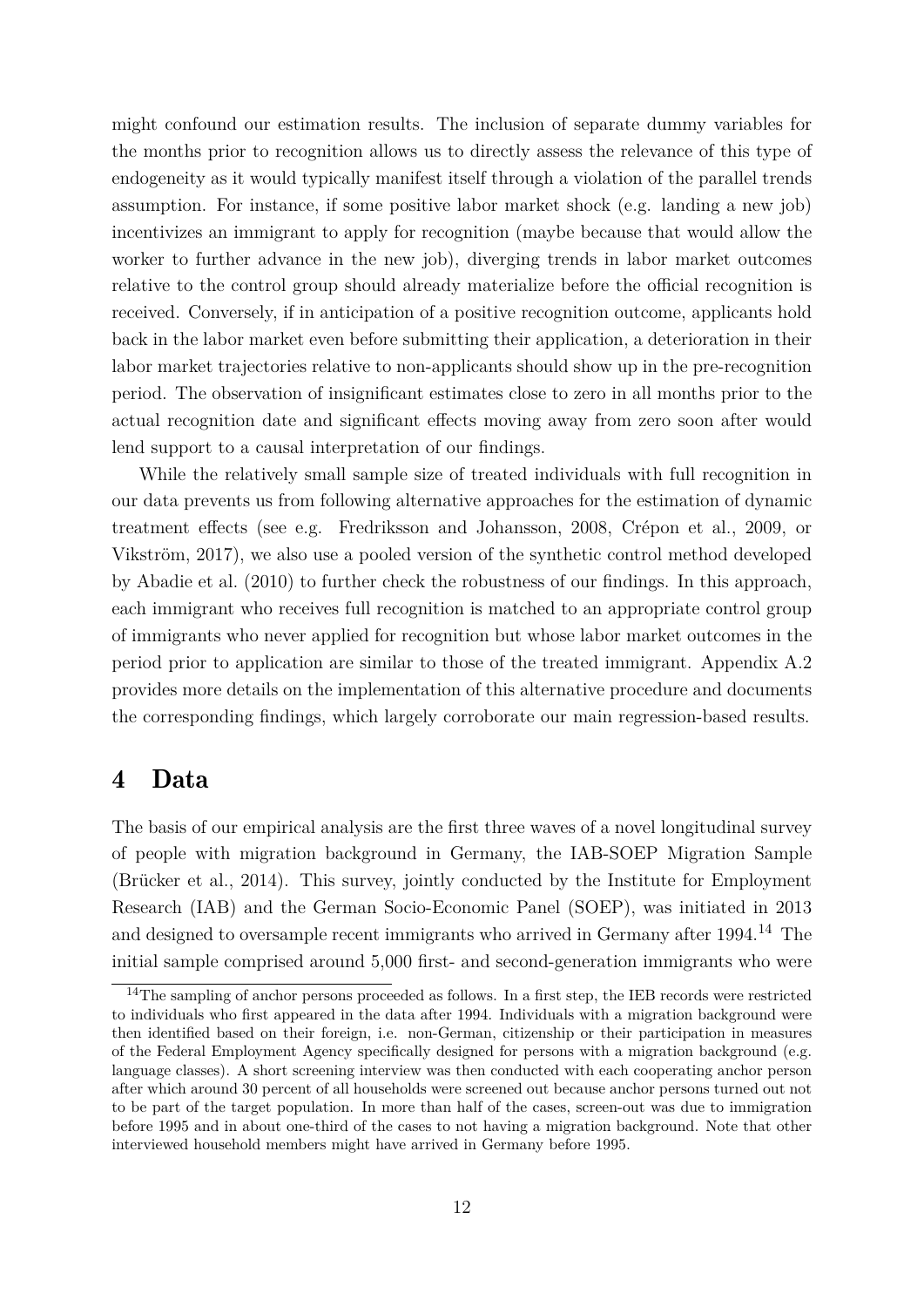might confound our estimation results. The inclusion of separate dummy variables for the months prior to recognition allows us to directly assess the relevance of this type of endogeneity as it would typically manifest itself through a violation of the parallel trends assumption. For instance, if some positive labor market shock (e.g. landing a new job) incentivizes an immigrant to apply for recognition (maybe because that would allow the worker to further advance in the new job), diverging trends in labor market outcomes relative to the control group should already materialize before the official recognition is received. Conversely, if in anticipation of a positive recognition outcome, applicants hold back in the labor market even before submitting their application, a deterioration in their labor market trajectories relative to non-applicants should show up in the pre-recognition period. The observation of insignificant estimates close to zero in all months prior to the actual recognition date and significant effects moving away from zero soon after would lend support to a causal interpretation of our findings.

While the relatively small sample size of treated individuals with full recognition in our data prevents us from following alternative approaches for the estimation of dynamic treatment effects (see e.g. Fredriksson and Johansson, 2008, Crépon et al., 2009, or Vikström, 2017), we also use a pooled version of the synthetic control method developed by Abadie et al. (2010) to further check the robustness of our findings. In this approach, each immigrant who receives full recognition is matched to an appropriate control group of immigrants who never applied for recognition but whose labor market outcomes in the period prior to application are similar to those of the treated immigrant. Appendix A.2 provides more details on the implementation of this alternative procedure and documents the corresponding findings, which largely corroborate our main regression-based results.

# 4 Data

The basis of our empirical analysis are the first three waves of a novel longitudinal survey of people with migration background in Germany, the IAB-SOEP Migration Sample (Brücker et al., 2014). This survey, jointly conducted by the Institute for Employment Research (IAB) and the German Socio-Economic Panel (SOEP), was initiated in 2013 and designed to oversample recent immigrants who arrived in Germany after 1994.[14] The initial sample comprised around 5,000 first- and second-generation immigrants who were

[14]The sampling of anchor persons proceeded as follows. In a first step, the IEB records were restricted to individuals who first appeared in the data after 1994. Individuals with a migration background were then identified based on their foreign, i.e. non-German, citizenship or their participation in measures of the Federal Employment Agency specifically designed for persons with a migration background (e.g. language classes). A short screening interview was then conducted with each cooperating anchor person after which around 30 percent of all households were screened out because anchor persons turned out not to be part of the target population. In more than half of the cases, screen-out was due to immigration before 1995 and in about one-third of the cases to not having a migration background. Note that other interviewed household members might have arrived in Germany before 1995.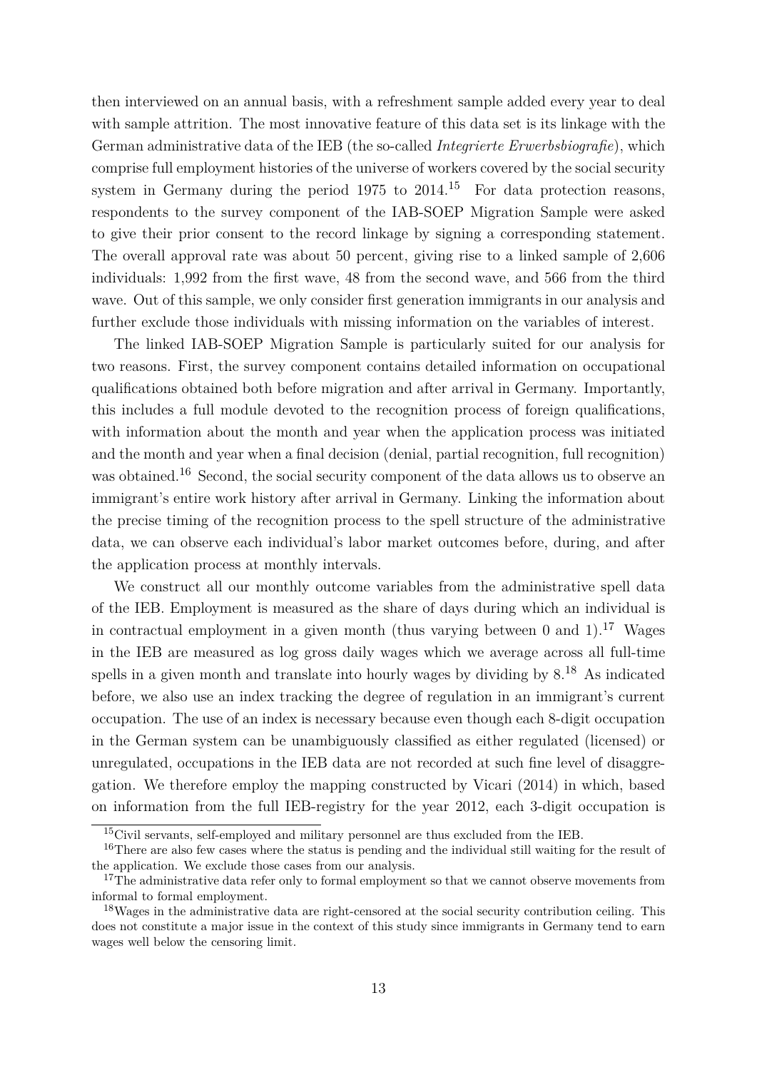then interviewed on an annual basis, with a refreshment sample added every year to deal with sample attrition. The most innovative feature of this data set is its linkage with the German administrative data of the IEB (the so-called *Integrierte Erwerbsbiografie*), which comprise full employment histories of the universe of workers covered by the social security system in Germany during the period 1975 to 2014.[15] For data protection reasons, respondents to the survey component of the IAB-SOEP Migration Sample were asked to give their prior consent to the record linkage by signing a corresponding statement. The overall approval rate was about 50 percent, giving rise to a linked sample of 2,606 individuals: 1,992 from the first wave, 48 from the second wave, and 566 from the third wave. Out of this sample, we only consider first generation immigrants in our analysis and further exclude those individuals with missing information on the variables of interest.

The linked IAB-SOEP Migration Sample is particularly suited for our analysis for two reasons. First, the survey component contains detailed information on occupational qualifications obtained both before migration and after arrival in Germany. Importantly, this includes a full module devoted to the recognition process of foreign qualifications, with information about the month and year when the application process was initiated and the month and year when a final decision (denial, partial recognition, full recognition) was obtained.[16] Second, the social security component of the data allows us to observe an immigrant's entire work history after arrival in Germany. Linking the information about the precise timing of the recognition process to the spell structure of the administrative data, we can observe each individual's labor market outcomes before, during, and after the application process at monthly intervals.

We construct all our monthly outcome variables from the administrative spell data of the IEB. Employment is measured as the share of days during which an individual is in contractual employment in a given month (thus varying between 0 and 1).[17] Wages in the IEB are measured as log gross daily wages which we average across all full-time spells in a given month and translate into hourly wages by dividing by 8.[18] As indicated before, we also use an index tracking the degree of regulation in an immigrant's current occupation. The use of an index is necessary because even though each 8-digit occupation in the German system can be unambiguously classified as either regulated (licensed) or unregulated, occupations in the IEB data are not recorded at such fine level of disaggregation. We therefore employ the mapping constructed by Vicari (2014) in which, based on information from the full IEB-registry for the year 2012, each 3-digit occupation is

[15] Civil servants, self-employed and military personnel are thus excluded from the IEB.

[16] There are also few cases where the status is pending and the individual still waiting for the result of the application. We exclude those cases from our analysis.

[17] The administrative data refer only to formal employment so that we cannot observe movements from informal to formal employment.

[18] Wages in the administrative data are right-censored at the social security contribution ceiling. This does not constitute a major issue in the context of this study since immigrants in Germany tend to earn wages well below the censoring limit.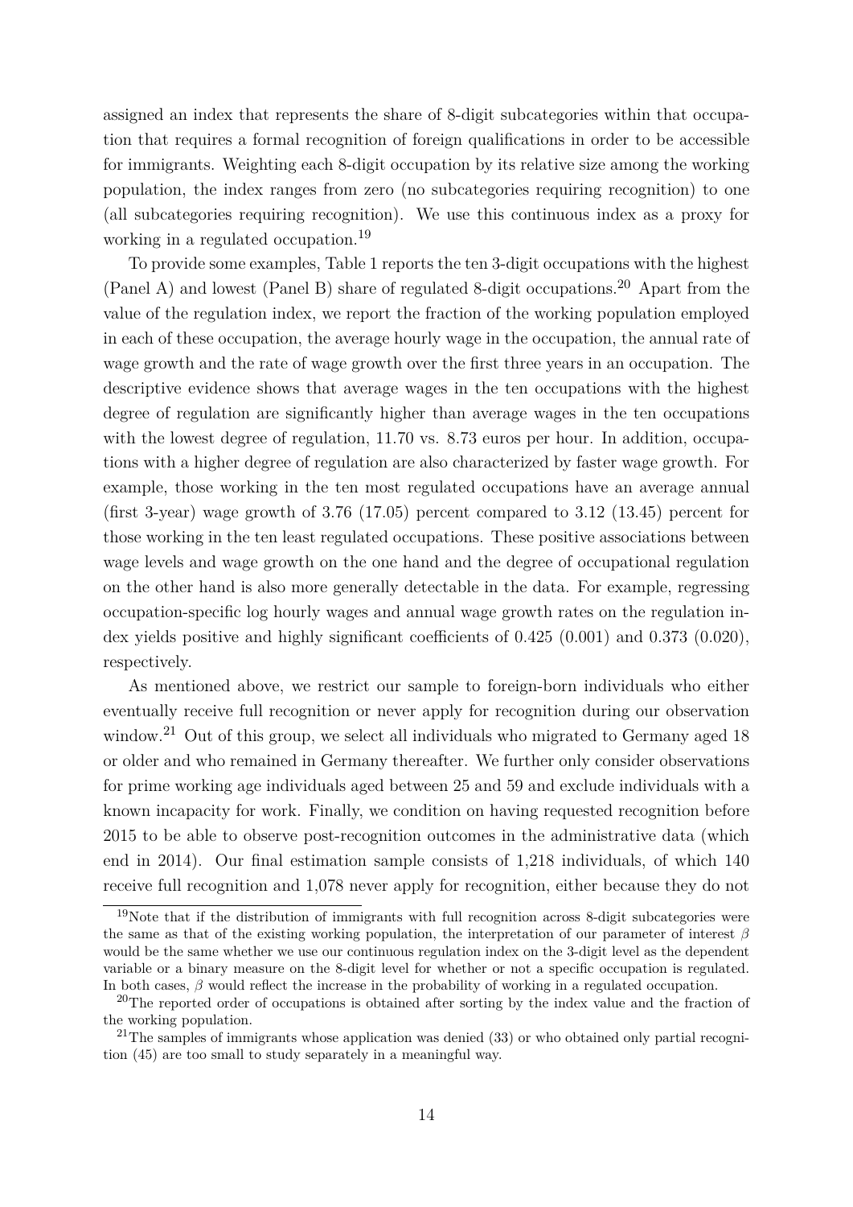assigned an index that represents the share of 8-digit subcategories within that occupation that requires a formal recognition of foreign qualifications in order to be accessible for immigrants. Weighting each 8-digit occupation by its relative size among the working population, the index ranges from zero (no subcategories requiring recognition) to one (all subcategories requiring recognition). We use this continuous index as a proxy for working in a regulated occupation.[19]

To provide some examples, Table 1 reports the ten 3-digit occupations with the highest (Panel A) and lowest (Panel B) share of regulated 8-digit occupations.[20] Apart from the value of the regulation index, we report the fraction of the working population employed in each of these occupation, the average hourly wage in the occupation, the annual rate of wage growth and the rate of wage growth over the first three years in an occupation. The descriptive evidence shows that average wages in the ten occupations with the highest degree of regulation are significantly higher than average wages in the ten occupations with the lowest degree of regulation, 11.70 vs. 8.73 euros per hour. In addition, occupations with a higher degree of regulation are also characterized by faster wage growth. For example, those working in the ten most regulated occupations have an average annual (first 3-year) wage growth of 3.76 (17.05) percent compared to 3.12 (13.45) percent for those working in the ten least regulated occupations. These positive associations between wage levels and wage growth on the one hand and the degree of occupational regulation on the other hand is also more generally detectable in the data. For example, regressing occupation-specific log hourly wages and annual wage growth rates on the regulation index yields positive and highly significant coefficients of 0.425 (0.001) and 0.373 (0.020), respectively.

As mentioned above, we restrict our sample to foreign-born individuals who either eventually receive full recognition or never apply for recognition during our observation window.[21] Out of this group, we select all individuals who migrated to Germany aged 18 or older and who remained in Germany thereafter. We further only consider observations for prime working age individuals aged between 25 and 59 and exclude individuals with a known incapacity for work. Finally, we condition on having requested recognition before 2015 to be able to observe post-recognition outcomes in the administrative data (which end in 2014). Our final estimation sample consists of 1,218 individuals, of which 140 receive full recognition and 1,078 never apply for recognition, either because they do not

[19]Note that if the distribution of immigrants with full recognition across 8-digit subcategories were the same as that of the existing working population, the interpretation of our parameter of interest $\beta$ would be the same whether we use our continuous regulation index on the 3-digit level as the dependent variable or a binary measure on the 8-digit level for whether or not a specific occupation is regulated. In both cases, $\beta$ would reflect the increase in the probability of working in a regulated occupation.

[20]The reported order of occupations is obtained after sorting by the index value and the fraction of the working population.

[21]The samples of immigrants whose application was denied (33) or who obtained only partial recognition (45) are too small to study separately in a meaningful way.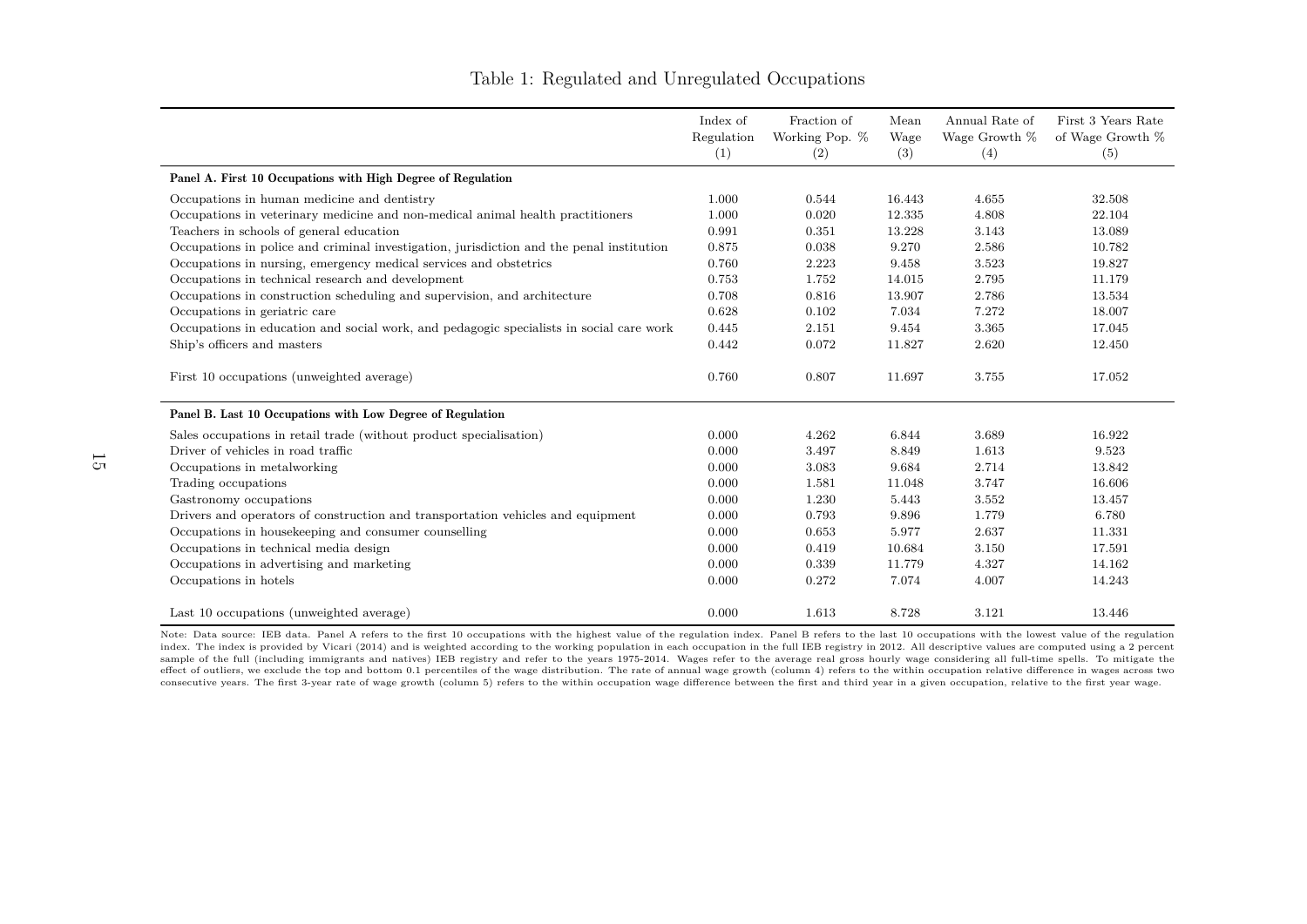Table 1: Regulated and Unregulated Occupations

| | Index of Regulation (1) | Fraction of Working Pop. % (2) | Mean Wage (3) | Annual Rate of Wage Growth % (4) | First 3 Years Rate of Wage Growth % (5) |
|---|---|---|---|---|---|
| **Panel A. First 10 Occupations with High Degree of Regulation** | | | | | |
| Occupations in human medicine and dentistry | 1.000 | 0.544 | 16.443 | 4.655 | 32.508 |
| Occupations in veterinary medicine and non-medical animal health practitioners | 1.000 | 0.020 | 12.335 | 4.808 | 22.104 |
| Teachers in schools of general education | 0.991 | 0.351 | 13.228 | 3.143 | 13.089 |
| Occupations in police and criminal investigation, jurisdiction and the penal institution | 0.875 | 0.038 | 9.270 | 2.586 | 10.782 |
| Occupations in nursing, emergency medical services and obstetrics | 0.760 | 2.223 | 9.458 | 3.523 | 19.827 |
| Occupations in technical research and development | 0.753 | 1.752 | 14.015 | 2.795 | 11.179 |
| Occupations in construction scheduling and supervision, and architecture | 0.708 | 0.816 | 13.907 | 2.786 | 13.534 |
| Occupations in geriatric care | 0.628 | 0.102 | 7.034 | 7.272 | 18.007 |
| Occupations in education and social work, and pedagogic specialists in social care work | 0.445 | 2.151 | 9.454 | 3.365 | 17.045 |
| Ship's officers and masters | 0.442 | 0.072 | 11.827 | 2.620 | 12.450 |
| First 10 occupations (unweighted average) | 0.760 | 0.807 | 11.697 | 3.755 | 17.052 |
| **Panel B. Last 10 Occupations with Low Degree of Regulation** | | | | | |
| Sales occupations in retail trade (without product specialisation) | 0.000 | 4.262 | 6.844 | 3.689 | 16.922 |
| Driver of vehicles in road traffic | 0.000 | 3.497 | 8.849 | 1.613 | 9.523 |
| Occupations in metalworking | 0.000 | 3.083 | 9.684 | 2.714 | 13.842 |
| Trading occupations | 0.000 | 1.581 | 11.048 | 3.747 | 16.606 |
| Gastronomy occupations | 0.000 | 1.230 | 5.443 | 3.552 | 13.457 |
| Drivers and operators of construction and transportation vehicles and equipment | 0.000 | 0.793 | 9.896 | 1.779 | 6.780 |
| Occupations in housekeeping and consumer counselling | 0.000 | 0.653 | 5.977 | 2.637 | 11.331 |
| Occupations in technical media design | 0.000 | 0.419 | 10.684 | 3.150 | 17.591 |
| Occupations in advertising and marketing | 0.000 | 0.339 | 11.779 | 4.327 | 14.162 |
| Occupations in hotels | 0.000 | 0.272 | 7.074 | 4.007 | 14.243 |
| Last 10 occupations (unweighted average) | 0.000 | 1.613 | 8.728 | 3.121 | 13.446 |

Note: Data source: IEB data. Panel A refers to the first 10 occupations with the highest value of the regulation index. Panel B refers to the last 10 occupations with the lowest value of the regulation index. The index is provided by Vicari (2014) and is weighted according to the working population in each occupation in the full IEB registry in 2012. All descriptive values are computed using a 2 percent sample of the full (including immigrants and natives) IEB registry and refer to the years 1975-2014. Wages refer to the average real gross hourly wage considering all full-time spells. To mitigate the effect of outliers, we exclude the top and bottom 0.1 percentiles of the wage distribution. The rate of annual wage growth (column 4) refers to the within occupation relative difference in wages across two consecutive years. The first 3-year rate of wage growth (column 5) refers to the within occupation wage difference between the first and third year in a given occupation, relative to the first year wage.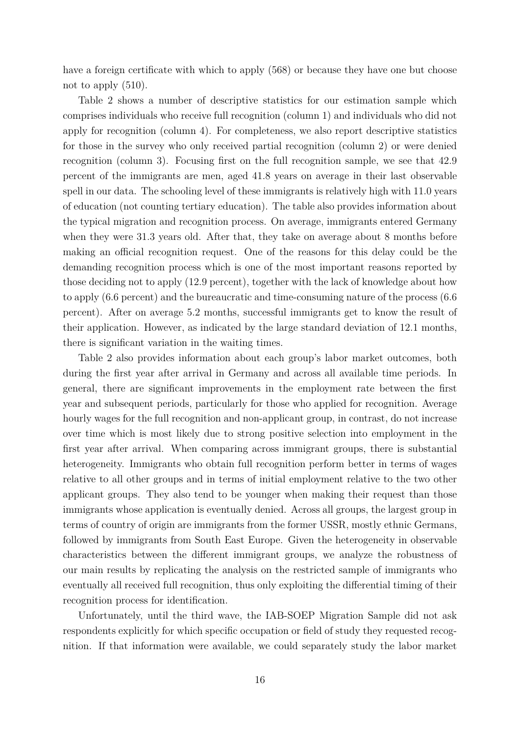have a foreign certificate with which to apply (568) or because they have one but choose not to apply (510).

Table 2 shows a number of descriptive statistics for our estimation sample which comprises individuals who receive full recognition (column 1) and individuals who did not apply for recognition (column 4). For completeness, we also report descriptive statistics for those in the survey who only received partial recognition (column 2) or were denied recognition (column 3). Focusing first on the full recognition sample, we see that 42.9 percent of the immigrants are men, aged 41.8 years on average in their last observable spell in our data. The schooling level of these immigrants is relatively high with 11.0 years of education (not counting tertiary education). The table also provides information about the typical migration and recognition process. On average, immigrants entered Germany when they were 31.3 years old. After that, they take on average about 8 months before making an official recognition request. One of the reasons for this delay could be the demanding recognition process which is one of the most important reasons reported by those deciding not to apply (12.9 percent), together with the lack of knowledge about how to apply (6.6 percent) and the bureaucratic and time-consuming nature of the process (6.6 percent). After on average 5.2 months, successful immigrants get to know the result of their application. However, as indicated by the large standard deviation of 12.1 months, there is significant variation in the waiting times.

Table 2 also provides information about each group's labor market outcomes, both during the first year after arrival in Germany and across all available time periods. In general, there are significant improvements in the employment rate between the first year and subsequent periods, particularly for those who applied for recognition. Average hourly wages for the full recognition and non-applicant group, in contrast, do not increase over time which is most likely due to strong positive selection into employment in the first year after arrival. When comparing across immigrant groups, there is substantial heterogeneity. Immigrants who obtain full recognition perform better in terms of wages relative to all other groups and in terms of initial employment relative to the two other applicant groups. They also tend to be younger when making their request than those immigrants whose application is eventually denied. Across all groups, the largest group in terms of country of origin are immigrants from the former USSR, mostly ethnic Germans, followed by immigrants from South East Europe. Given the heterogeneity in observable characteristics between the different immigrant groups, we analyze the robustness of our main results by replicating the analysis on the restricted sample of immigrants who eventually all received full recognition, thus only exploiting the differential timing of their recognition process for identification.

Unfortunately, until the third wave, the IAB-SOEP Migration Sample did not ask respondents explicitly for which specific occupation or field of study they requested recognition. If that information were available, we could separately study the labor market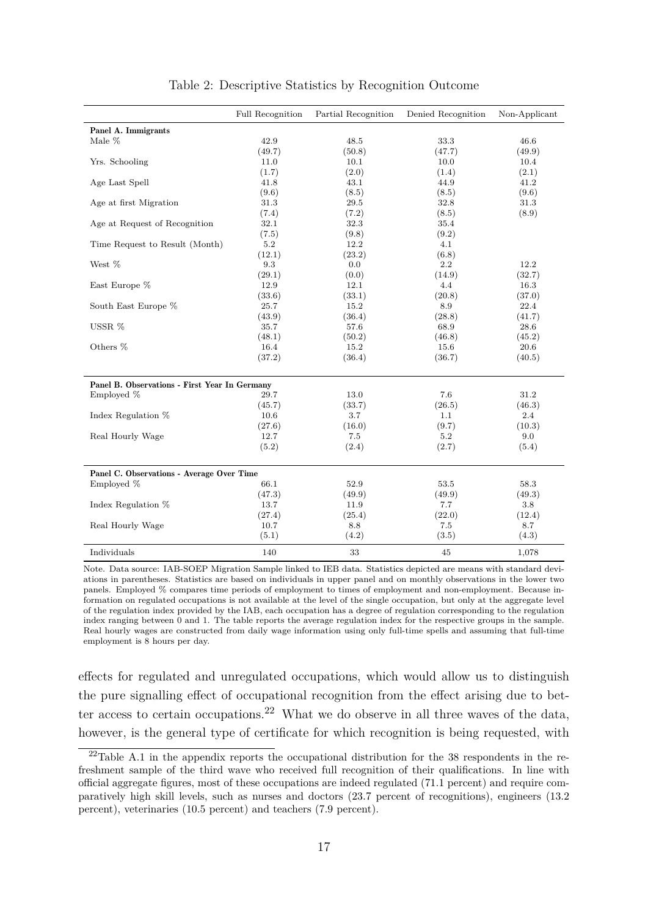Table 2: Descriptive Statistics by Recognition Outcome

| | Full Recognition | Partial Recognition | Denied Recognition | Non-Applicant |
|---|---|---|---|---|
| **Panel A. Immigrants** | | | | |
| Male % | 42.9 | 48.5 | 33.3 | 46.6 |
| | (49.7) | (50.8) | (47.7) | (49.9) |
| Yrs. Schooling | 11.0 | 10.1 | 10.0 | 10.4 |
| | (1.7) | (2.0) | (1.4) | (2.1) |
| Age Last Spell | 41.8 | 43.1 | 44.9 | 41.2 |
| | (9.6) | (8.5) | (8.5) | (9.6) |
| Age at first Migration | 31.3 | 29.5 | 32.8 | 31.3 |
| | (7.4) | (7.2) | (8.5) | (8.9) |
| Age at Request of Recognition | 32.1 | 32.3 | 35.4 | |
| | (7.5) | (9.8) | (9.2) | |
| Time Request to Result (Month) | 5.2 | 12.2 | 4.1 | |
| | (12.1) | (23.2) | (6.8) | |
| West % | 9.3 | 0.0 | 2.2 | 12.2 |
| | (29.1) | (0.0) | (14.9) | (32.7) |
| East Europe % | 12.9 | 12.1 | 4.4 | 16.3 |
| | (33.6) | (33.1) | (20.8) | (37.0) |
| South East Europe % | 25.7 | 15.2 | 8.9 | 22.4 |
| | (43.9) | (36.4) | (28.8) | (41.7) |
| USSR % | 35.7 | 57.6 | 68.9 | 28.6 |
| | (48.1) | (50.2) | (46.8) | (45.2) |
| Others % | 16.4 | 15.2 | 15.6 | 20.6 |
| | (37.2) | (36.4) | (36.7) | (40.5) |
| **Panel B. Observations - First Year In Germany** | | | | |
| Employed % | 29.7 | 13.0 | 7.6 | 31.2 |
| | (45.7) | (33.7) | (26.5) | (46.3) |
| Index Regulation % | 10.6 | 3.7 | 1.1 | 2.4 |
| | (27.6) | (16.0) | (9.7) | (10.3) |
| Real Hourly Wage | 12.7 | 7.5 | 5.2 | 9.0 |
| | (5.2) | (2.4) | (2.7) | (5.4) |
| **Panel C. Observations - Average Over Time** | | | | |
| Employed % | 66.1 | 52.9 | 53.5 | 58.3 |
| | (47.3) | (49.9) | (49.9) | (49.3) |
| Index Regulation % | 13.7 | 11.9 | 7.7 | 3.8 |
| | (27.4) | (25.4) | (22.0) | (12.4) |
| Real Hourly Wage | 10.7 | 8.8 | 7.5 | 8.7 |
| | (5.1) | (4.2) | (3.5) | (4.3) |
| Individuals | 140 | 33 | 45 | 1,078 |

Note. Data source: IAB-SOEP Migration Sample linked to IEB data. Statistics depicted are means with standard deviations in parentheses. Statistics are based on individuals in upper panel and on monthly observations in the lower two panels. Employed % compares time periods of employment to times of employment and non-employment. Because information on regulated occupations is not available at the level of the single occupation, but only at the aggregate level of the regulation index provided by the IAB, each occupation has a degree of regulation corresponding to the regulation index ranging between 0 and 1. The table reports the average regulation index for the respective groups in the sample. Real hourly wages are constructed from daily wage information using only full-time spells and assuming that full-time employment is 8 hours per day.

effects for regulated and unregulated occupations, which would allow us to distinguish the pure signalling effect of occupational recognition from the effect arising due to better access to certain occupations.[22] What we do observe in all three waves of the data, however, is the general type of certificate for which recognition is being requested, with

[22]Table A.1 in the appendix reports the occupational distribution for the 38 respondents in the refreshment sample of the third wave who received full recognition of their qualifications. In line with official aggregate figures, most of these occupations are indeed regulated (71.1 percent) and require comparatively high skill levels, such as nurses and doctors (23.7 percent of recognitions), engineers (13.2 percent), veterinaries (10.5 percent) and teachers (7.9 percent).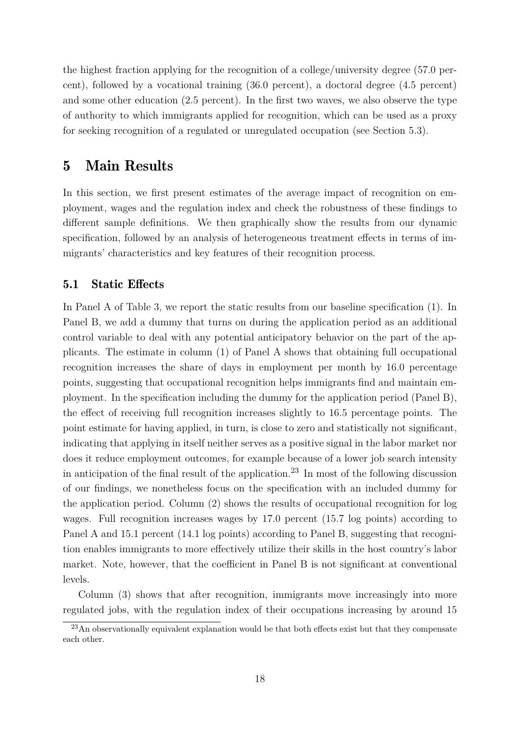the highest fraction applying for the recognition of a college/university degree (57.0 percent), followed by a vocational training (36.0 percent), a doctoral degree (4.5 percent) and some other education (2.5 percent). In the first two waves, we also observe the type of authority to which immigrants applied for recognition, which can be used as a proxy for seeking recognition of a regulated or unregulated occupation (see Section 5.3).

# 5 Main Results

In this section, we first present estimates of the average impact of recognition on employment, wages and the regulation index and check the robustness of these findings to different sample definitions. We then graphically show the results from our dynamic specification, followed by an analysis of heterogeneous treatment effects in terms of immigrants' characteristics and key features of their recognition process.

## 5.1 Static Effects

In Panel A of Table 3, we report the static results from our baseline specification (1). In Panel B, we add a dummy that turns on during the application period as an additional control variable to deal with any potential anticipatory behavior on the part of the applicants. The estimate in column (1) of Panel A shows that obtaining full occupational recognition increases the share of days in employment per month by 16.0 percentage points, suggesting that occupational recognition helps immigrants find and maintain employment. In the specification including the dummy for the application period (Panel B), the effect of receiving full recognition increases slightly to 16.5 percentage points. The point estimate for having applied, in turn, is close to zero and statistically not significant, indicating that applying in itself neither serves as a positive signal in the labor market nor does it reduce employment outcomes, for example because of a lower job search intensity in anticipation of the final result of the application.[23] In most of the following discussion of our findings, we nonetheless focus on the specification with an included dummy for the application period. Column (2) shows the results of occupational recognition for log wages. Full recognition increases wages by 17.0 percent (15.7 log points) according to Panel A and 15.1 percent (14.1 log points) according to Panel B, suggesting that recognition enables immigrants to more effectively utilize their skills in the host country's labor market. Note, however, that the coefficient in Panel B is not significant at conventional levels.

Column (3) shows that after recognition, immigrants move increasingly into more regulated jobs, with the regulation index of their occupations increasing by around 15

[23] An observationally equivalent explanation would be that both effects exist but that they compensate each other.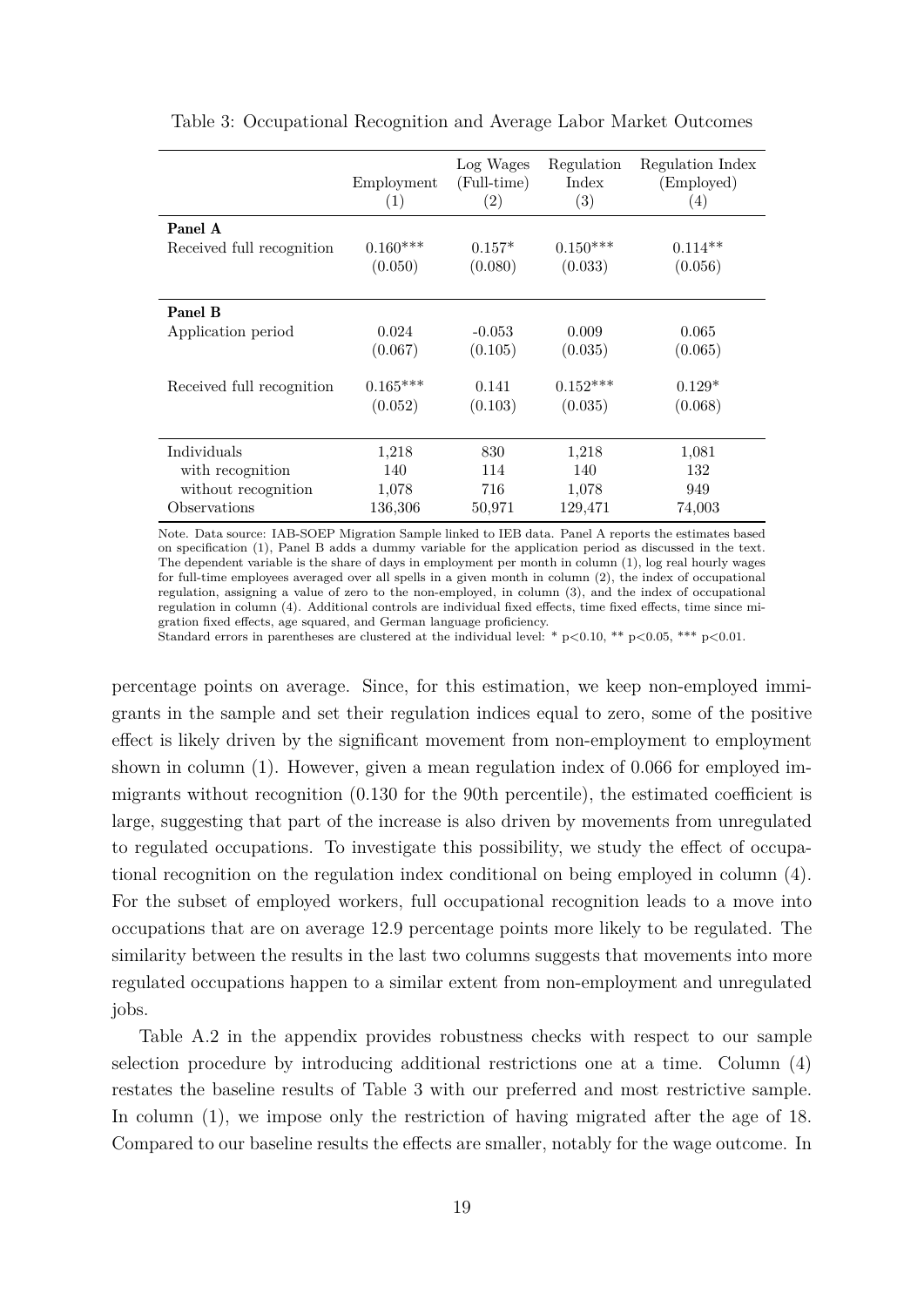Table 3: Occupational Recognition and Average Labor Market Outcomes

| | Employment (1) | Log Wages (Full-time) (2) | Regulation Index (3) | Regulation Index (Employed) (4) |
|---|---|---|---|---|
| **Panel A** | | | | |
| Received full recognition | 0.160*** | 0.157* | 0.150*** | 0.114** |
| | (0.050) | (0.080) | (0.033) | (0.056) |
| **Panel B** | | | | |
| Application period | 0.024 | -0.053 | 0.009 | 0.065 |
| | (0.067) | (0.105) | (0.035) | (0.065) |
| Received full recognition | 0.165*** | 0.141 | 0.152*** | 0.129* |
| | (0.052) | (0.103) | (0.035) | (0.068) |
| Individuals | 1,218 | 830 | 1,218 | 1,081 |
| with recognition | 140 | 114 | 140 | 132 |
| without recognition | 1,078 | 716 | 1,078 | 949 |
| Observations | 136,306 | 50,971 | 129,471 | 74,003 |

Note. Data source: IAB-SOEP Migration Sample linked to IEB data. Panel A reports the estimates based on specification (1), Panel B adds a dummy variable for the application period as discussed in the text. The dependent variable is the share of days in employment per month in column (1), log real hourly wages for full-time employees averaged over all spells in a given month in column (2), the index of occupational regulation, assigning a value of zero to the non-employed, in column (3), and the index of occupational regulation in column (4). Additional controls are individual fixed effects, time fixed effects, time since migration fixed effects, age squared, and German language proficiency.
Standard errors in parentheses are clustered at the individual level: * $p<0.10$, ** $p<0.05$, *** $p<0.01$.

percentage points on average. Since, for this estimation, we keep non-employed immigrants in the sample and set their regulation indices equal to zero, some of the positive effect is likely driven by the significant movement from non-employment to employment shown in column (1). However, given a mean regulation index of 0.066 for employed immigrants without recognition (0.130 for the 90th percentile), the estimated coefficient is large, suggesting that part of the increase is also driven by movements from unregulated to regulated occupations. To investigate this possibility, we study the effect of occupational recognition on the regulation index conditional on being employed in column (4). For the subset of employed workers, full occupational recognition leads to a move into occupations that are on average 12.9 percentage points more likely to be regulated. The similarity between the results in the last two columns suggests that movements into more regulated occupations happen to a similar extent from non-employment and unregulated jobs.

Table A.2 in the appendix provides robustness checks with respect to our sample selection procedure by introducing additional restrictions one at a time. Column (4) restates the baseline results of Table 3 with our preferred and most restrictive sample. In column (1), we impose only the restriction of having migrated after the age of 18. Compared to our baseline results the effects are smaller, notably for the wage outcome. In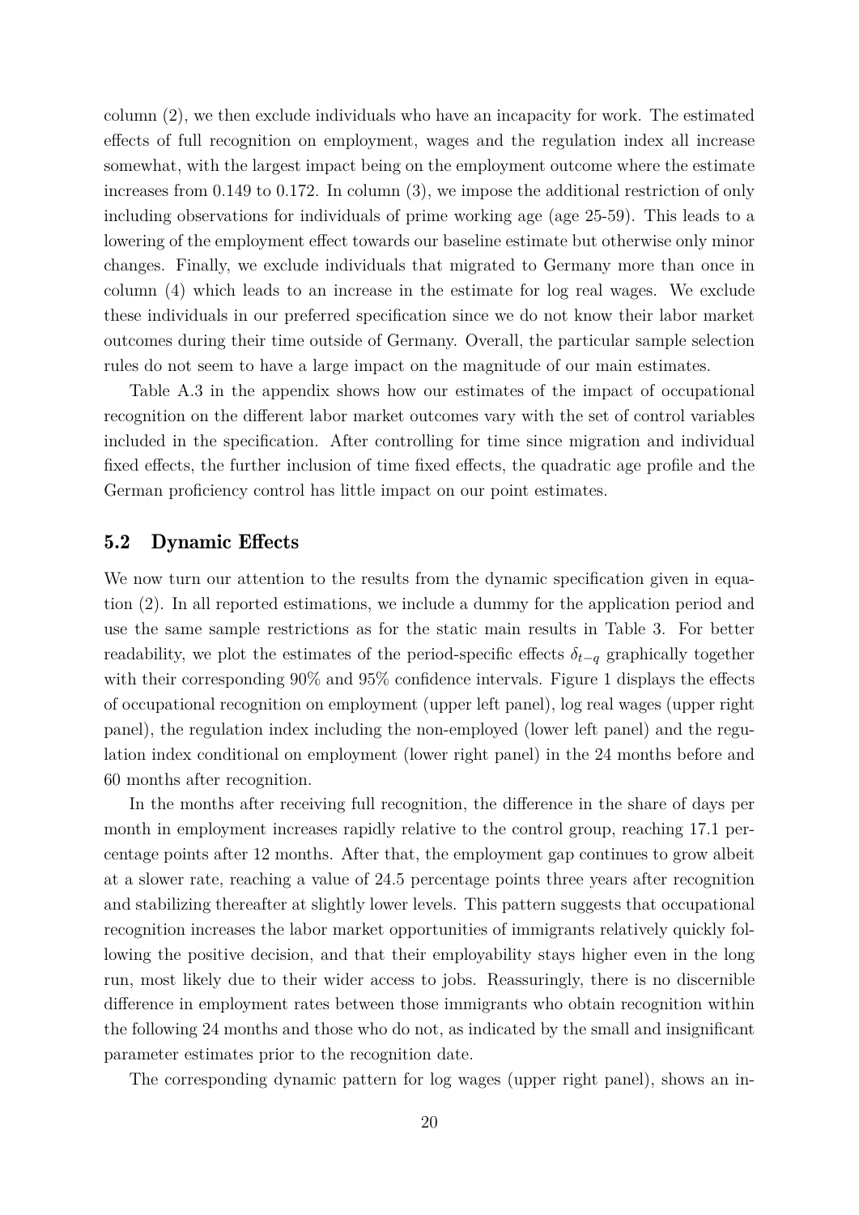column (2), we then exclude individuals who have an incapacity for work. The estimated effects of full recognition on employment, wages and the regulation index all increase somewhat, with the largest impact being on the employment outcome where the estimate increases from 0.149 to 0.172. In column (3), we impose the additional restriction of only including observations for individuals of prime working age (age 25-59). This leads to a lowering of the employment effect towards our baseline estimate but otherwise only minor changes. Finally, we exclude individuals that migrated to Germany more than once in column (4) which leads to an increase in the estimate for log real wages. We exclude these individuals in our preferred specification since we do not know their labor market outcomes during their time outside of Germany. Overall, the particular sample selection rules do not seem to have a large impact on the magnitude of our main estimates.

Table A.3 in the appendix shows how our estimates of the impact of occupational recognition on the different labor market outcomes vary with the set of control variables included in the specification. After controlling for time since migration and individual fixed effects, the further inclusion of time fixed effects, the quadratic age profile and the German proficiency control has little impact on our point estimates.

## 5.2 Dynamic Effects

We now turn our attention to the results from the dynamic specification given in equation (2). In all reported estimations, we include a dummy for the application period and use the same sample restrictions as for the static main results in Table 3. For better readability, we plot the estimates of the period-specific effects $\delta_{t-q}$ graphically together with their corresponding 90% and 95% confidence intervals. Figure 1 displays the effects of occupational recognition on employment (upper left panel), log real wages (upper right panel), the regulation index including the non-employed (lower left panel) and the regulation index conditional on employment (lower right panel) in the 24 months before and 60 months after recognition.

In the months after receiving full recognition, the difference in the share of days per month in employment increases rapidly relative to the control group, reaching 17.1 percentage points after 12 months. After that, the employment gap continues to grow albeit at a slower rate, reaching a value of 24.5 percentage points three years after recognition and stabilizing thereafter at slightly lower levels. This pattern suggests that occupational recognition increases the labor market opportunities of immigrants relatively quickly following the positive decision, and that their employability stays higher even in the long run, most likely due to their wider access to jobs. Reassuringly, there is no discernible difference in employment rates between those immigrants who obtain recognition within the following 24 months and those who do not, as indicated by the small and insignificant parameter estimates prior to the recognition date.

The corresponding dynamic pattern for log wages (upper right panel), shows an in-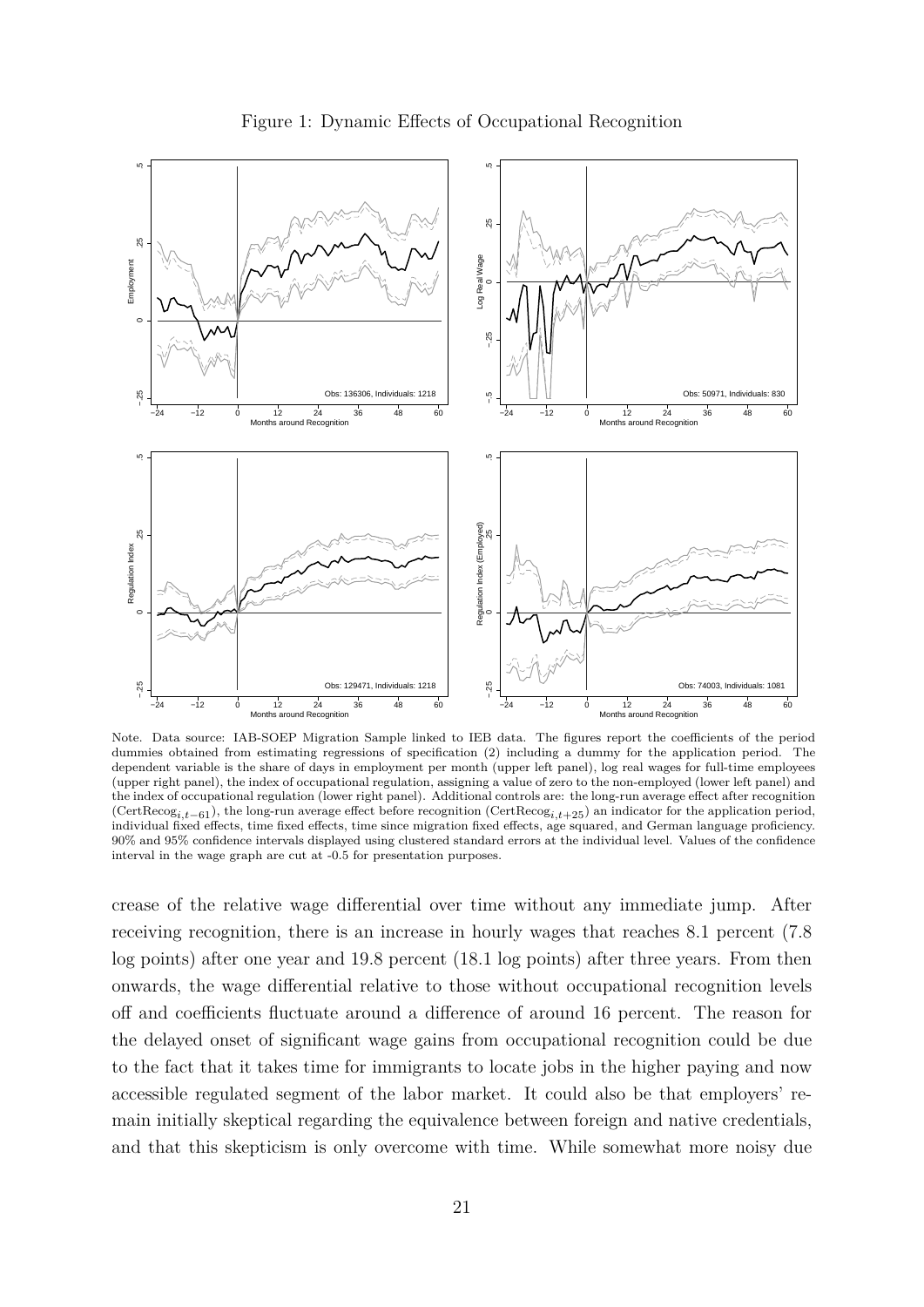Figure 1: Dynamic Effects of Occupational Recognition

Note. Data source: IAB-SOEP Migration Sample linked to IEB data. The figures report the coefficients of the period dummies obtained from estimating regressions of specification (2) including a dummy for the application period. The dependent variable is the share of days in employment per month (upper left panel), log real wages for full-time employees (upper right panel), the index of occupational regulation, assigning a value of zero to the non-employed (lower left panel) and the index of occupational regulation (lower right panel). Additional controls are: the long-run average effect after recognition ($\text{CertRecog}_{i,t-61}$), the long-run average effect before recognition ($\text{CertRecog}_{i,t+25}$) an indicator for the application period, individual fixed effects, time fixed effects, time since migration fixed effects, age squared, and German language proficiency. 90% and 95% confidence intervals displayed using clustered standard errors at the individual level. Values of the confidence interval in the wage graph are cut at -0.5 for presentation purposes.

crease of the relative wage differential over time without any immediate jump. After receiving recognition, there is an increase in hourly wages that reaches 8.1 percent (7.8 log points) after one year and 19.8 percent (18.1 log points) after three years. From then onwards, the wage differential relative to those without occupational recognition levels off and coefficients fluctuate around a difference of around 16 percent. The reason for the delayed onset of significant wage gains from occupational recognition could be due to the fact that it takes time for immigrants to locate jobs in the higher paying and now accessible regulated segment of the labor market. It could also be that employers' remain initially skeptical regarding the equivalence between foreign and native credentials, and that this skepticism is only overcome with time. While somewhat more noisy due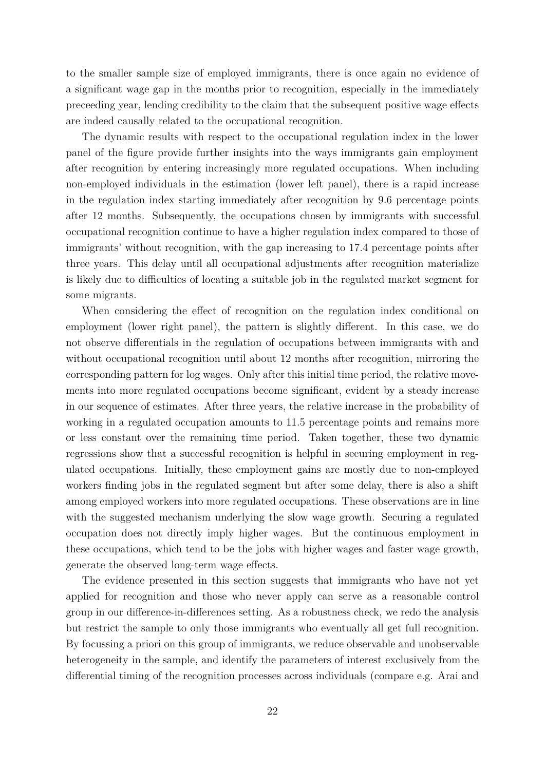to the smaller sample size of employed immigrants, there is once again no evidence of a significant wage gap in the months prior to recognition, especially in the immediately preceeding year, lending credibility to the claim that the subsequent positive wage effects are indeed causally related to the occupational recognition.

The dynamic results with respect to the occupational regulation index in the lower panel of the figure provide further insights into the ways immigrants gain employment after recognition by entering increasingly more regulated occupations. When including non-employed individuals in the estimation (lower left panel), there is a rapid increase in the regulation index starting immediately after recognition by 9.6 percentage points after 12 months. Subsequently, the occupations chosen by immigrants with successful occupational recognition continue to have a higher regulation index compared to those of immigrants' without recognition, with the gap increasing to 17.4 percentage points after three years. This delay until all occupational adjustments after recognition materialize is likely due to difficulties of locating a suitable job in the regulated market segment for some migrants.

When considering the effect of recognition on the regulation index conditional on employment (lower right panel), the pattern is slightly different. In this case, we do not observe differentials in the regulation of occupations between immigrants with and without occupational recognition until about 12 months after recognition, mirroring the corresponding pattern for log wages. Only after this initial time period, the relative movements into more regulated occupations become significant, evident by a steady increase in our sequence of estimates. After three years, the relative increase in the probability of working in a regulated occupation amounts to 11.5 percentage points and remains more or less constant over the remaining time period. Taken together, these two dynamic regressions show that a successful recognition is helpful in securing employment in regulated occupations. Initially, these employment gains are mostly due to non-employed workers finding jobs in the regulated segment but after some delay, there is also a shift among employed workers into more regulated occupations. These observations are in line with the suggested mechanism underlying the slow wage growth. Securing a regulated occupation does not directly imply higher wages. But the continuous employment in these occupations, which tend to be the jobs with higher wages and faster wage growth, generate the observed long-term wage effects.

The evidence presented in this section suggests that immigrants who have not yet applied for recognition and those who never apply can serve as a reasonable control group in our difference-in-differences setting. As a robustness check, we redo the analysis but restrict the sample to only those immigrants who eventually all get full recognition. By focussing a priori on this group of immigrants, we reduce observable and unobservable heterogeneity in the sample, and identify the parameters of interest exclusively from the differential timing of the recognition processes across individuals (compare e.g. Arai and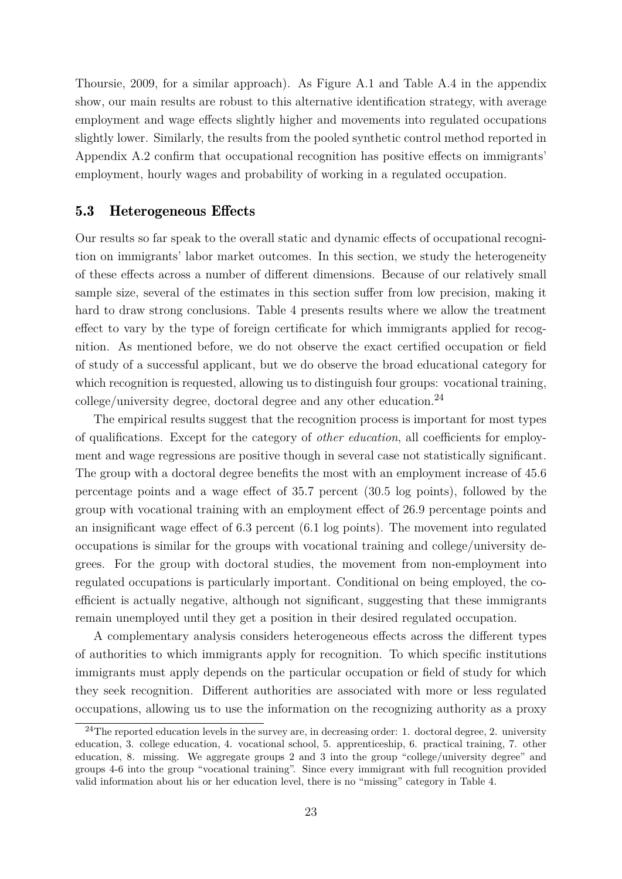Thoursie, 2009, for a similar approach). As Figure A.1 and Table A.4 in the appendix show, our main results are robust to this alternative identification strategy, with average employment and wage effects slightly higher and movements into regulated occupations slightly lower. Similarly, the results from the pooled synthetic control method reported in Appendix A.2 confirm that occupational recognition has positive effects on immigrants' employment, hourly wages and probability of working in a regulated occupation.

### 5.3 Heterogeneous Effects

Our results so far speak to the overall static and dynamic effects of occupational recognition on immigrants' labor market outcomes. In this section, we study the heterogeneity of these effects across a number of different dimensions. Because of our relatively small sample size, several of the estimates in this section suffer from low precision, making it hard to draw strong conclusions. Table 4 presents results where we allow the treatment effect to vary by the type of foreign certificate for which immigrants applied for recognition. As mentioned before, we do not observe the exact certified occupation or field of study of a successful applicant, but we do observe the broad educational category for which recognition is requested, allowing us to distinguish four groups: vocational training, college/university degree, doctoral degree and any other education.[24]

The empirical results suggest that the recognition process is important for most types of qualifications. Except for the category of *other education*, all coefficients for employment and wage regressions are positive though in several case not statistically significant. The group with a doctoral degree benefits the most with an employment increase of 45.6 percentage points and a wage effect of 35.7 percent (30.5 log points), followed by the group with vocational training with an employment effect of 26.9 percentage points and an insignificant wage effect of 6.3 percent (6.1 log points). The movement into regulated occupations is similar for the groups with vocational training and college/university degrees. For the group with doctoral studies, the movement from non-employment into regulated occupations is particularly important. Conditional on being employed, the coefficient is actually negative, although not significant, suggesting that these immigrants remain unemployed until they get a position in their desired regulated occupation.

A complementary analysis considers heterogeneous effects across the different types of authorities to which immigrants apply for recognition. To which specific institutions immigrants must apply depends on the particular occupation or field of study for which they seek recognition. Different authorities are associated with more or less regulated occupations, allowing us to use the information on the recognizing authority as a proxy

[24] The reported education levels in the survey are, in decreasing order: 1. doctoral degree, 2. university education, 3. college education, 4. vocational school, 5. apprenticeship, 6. practical training, 7. other education, 8. missing. We aggregate groups 2 and 3 into the group "college/university degree" and groups 4-6 into the group "vocational training". Since every immigrant with full recognition provided valid information about his or her education level, there is no "missing" category in Table 4.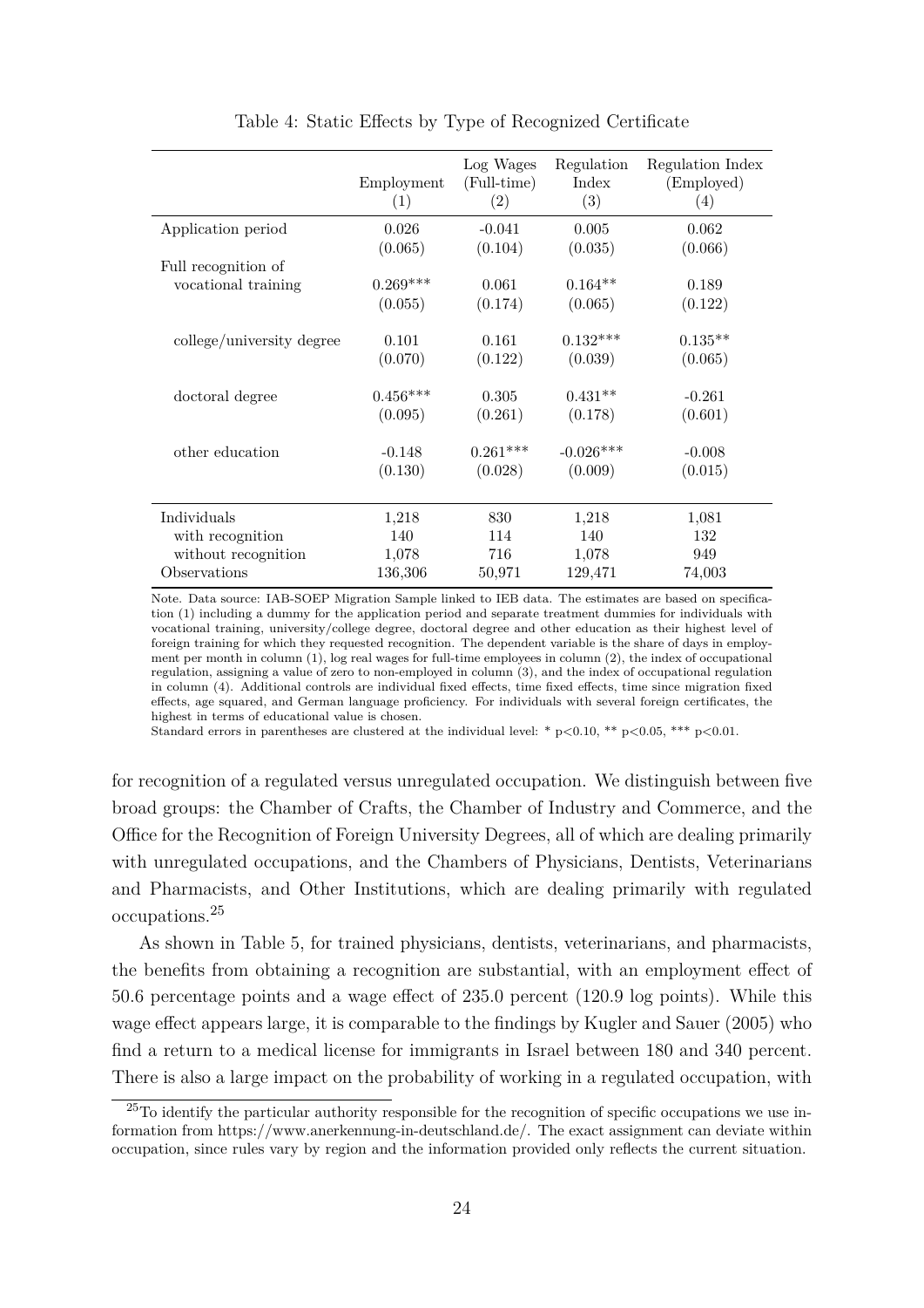Table 4: Static Effects by Type of Recognized Certificate

| | Employment (1) | Log Wages (Full-time) (2) | Regulation Index (3) | Regulation Index (Employed) (4) |
|---|---|---|---|---|
| Application period | 0.026 | -0.041 | 0.005 | 0.062 |
| | (0.065) | (0.104) | (0.035) | (0.066) |
| Full recognition of | | | | |
| vocational training | 0.269*** | 0.061 | 0.164** | 0.189 |
| | (0.055) | (0.174) | (0.065) | (0.122) |
| college/university degree | 0.101 | 0.161 | 0.132*** | 0.135** |
| | (0.070) | (0.122) | (0.039) | (0.065) |
| doctoral degree | 0.456*** | 0.305 | 0.431** | -0.261 |
| | (0.095) | (0.261) | (0.178) | (0.601) |
| other education | -0.148 | 0.261*** | -0.026*** | -0.008 |
| | (0.130) | (0.028) | (0.009) | (0.015) |
| Individuals | 1,218 | 830 | 1,218 | 1,081 |
| with recognition | 140 | 114 | 140 | 132 |
| without recognition | 1,078 | 716 | 1,078 | 949 |
| Observations | 136,306 | 50,971 | 129,471 | 74,003 |

Note. Data source: IAB-SOEP Migration Sample linked to IEB data. The estimates are based on specification (1) including a dummy for the application period and separate treatment dummies for individuals with vocational training, university/college degree, doctoral degree and other education as their highest level of foreign training for which they requested recognition. The dependent variable is the share of days in employment per month in column (1), log real wages for full-time employees in column (2), the index of occupational regulation, assigning a value of zero to non-employed in column (3), and the index of occupational regulation in column (4). Additional controls are individual fixed effects, time fixed effects, time since migration fixed effects, age squared, and German language proficiency. For individuals with several foreign certificates, the highest in terms of educational value is chosen.
Standard errors in parentheses are clustered at the individual level: * p<0.10, ** p<0.05, *** p<0.01.

for recognition of a regulated versus unregulated occupation. We distinguish between five broad groups: the Chamber of Crafts, the Chamber of Industry and Commerce, and the Office for the Recognition of Foreign University Degrees, all of which are dealing primarily with unregulated occupations, and the Chambers of Physicians, Dentists, Veterinarians and Pharmacists, and Other Institutions, which are dealing primarily with regulated occupations.[25]

As shown in Table 5, for trained physicians, dentists, veterinarians, and pharmacists, the benefits from obtaining a recognition are substantial, with an employment effect of 50.6 percentage points and a wage effect of 235.0 percent (120.9 log points). While this wage effect appears large, it is comparable to the findings by Kugler and Sauer (2005) who find a return to a medical license for immigrants in Israel between 180 and 340 percent. There is also a large impact on the probability of working in a regulated occupation, with

[25] To identify the particular authority responsible for the recognition of specific occupations we use information from https://www.anerkennung-in-deutschland.de/. The exact assignment can deviate within occupation, since rules vary by region and the information provided only reflects the current situation.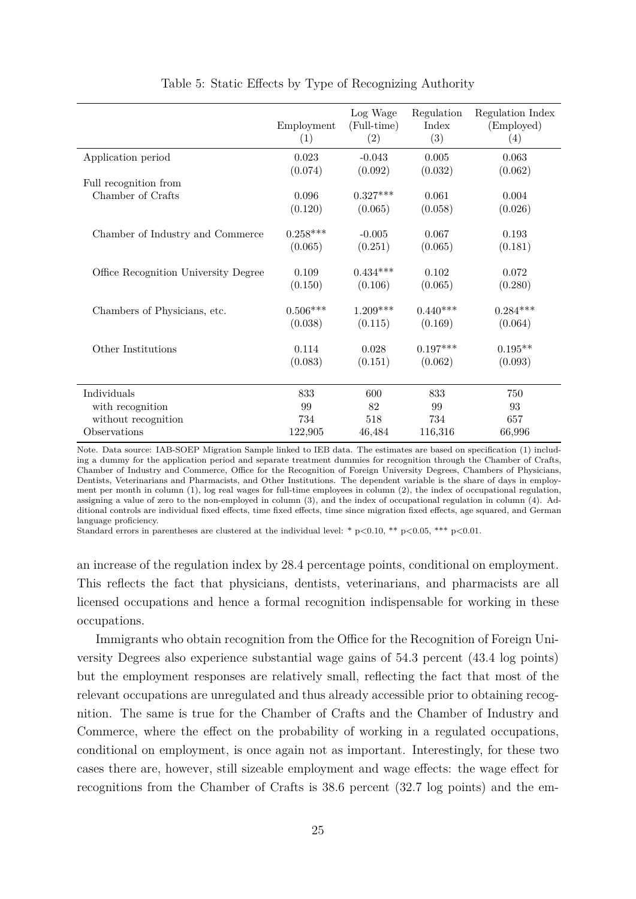Table 5: Static Effects by Type of Recognizing Authority

| | Employment (1) | Log Wage (Full-time) (2) | Regulation Index (3) | Regulation Index (Employed) (4) |
|---|---|---|---|---|
| Application period | 0.023 | -0.043 | 0.005 | 0.063 |
| | (0.074) | (0.092) | (0.032) | (0.062) |
| Full recognition from | | | | |
| Chamber of Crafts | 0.096 | 0.327*** | 0.061 | 0.004 |
| | (0.120) | (0.065) | (0.058) | (0.026) |
| Chamber of Industry and Commerce | 0.258*** | -0.005 | 0.067 | 0.193 |
| | (0.065) | (0.251) | (0.065) | (0.181) |
| Office Recognition University Degree | 0.109 | 0.434*** | 0.102 | 0.072 |
| | (0.150) | (0.106) | (0.065) | (0.280) |
| Chambers of Physicians, etc. | 0.506*** | 1.209*** | 0.440*** | 0.284*** |
| | (0.038) | (0.115) | (0.169) | (0.064) |
| Other Institutions | 0.114 | 0.028 | 0.197*** | 0.195** |
| | (0.083) | (0.151) | (0.062) | (0.093) |
| Individuals | 833 | 600 | 833 | 750 |
| with recognition | 99 | 82 | 99 | 93 |
| without recognition | 734 | 518 | 734 | 657 |
| Observations | 122,905 | 46,484 | 116,316 | 66,996 |

Note. Data source: IAB-SOEP Migration Sample linked to IEB data. The estimates are based on specification (1) including a dummy for the application period and separate treatment dummies for recognition through the Chamber of Crafts, Chamber of Industry and Commerce, Office for the Recognition of Foreign University Degrees, Chambers of Physicians, Dentists, Veterinarians and Pharmacists, and Other Institutions. The dependent variable is the share of days in employment per month in column (1), log real wages for full-time employees in column (2), the index of occupational regulation, assigning a value of zero to the non-employed in column (3), and the index of occupational regulation in column (4). Additional controls are individual fixed effects, time fixed effects, time since migration fixed effects, age squared, and German language proficiency.
Standard errors in parentheses are clustered at the individual level: * p<0.10, ** p<0.05, *** p<0.01.

an increase of the regulation index by 28.4 percentage points, conditional on employment. This reflects the fact that physicians, dentists, veterinarians, and pharmacists are all licensed occupations and hence a formal recognition indispensable for working in these occupations.

Immigrants who obtain recognition from the Office for the Recognition of Foreign University Degrees also experience substantial wage gains of 54.3 percent (43.4 log points) but the employment responses are relatively small, reflecting the fact that most of the relevant occupations are unregulated and thus already accessible prior to obtaining recognition. The same is true for the Chamber of Crafts and the Chamber of Industry and Commerce, where the effect on the probability of working in a regulated occupations, conditional on employment, is once again not as important. Interestingly, for these two cases there are, however, still sizeable employment and wage effects: the wage effect for recognitions from the Chamber of Crafts is 38.6 percent (32.7 log points) and the em-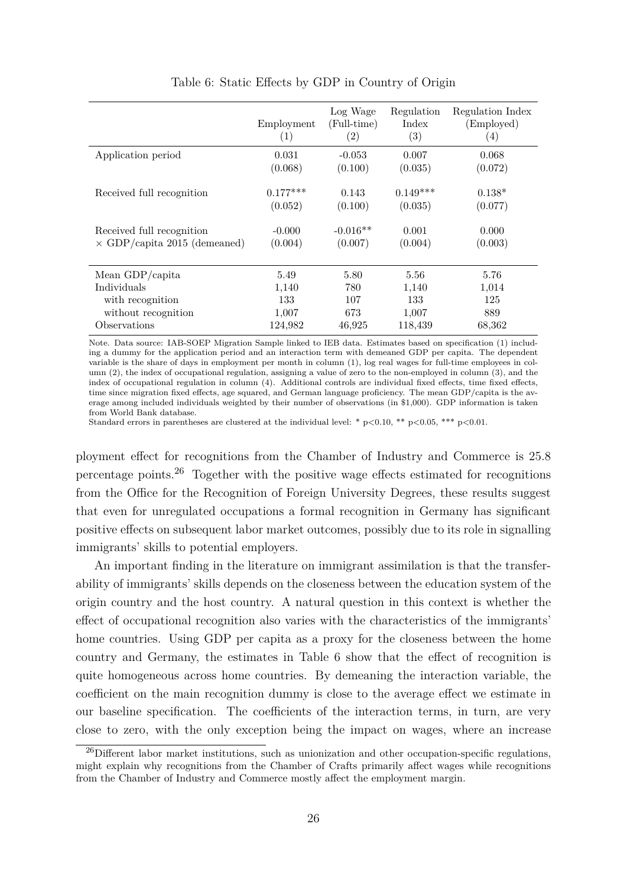Table 6: Static Effects by GDP in Country of Origin

| | Employment (1) | Log Wage (Full-time) (2) | Regulation Index (3) | Regulation Index (Employed) (4) |
|---|---|---|---|---|
| Application period | 0.031 | -0.053 | 0.007 | 0.068 |
| | (0.068) | (0.100) | (0.035) | (0.072) |
| Received full recognition | 0.177*** | 0.143 | 0.149*** | 0.138* |
| | (0.052) | (0.100) | (0.035) | (0.077) |
| Received full recognition | -0.000 | -0.016** | 0.001 | 0.000 |
| × GDP/capita 2015 (demeaned) | (0.004) | (0.007) | (0.004) | (0.003) |
| Mean GDP/capita | 5.49 | 5.80 | 5.56 | 5.76 |
| Individuals | 1,140 | 780 | 1,140 | 1,014 |
| with recognition | 133 | 107 | 133 | 125 |
| without recognition | 1,007 | 673 | 1,007 | 889 |
| Observations | 124,982 | 46,925 | 118,439 | 68,362 |

Note. Data source: IAB-SOEP Migration Sample linked to IEB data. Estimates based on specification (1) including a dummy for the application period and an interaction term with demeaned GDP per capita. The dependent variable is the share of days in employment per month in column (1), log real wages for full-time employees in column (2), the index of occupational regulation, assigning a value of zero to the non-employed in column (3), and the index of occupational regulation in column (4). Additional controls are individual fixed effects, time fixed effects, time since migration fixed effects, age squared, and German language proficiency. The mean GDP/capita is the average among included individuals weighted by their number of observations (in $1,000). GDP information is taken from World Bank database.
Standard errors in parentheses are clustered at the individual level: * p<0.10, ** p<0.05, *** p<0.01.

ployment effect for recognitions from the Chamber of Industry and Commerce is 25.8 percentage points.[26] Together with the positive wage effects estimated for recognitions from the Office for the Recognition of Foreign University Degrees, these results suggest that even for unregulated occupations a formal recognition in Germany has significant positive effects on subsequent labor market outcomes, possibly due to its role in signalling immigrants' skills to potential employers.

An important finding in the literature on immigrant assimilation is that the transferability of immigrants' skills depends on the closeness between the education system of the origin country and the host country. A natural question in this context is whether the effect of occupational recognition also varies with the characteristics of the immigrants' home countries. Using GDP per capita as a proxy for the closeness between the home country and Germany, the estimates in Table 6 show that the effect of recognition is quite homogeneous across home countries. By demeaning the interaction variable, the coefficient on the main recognition dummy is close to the average effect we estimate in our baseline specification. The coefficients of the interaction terms, in turn, are very close to zero, with the only exception being the impact on wages, where an increase

[26] Different labor market institutions, such as unionization and other occupation-specific regulations, might explain why recognitions from the Chamber of Crafts primarily affect wages while recognitions from the Chamber of Industry and Commerce mostly affect the employment margin.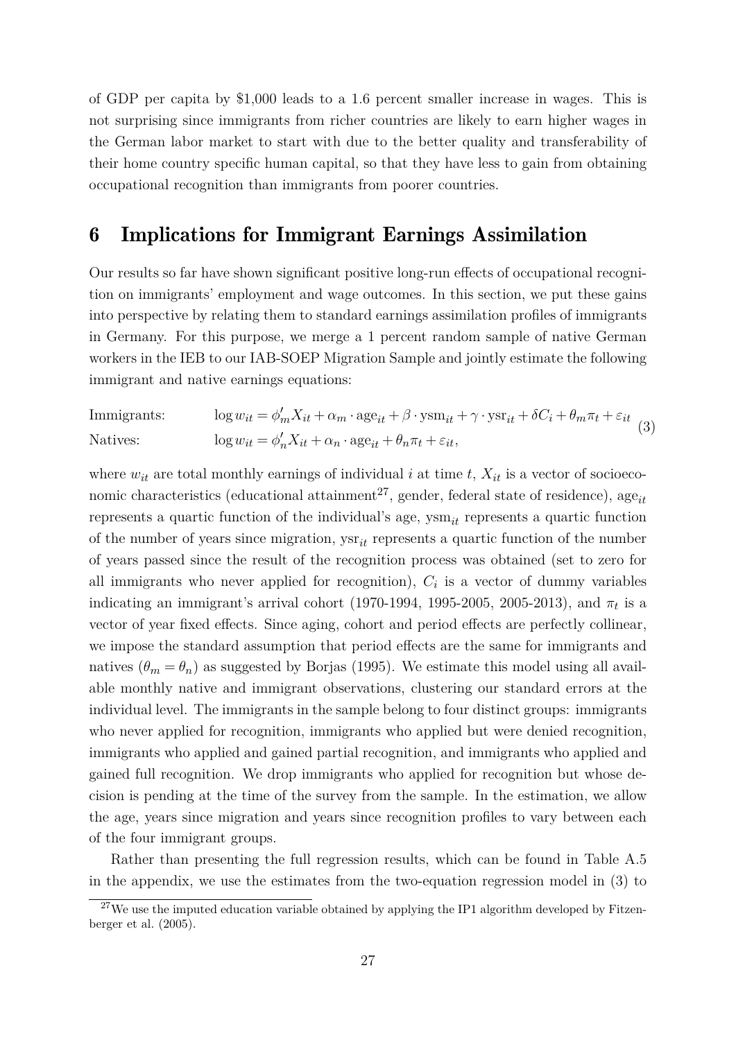of GDP per capita by $1,000 leads to a 1.6 percent smaller increase in wages. This is not surprising since immigrants from richer countries are likely to earn higher wages in the German labor market to start with due to the better quality and transferability of their home country specific human capital, so that they have less to gain from obtaining occupational recognition than immigrants from poorer countries.

# 6 Implications for Immigrant Earnings Assimilation

Our results so far have shown significant positive long-run effects of occupational recognition on immigrants' employment and wage outcomes. In this section, we put these gains into perspective by relating them to standard earnings assimilation profiles of immigrants in Germany. For this purpose, we merge a 1 percent random sample of native German workers in the IEB to our IAB-SOEP Migration Sample and jointly estimate the following immigrant and native earnings equations:

$$
\begin{aligned}
&\text{Immigrants:} \qquad \log w_{it} = \phi_m' X_{it} + \alpha_m \cdot \text{age}_{it} + \beta \cdot \text{ysm}_{it} + \gamma \cdot \text{ysr}_{it} + \delta C_i + \theta_m \pi_t + \varepsilon_{it} \\
&\text{Natives:} \qquad \log w_{it} = \phi_n' X_{it} + \alpha_n \cdot \text{age}_{it} + \theta_n \pi_t + \varepsilon_{it},
\end{aligned}
\tag{3}
$$

where $w_{it}$ are total monthly earnings of individual $i$ at time $t$, $X_{it}$ is a vector of socioeconomic characteristics (educational attainment[27], gender, federal state of residence), $\text{age}_{it}$ represents a quartic function of the individual's age, $\text{ysm}_{it}$ represents a quartic function of the number of years since migration, $\text{ysr}_{it}$ represents a quartic function of the number of years passed since the result of the recognition process was obtained (set to zero for all immigrants who never applied for recognition), $C_i$ is a vector of dummy variables indicating an immigrant's arrival cohort (1970-1994, 1995-2005, 2005-2013), and $\pi_t$ is a vector of year fixed effects. Since aging, cohort and period effects are perfectly collinear, we impose the standard assumption that period effects are the same for immigrants and natives ($\theta_m = \theta_n$) as suggested by Borjas (1995). We estimate this model using all available monthly native and immigrant observations, clustering our standard errors at the individual level. The immigrants in the sample belong to four distinct groups: immigrants who never applied for recognition, immigrants who applied but were denied recognition, immigrants who applied and gained partial recognition, and immigrants who applied and gained full recognition. We drop immigrants who applied for recognition but whose decision is pending at the time of the survey from the sample. In the estimation, we allow the age, years since migration and years since recognition profiles to vary between each of the four immigrant groups.

Rather than presenting the full regression results, which can be found in Table A.5 in the appendix, we use the estimates from the two-equation regression model in (3) to

[27] We use the imputed education variable obtained by applying the IP1 algorithm developed by Fitzenberger et al. (2005).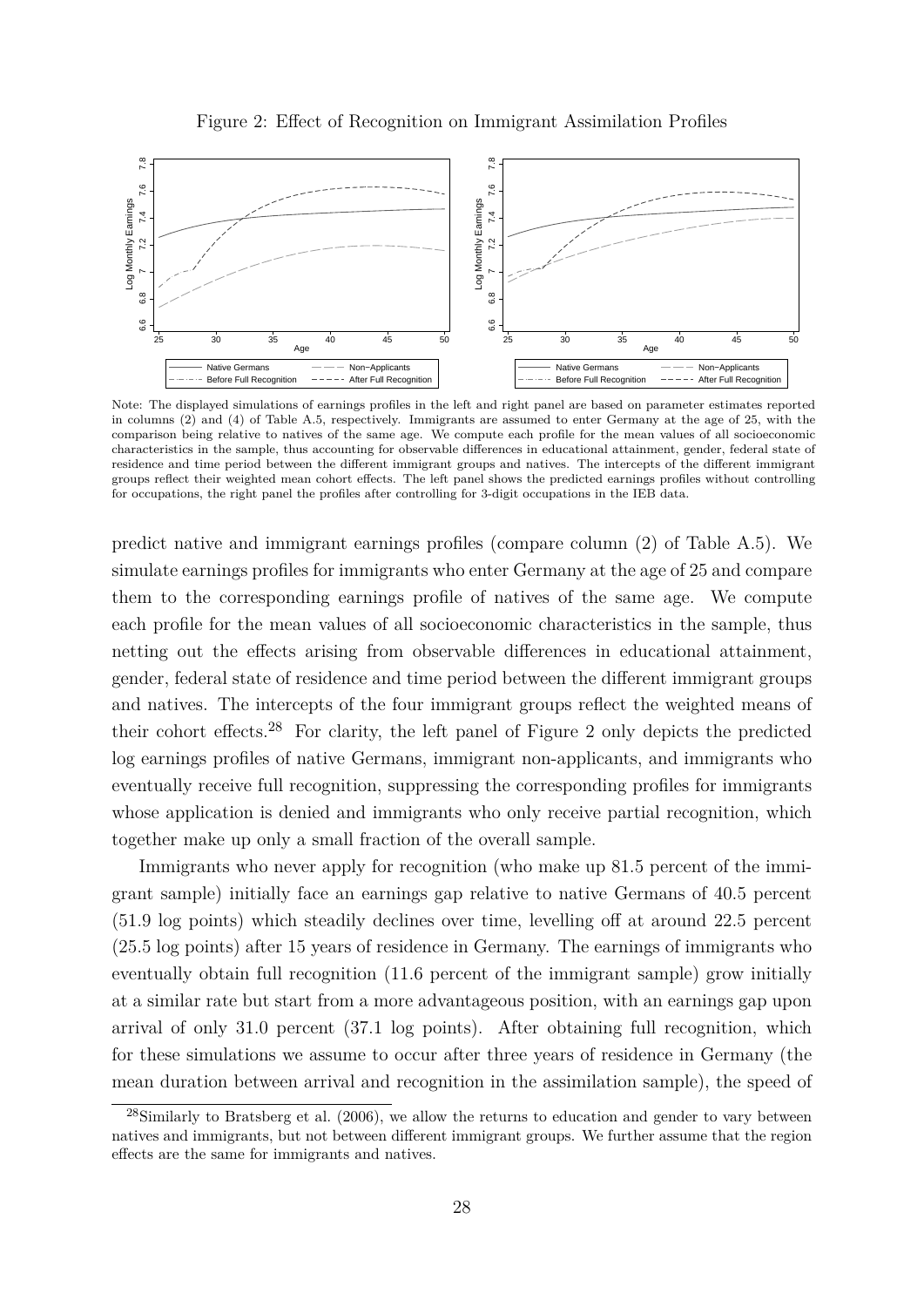Figure 2: Effect of Recognition on Immigrant Assimilation Profiles

Note: The displayed simulations of earnings profiles in the left and right panel are based on parameter estimates reported in columns (2) and (4) of Table A.5, respectively. Immigrants are assumed to enter Germany at the age of 25, with the comparison being relative to natives of the same age. We compute each profile for the mean values of all socioeconomic characteristics in the sample, thus accounting for observable differences in educational attainment, gender, federal state of residence and time period between the different immigrant groups and natives. The intercepts of the different immigrant groups reflect their weighted mean cohort effects. The left panel shows the predicted earnings profiles without controlling for occupations, the right panel the profiles after controlling for 3-digit occupations in the IEB data.

predict native and immigrant earnings profiles (compare column (2) of Table A.5). We simulate earnings profiles for immigrants who enter Germany at the age of 25 and compare them to the corresponding earnings profile of natives of the same age. We compute each profile for the mean values of all socioeconomic characteristics in the sample, thus netting out the effects arising from observable differences in educational attainment, gender, federal state of residence and time period between the different immigrant groups and natives. The intercepts of the four immigrant groups reflect the weighted means of their cohort effects.[28] For clarity, the left panel of Figure 2 only depicts the predicted log earnings profiles of native Germans, immigrant non-applicants, and immigrants who eventually receive full recognition, suppressing the corresponding profiles for immigrants whose application is denied and immigrants who only receive partial recognition, which together make up only a small fraction of the overall sample.

Immigrants who never apply for recognition (who make up 81.5 percent of the immigrant sample) initially face an earnings gap relative to native Germans of 40.5 percent (51.9 log points) which steadily declines over time, levelling off at around 22.5 percent (25.5 log points) after 15 years of residence in Germany. The earnings of immigrants who eventually obtain full recognition (11.6 percent of the immigrant sample) grow initially at a similar rate but start from a more advantageous position, with an earnings gap upon arrival of only 31.0 percent (37.1 log points). After obtaining full recognition, which for these simulations we assume to occur after three years of residence in Germany (the mean duration between arrival and recognition in the assimilation sample), the speed of

[28] Similarly to Bratsberg et al. (2006), we allow the returns to education and gender to vary between natives and immigrants, but not between different immigrant groups. We further assume that the region effects are the same for immigrants and natives.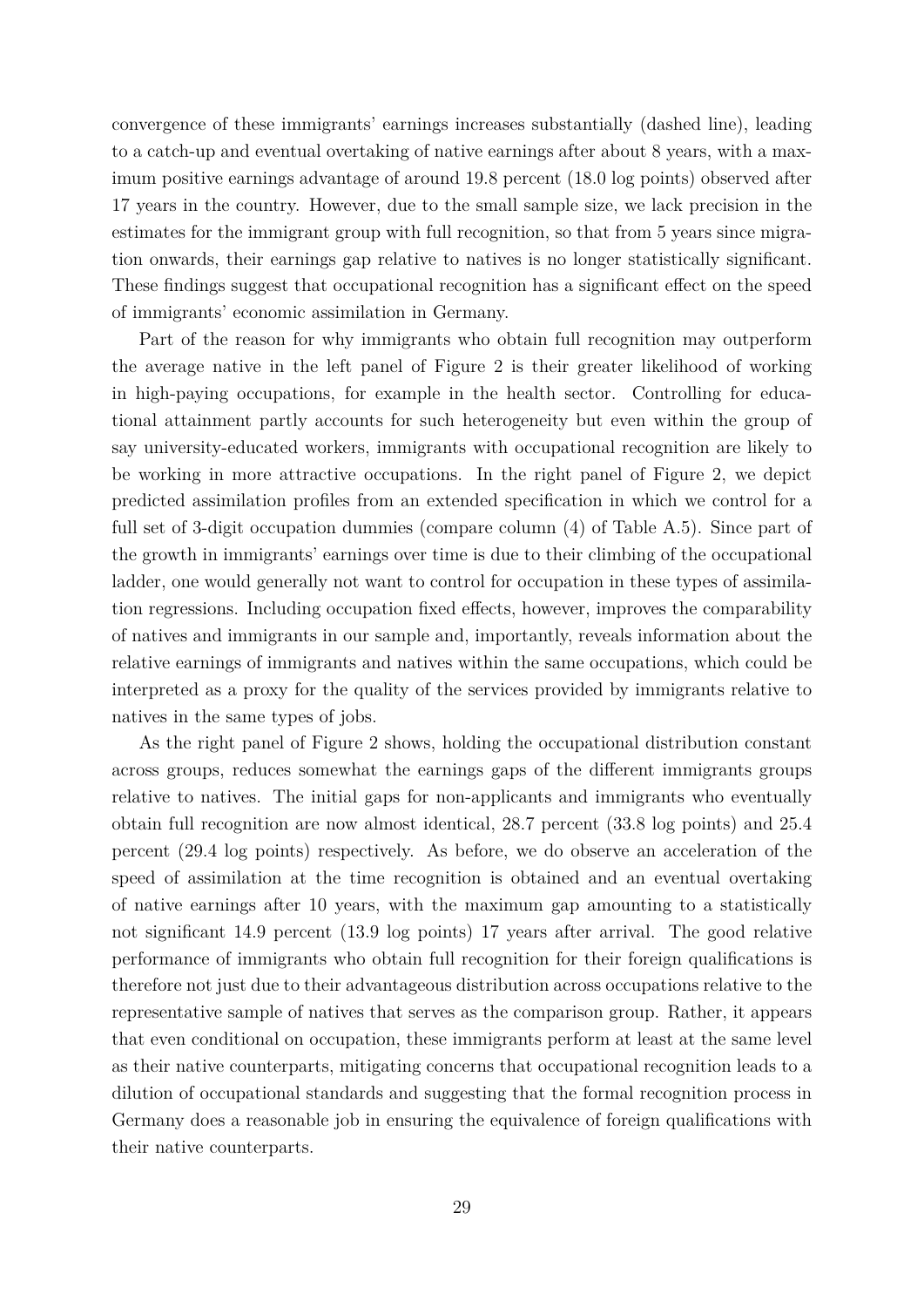convergence of these immigrants' earnings increases substantially (dashed line), leading to a catch-up and eventual overtaking of native earnings after about 8 years, with a maximum positive earnings advantage of around 19.8 percent (18.0 log points) observed after 17 years in the country. However, due to the small sample size, we lack precision in the estimates for the immigrant group with full recognition, so that from 5 years since migration onwards, their earnings gap relative to natives is no longer statistically significant. These findings suggest that occupational recognition has a significant effect on the speed of immigrants' economic assimilation in Germany.

Part of the reason for why immigrants who obtain full recognition may outperform the average native in the left panel of Figure 2 is their greater likelihood of working in high-paying occupations, for example in the health sector. Controlling for educational attainment partly accounts for such heterogeneity but even within the group of say university-educated workers, immigrants with occupational recognition are likely to be working in more attractive occupations. In the right panel of Figure 2, we depict predicted assimilation profiles from an extended specification in which we control for a full set of 3-digit occupation dummies (compare column (4) of Table A.5). Since part of the growth in immigrants' earnings over time is due to their climbing of the occupational ladder, one would generally not want to control for occupation in these types of assimilation regressions. Including occupation fixed effects, however, improves the comparability of natives and immigrants in our sample and, importantly, reveals information about the relative earnings of immigrants and natives within the same occupations, which could be interpreted as a proxy for the quality of the services provided by immigrants relative to natives in the same types of jobs.

As the right panel of Figure 2 shows, holding the occupational distribution constant across groups, reduces somewhat the earnings gaps of the different immigrants groups relative to natives. The initial gaps for non-applicants and immigrants who eventually obtain full recognition are now almost identical, 28.7 percent (33.8 log points) and 25.4 percent (29.4 log points) respectively. As before, we do observe an acceleration of the speed of assimilation at the time recognition is obtained and an eventual overtaking of native earnings after 10 years, with the maximum gap amounting to a statistically not significant 14.9 percent (13.9 log points) 17 years after arrival. The good relative performance of immigrants who obtain full recognition for their foreign qualifications is therefore not just due to their advantageous distribution across occupations relative to the representative sample of natives that serves as the comparison group. Rather, it appears that even conditional on occupation, these immigrants perform at least at the same level as their native counterparts, mitigating concerns that occupational recognition leads to a dilution of occupational standards and suggesting that the formal recognition process in Germany does a reasonable job in ensuring the equivalence of foreign qualifications with their native counterparts.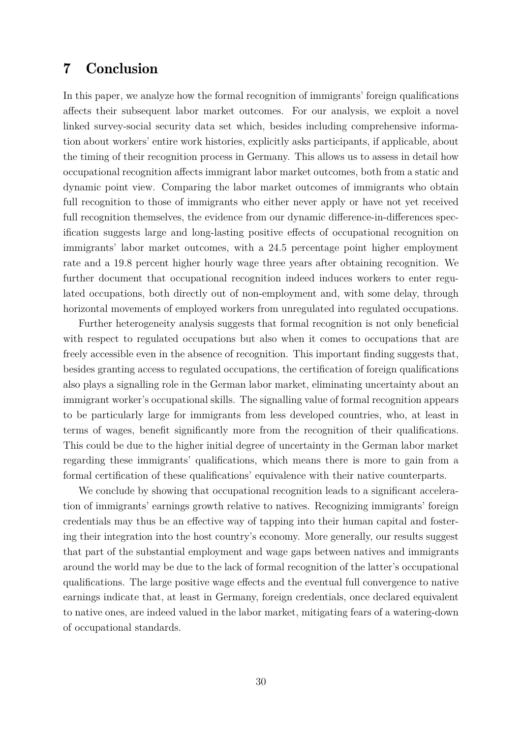## 7 Conclusion

In this paper, we analyze how the formal recognition of immigrants' foreign qualifications affects their subsequent labor market outcomes. For our analysis, we exploit a novel linked survey-social security data set which, besides including comprehensive information about workers' entire work histories, explicitly asks participants, if applicable, about the timing of their recognition process in Germany. This allows us to assess in detail how occupational recognition affects immigrant labor market outcomes, both from a static and dynamic point view. Comparing the labor market outcomes of immigrants who obtain full recognition to those of immigrants who either never apply or have not yet received full recognition themselves, the evidence from our dynamic difference-in-differences specification suggests large and long-lasting positive effects of occupational recognition on immigrants' labor market outcomes, with a 24.5 percentage point higher employment rate and a 19.8 percent higher hourly wage three years after obtaining recognition. We further document that occupational recognition indeed induces workers to enter regulated occupations, both directly out of non-employment and, with some delay, through horizontal movements of employed workers from unregulated into regulated occupations.

Further heterogeneity analysis suggests that formal recognition is not only beneficial with respect to regulated occupations but also when it comes to occupations that are freely accessible even in the absence of recognition. This important finding suggests that, besides granting access to regulated occupations, the certification of foreign qualifications also plays a signalling role in the German labor market, eliminating uncertainty about an immigrant worker's occupational skills. The signalling value of formal recognition appears to be particularly large for immigrants from less developed countries, who, at least in terms of wages, benefit significantly more from the recognition of their qualifications. This could be due to the higher initial degree of uncertainty in the German labor market regarding these immigrants' qualifications, which means there is more to gain from a formal certification of these qualifications' equivalence with their native counterparts.

We conclude by showing that occupational recognition leads to a significant acceleration of immigrants' earnings growth relative to natives. Recognizing immigrants' foreign credentials may thus be an effective way of tapping into their human capital and fostering their integration into the host country's economy. More generally, our results suggest that part of the substantial employment and wage gaps between natives and immigrants around the world may be due to the lack of formal recognition of the latter's occupational qualifications. The large positive wage effects and the eventual full convergence to native earnings indicate that, at least in Germany, foreign credentials, once declared equivalent to native ones, are indeed valued in the labor market, mitigating fears of a watering-down of occupational standards.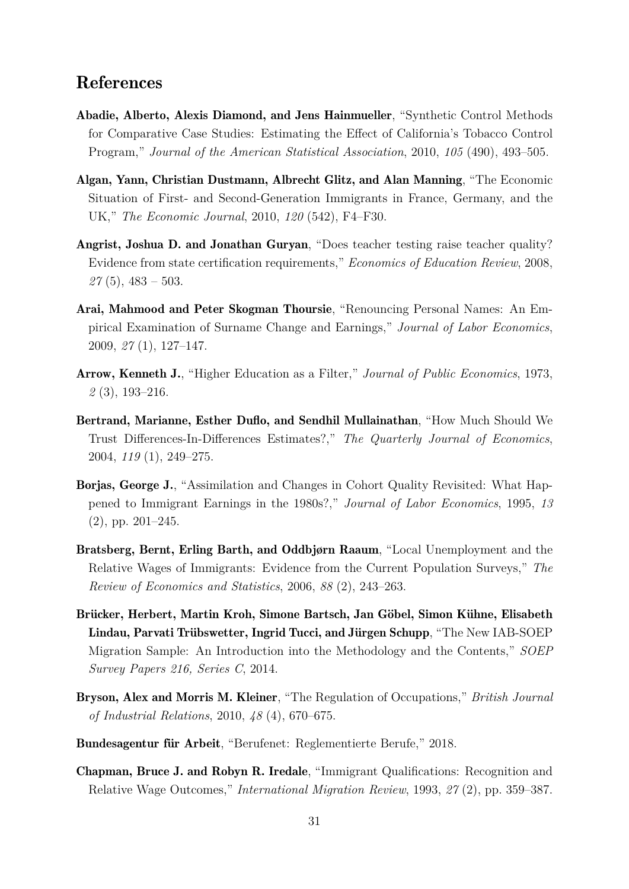# References

**Abadie, Alberto, Alexis Diamond, and Jens Hainmueller**, "Synthetic Control Methods for Comparative Case Studies: Estimating the Effect of California's Tobacco Control Program," *Journal of the American Statistical Association*, 2010, *105* (490), 493–505.

**Algan, Yann, Christian Dustmann, Albrecht Glitz, and Alan Manning**, "The Economic Situation of First- and Second-Generation Immigrants in France, Germany, and the UK," *The Economic Journal*, 2010, *120* (542), F4–F30.

**Angrist, Joshua D. and Jonathan Guryan**, "Does teacher testing raise teacher quality? Evidence from state certification requirements," *Economics of Education Review*, 2008, *27* (5), 483 – 503.

**Arai, Mahmood and Peter Skogman Thoursie**, "Renouncing Personal Names: An Empirical Examination of Surname Change and Earnings," *Journal of Labor Economics*, 2009, *27* (1), 127–147.

**Arrow, Kenneth J.**, "Higher Education as a Filter," *Journal of Public Economics*, 1973, *2* (3), 193–216.

**Bertrand, Marianne, Esther Duflo, and Sendhil Mullainathan**, "How Much Should We Trust Differences-In-Differences Estimates?," *The Quarterly Journal of Economics*, 2004, *119* (1), 249–275.

**Borjas, George J.**, "Assimilation and Changes in Cohort Quality Revisited: What Happened to Immigrant Earnings in the 1980s?," *Journal of Labor Economics*, 1995, *13* (2), pp. 201–245.

**Bratsberg, Bernt, Erling Barth, and Oddbjørn Raaum**, "Local Unemployment and the Relative Wages of Immigrants: Evidence from the Current Population Surveys," *The Review of Economics and Statistics*, 2006, *88* (2), 243–263.

**Brücker, Herbert, Martin Kroh, Simone Bartsch, Jan Göbel, Simon Kühne, Elisabeth Lindau, Parvati Trübswetter, Ingrid Tucci, and Jürgen Schupp**, "The New IAB-SOEP Migration Sample: An Introduction into the Methodology and the Contents," *SOEP Survey Papers 216, Series C*, 2014.

**Bryson, Alex and Morris M. Kleiner**, "The Regulation of Occupations," *British Journal of Industrial Relations*, 2010, *48* (4), 670–675.

**Bundesagentur für Arbeit**, "Berufenet: Reglementierte Berufe," 2018.

**Chapman, Bruce J. and Robyn R. Iredale**, "Immigrant Qualifications: Recognition and Relative Wage Outcomes," *International Migration Review*, 1993, *27* (2), pp. 359–387.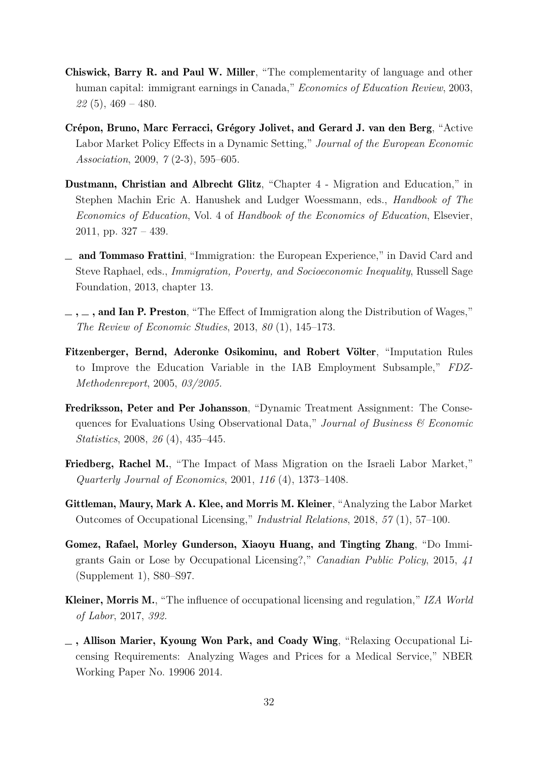**Chiswick, Barry R. and Paul W. Miller**, "The complementarity of language and other human capital: immigrant earnings in Canada," *Economics of Education Review*, 2003, *22* (5), 469 – 480.

**Crépon, Bruno, Marc Ferracci, Grégory Jolivet, and Gerard J. van den Berg**, "Active Labor Market Policy Effects in a Dynamic Setting," *Journal of the European Economic Association*, 2009, *7* (2-3), 595–605.

**Dustmann, Christian and Albrecht Glitz**, "Chapter 4 - Migration and Education," in Stephen Machin Eric A. Hanushek and Ludger Woessmann, eds., *Handbook of The Economics of Education*, Vol. 4 of *Handbook of the Economics of Education*, Elsevier, 2011, pp. 327 – 439.

__ **and Tommaso Frattini**, "Immigration: the European Experience," in David Card and Steve Raphael, eds., *Immigration, Poverty, and Socioeconomic Inequality*, Russell Sage Foundation, 2013, chapter 13.

__ **,** __ **, and Ian P. Preston**, "The Effect of Immigration along the Distribution of Wages," *The Review of Economic Studies*, 2013, *80* (1), 145–173.

**Fitzenberger, Bernd, Aderonke Osikominu, and Robert Völter**, "Imputation Rules to Improve the Education Variable in the IAB Employment Subsample," *FDZ-Methodenreport*, 2005, *03/2005.*

**Fredriksson, Peter and Per Johansson**, "Dynamic Treatment Assignment: The Consequences for Evaluations Using Observational Data," *Journal of Business & Economic Statistics*, 2008, *26* (4), 435–445.

**Friedberg, Rachel M.**, "The Impact of Mass Migration on the Israeli Labor Market," *Quarterly Journal of Economics*, 2001, *116* (4), 1373–1408.

**Gittleman, Maury, Mark A. Klee, and Morris M. Kleiner**, "Analyzing the Labor Market Outcomes of Occupational Licensing," *Industrial Relations*, 2018, *57* (1), 57–100.

**Gomez, Rafael, Morley Gunderson, Xiaoyu Huang, and Tingting Zhang**, "Do Immigrants Gain or Lose by Occupational Licensing?," *Canadian Public Policy*, 2015, *41* (Supplement 1), S80–S97.

**Kleiner, Morris M.**, "The influence of occupational licensing and regulation," *IZA World of Labor*, 2017, *392.*

__ **, Allison Marier, Kyoung Won Park, and Coady Wing**, "Relaxing Occupational Licensing Requirements: Analyzing Wages and Prices for a Medical Service," NBER Working Paper No. 19906 2014.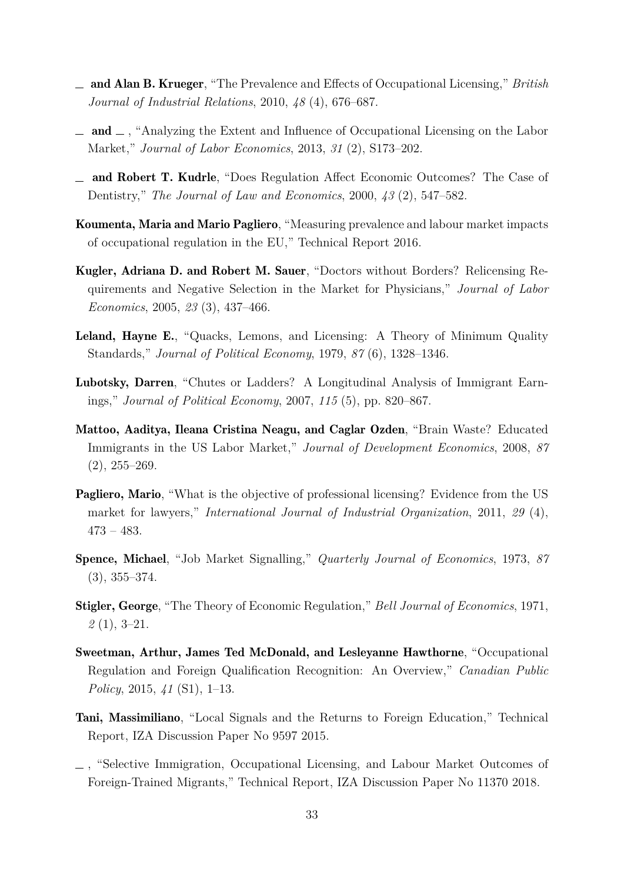— **and Alan B. Krueger**, "The Prevalence and Effects of Occupational Licensing," *British Journal of Industrial Relations*, 2010, *48* (4), 676–687.

— **and** — , "Analyzing the Extent and Influence of Occupational Licensing on the Labor Market," *Journal of Labor Economics*, 2013, *31* (2), S173–202.

— **and Robert T. Kudrle**, "Does Regulation Affect Economic Outcomes? The Case of Dentistry," *The Journal of Law and Economics*, 2000, *43* (2), 547–582.

**Koumenta, Maria and Mario Pagliero**, "Measuring prevalence and labour market impacts of occupational regulation in the EU," Technical Report 2016.

**Kugler, Adriana D. and Robert M. Sauer**, "Doctors without Borders? Relicensing Requirements and Negative Selection in the Market for Physicians," *Journal of Labor Economics*, 2005, *23* (3), 437–466.

**Leland, Hayne E.**, "Quacks, Lemons, and Licensing: A Theory of Minimum Quality Standards," *Journal of Political Economy*, 1979, *87* (6), 1328–1346.

**Lubotsky, Darren**, "Chutes or Ladders? A Longitudinal Analysis of Immigrant Earnings," *Journal of Political Economy*, 2007, *115* (5), pp. 820–867.

**Mattoo, Aaditya, Ileana Cristina Neagu, and Caglar Ozden**, "Brain Waste? Educated Immigrants in the US Labor Market," *Journal of Development Economics*, 2008, *87* (2), 255–269.

**Pagliero, Mario**, "What is the objective of professional licensing? Evidence from the US market for lawyers," *International Journal of Industrial Organization*, 2011, *29* (4), 473 – 483.

**Spence, Michael**, "Job Market Signalling," *Quarterly Journal of Economics*, 1973, *87* (3), 355–374.

**Stigler, George**, "The Theory of Economic Regulation," *Bell Journal of Economics*, 1971, *2* (1), 3–21.

**Sweetman, Arthur, James Ted McDonald, and Lesleyanne Hawthorne**, "Occupational Regulation and Foreign Qualification Recognition: An Overview," *Canadian Public Policy*, 2015, *41* (S1), 1–13.

**Tani, Massimiliano**, "Local Signals and the Returns to Foreign Education," Technical Report, IZA Discussion Paper No 9597 2015.

— , "Selective Immigration, Occupational Licensing, and Labour Market Outcomes of Foreign-Trained Migrants," Technical Report, IZA Discussion Paper No 11370 2018.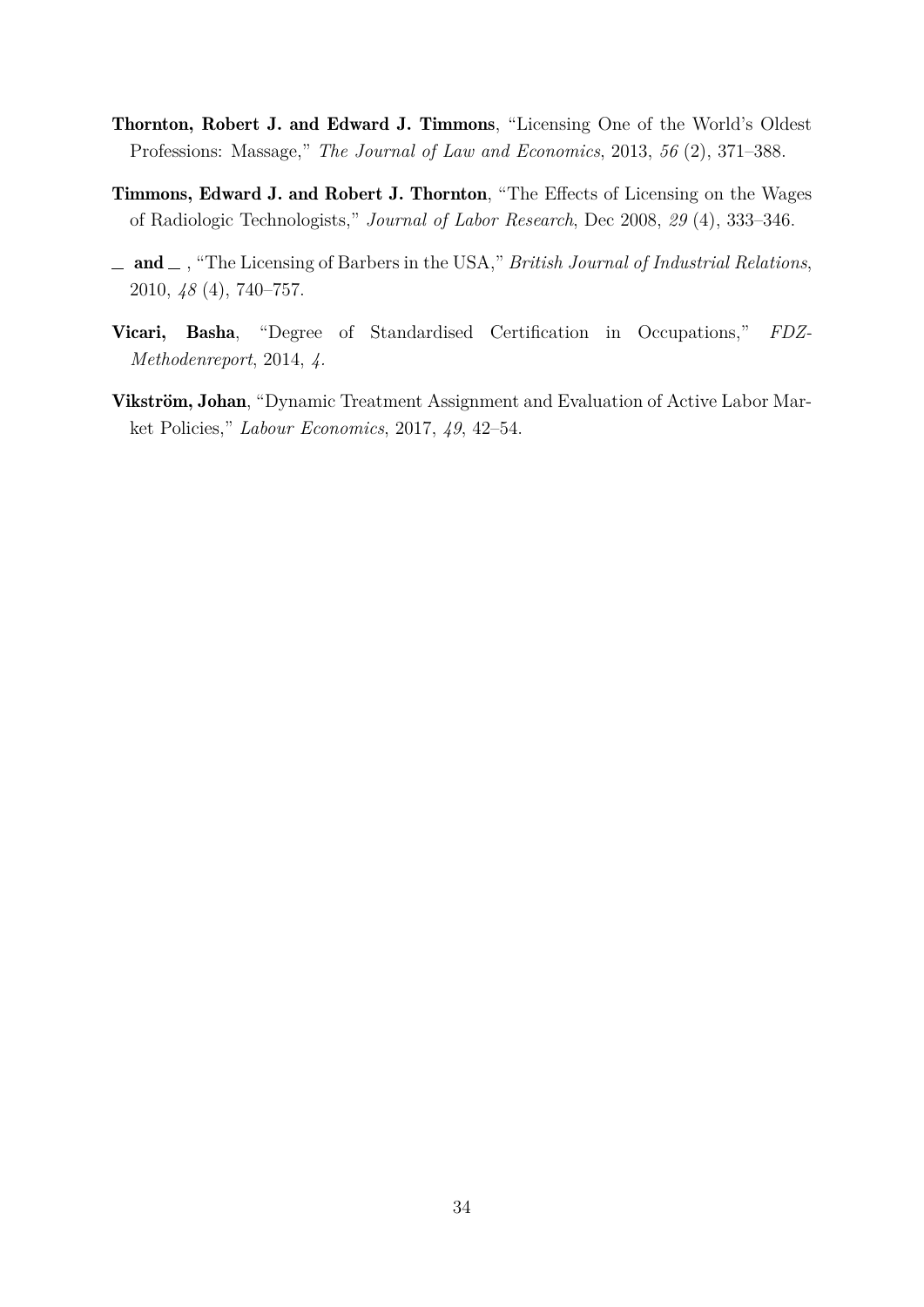**Thornton, Robert J. and Edward J. Timmons**, "Licensing One of the World's Oldest Professions: Massage," *The Journal of Law and Economics*, 2013, *56* (2), 371–388.

**Timmons, Edward J. and Robert J. Thornton**, "The Effects of Licensing on the Wages of Radiologic Technologists," *Journal of Labor Research*, Dec 2008, *29* (4), 333–346.

**\_ and \_** , "The Licensing of Barbers in the USA," *British Journal of Industrial Relations*, 2010, *48* (4), 740–757.

**Vicari, Basha**, "Degree of Standardised Certification in Occupations," *FDZ-Methodenreport*, 2014, *4*.

**Vikström, Johan**, "Dynamic Treatment Assignment and Evaluation of Active Labor Market Policies," *Labour Economics*, 2017, *49*, 42–54.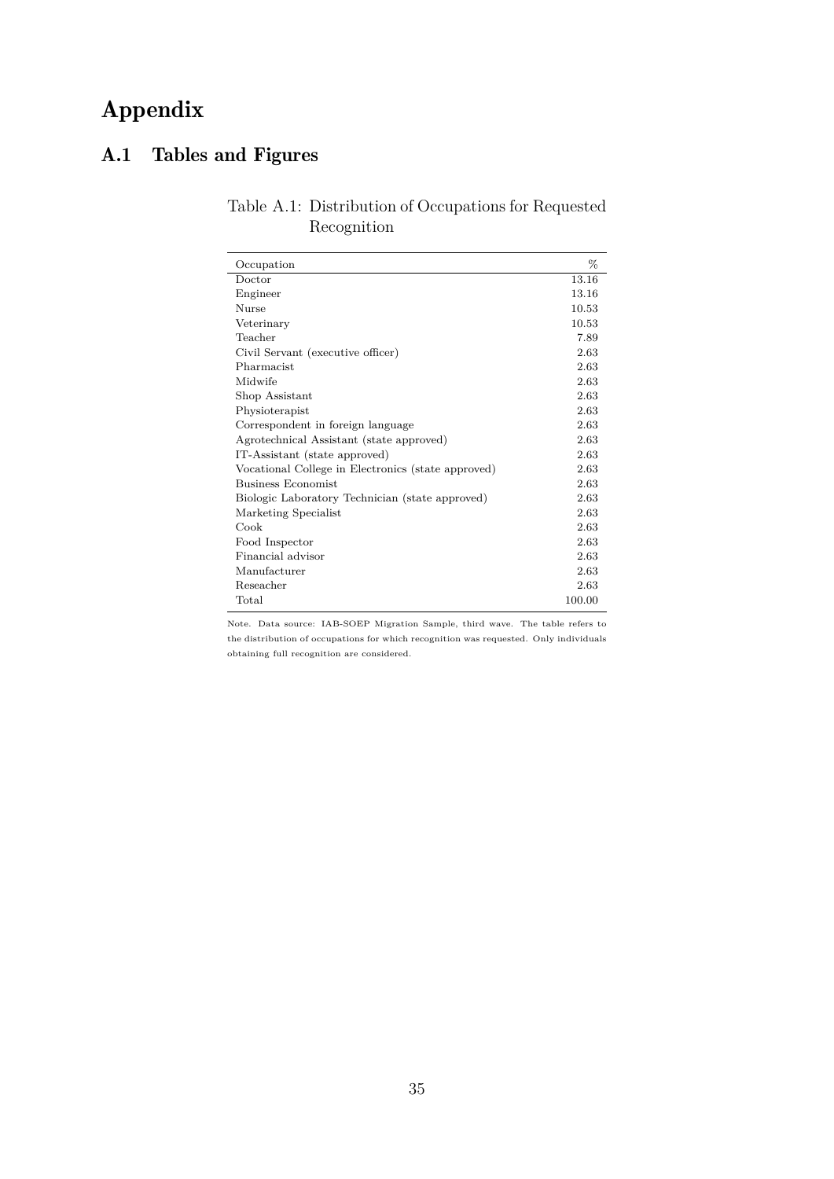# Appendix

## A.1 Tables and Figures

Table A.1: Distribution of Occupations for Requested Recognition

| Occupation | % |
|---|---|
| Doctor | 13.16 |
| Engineer | 13.16 |
| Nurse | 10.53 |
| Veterinary | 10.53 |
| Teacher | 7.89 |
| Civil Servant (executive officer) | 2.63 |
| Pharmacist | 2.63 |
| Midwife | 2.63 |
| Shop Assistant | 2.63 |
| Physioterapist | 2.63 |
| Correspondent in foreign language | 2.63 |
| Agrotechnical Assistant (state approved) | 2.63 |
| IT-Assistant (state approved) | 2.63 |
| Vocational College in Electronics (state approved) | 2.63 |
| Business Economist | 2.63 |
| Biologic Laboratory Technician (state approved) | 2.63 |
| Marketing Specialist | 2.63 |
| Cook | 2.63 |
| Food Inspector | 2.63 |
| Financial advisor | 2.63 |
| Manufacturer | 2.63 |
| Reseacher | 2.63 |
| Total | 100.00 |

Note. Data source: IAB-SOEP Migration Sample, third wave. The table refers to the distribution of occupations for which recognition was requested. Only individuals obtaining full recognition are considered.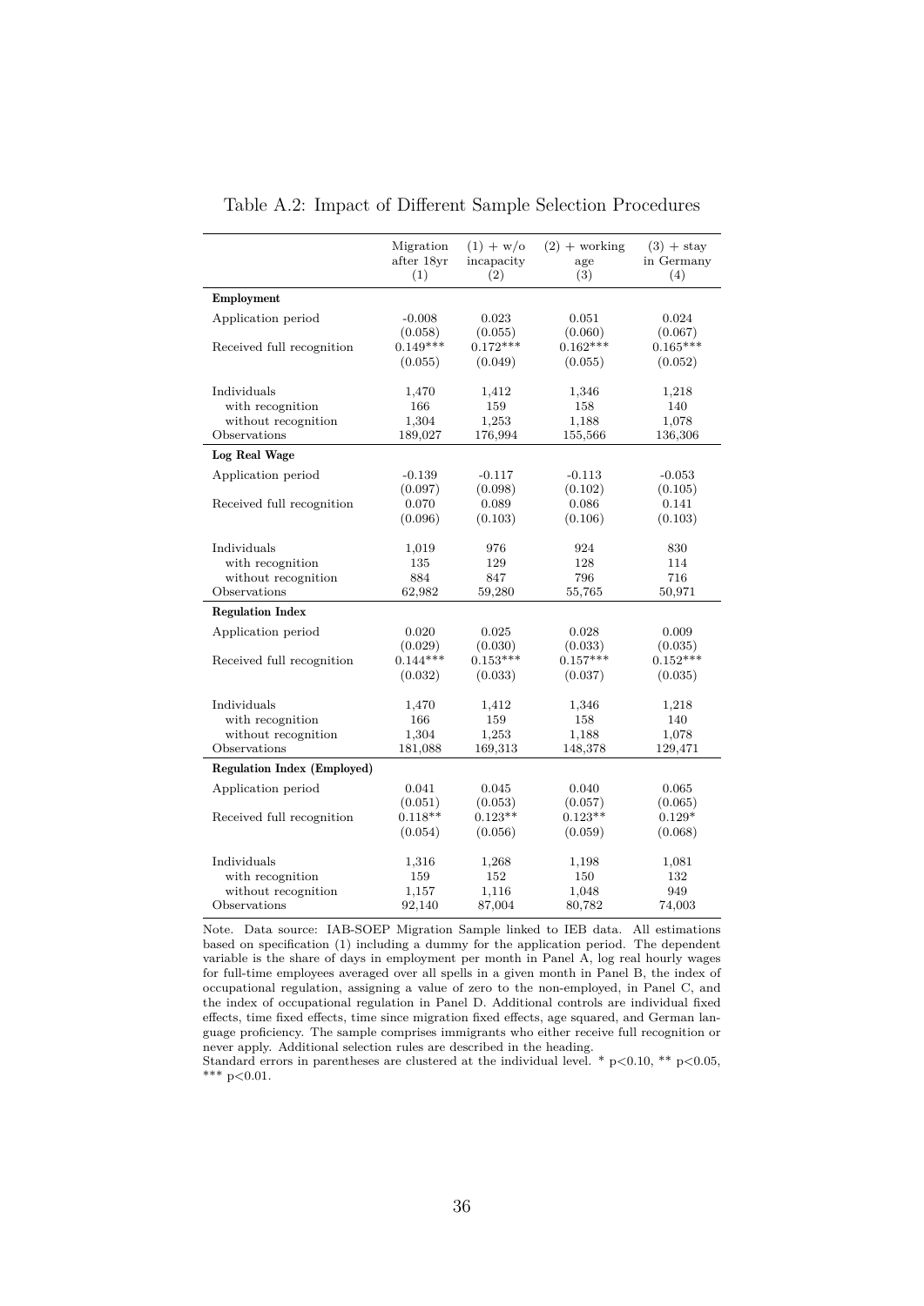Table A.2: Impact of Different Sample Selection Procedures

| | Migration after 18yr (1) | (1) + w/o incapacity (2) | (2) + working age (3) | (3) + stay in Germany (4) |
|---|---|---|---|---|
| **Employment** | | | | |
| Application period | -0.008 | 0.023 | 0.051 | 0.024 |
| | (0.058) | (0.055) | (0.060) | (0.067) |
| Received full recognition | 0.149*** | 0.172*** | 0.162*** | 0.165*** |
| | (0.055) | (0.049) | (0.055) | (0.052) |
| Individuals | 1,470 | 1,412 | 1,346 | 1,218 |
| with recognition | 166 | 159 | 158 | 140 |
| without recognition | 1,304 | 1,253 | 1,188 | 1,078 |
| Observations | 189,027 | 176,994 | 155,566 | 136,306 |
| **Log Real Wage** | | | | |
| Application period | -0.139 | -0.117 | -0.113 | -0.053 |
| | (0.097) | (0.098) | (0.102) | (0.105) |
| Received full recognition | 0.070 | 0.089 | 0.086 | 0.141 |
| | (0.096) | (0.103) | (0.106) | (0.103) |
| Individuals | 1,019 | 976 | 924 | 830 |
| with recognition | 135 | 129 | 128 | 114 |
| without recognition | 884 | 847 | 796 | 716 |
| Observations | 62,982 | 59,280 | 55,765 | 50,971 |
| **Regulation Index** | | | | |
| Application period | 0.020 | 0.025 | 0.028 | 0.009 |
| | (0.029) | (0.030) | (0.033) | (0.035) |
| Received full recognition | 0.144*** | 0.153*** | 0.157*** | 0.152*** |
| | (0.032) | (0.033) | (0.037) | (0.035) |
| Individuals | 1,470 | 1,412 | 1,346 | 1,218 |
| with recognition | 166 | 159 | 158 | 140 |
| without recognition | 1,304 | 1,253 | 1,188 | 1,078 |
| Observations | 181,088 | 169,313 | 148,378 | 129,471 |
| **Regulation Index (Employed)** | | | | |
| Application period | 0.041 | 0.045 | 0.040 | 0.065 |
| | (0.051) | (0.053) | (0.057) | (0.065) |
| Received full recognition | 0.118** | 0.123** | 0.123** | 0.129* |
| | (0.054) | (0.056) | (0.059) | (0.068) |
| Individuals | 1,316 | 1,268 | 1,198 | 1,081 |
| with recognition | 159 | 152 | 150 | 132 |
| without recognition | 1,157 | 1,116 | 1,048 | 949 |
| Observations | 92,140 | 87,004 | 80,782 | 74,003 |

Note. Data source: IAB-SOEP Migration Sample linked to IEB data. All estimations based on specification (1) including a dummy for the application period. The dependent variable is the share of days in employment per month in Panel A, log real hourly wages for full-time employees averaged over all spells in a given month in Panel B, the index of occupational regulation, assigning a value of zero to the non-employed, in Panel C, and the index of occupational regulation in Panel D. Additional controls are individual fixed effects, time fixed effects, time since migration fixed effects, age squared, and German language proficiency. The sample comprises immigrants who either receive full recognition or never apply. Additional selection rules are described in the heading.
Standard errors in parentheses are clustered at the individual level. * $p<0.10$, ** $p<0.05$, *** $p<0.01$.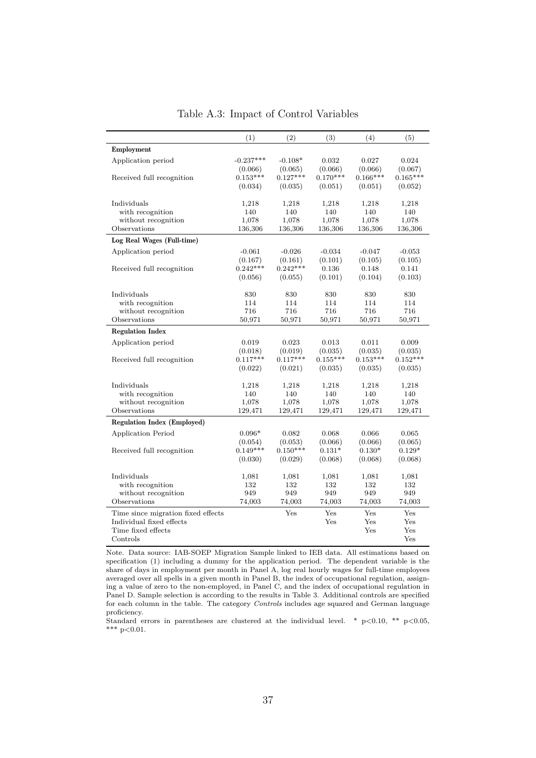# Table A.3: Impact of Control Variables

| | (1) | (2) | (3) | (4) | (5) |
|---|---|---|---|---|---|
| **Employment** | | | | | |
| Application period | -0.237*** | -0.108* | 0.032 | 0.027 | 0.024 |
| | (0.066) | (0.065) | (0.066) | (0.066) | (0.067) |
| Received full recognition | 0.153*** | 0.127*** | 0.170*** | 0.166*** | 0.165*** |
| | (0.034) | (0.035) | (0.051) | (0.051) | (0.052) |
| Individuals | 1,218 | 1,218 | 1,218 | 1,218 | 1,218 |
| with recognition | 140 | 140 | 140 | 140 | 140 |
| without recognition | 1,078 | 1,078 | 1,078 | 1,078 | 1,078 |
| Observations | 136,306 | 136,306 | 136,306 | 136,306 | 136,306 |
| **Log Real Wages (Full-time)** | | | | | |
| Application period | -0.061 | -0.026 | -0.034 | -0.047 | -0.053 |
| | (0.167) | (0.161) | (0.101) | (0.105) | (0.105) |
| Received full recognition | 0.242*** | 0.242*** | 0.136 | 0.148 | 0.141 |
| | (0.056) | (0.055) | (0.101) | (0.104) | (0.103) |
| Individuals | 830 | 830 | 830 | 830 | 830 |
| with recognition | 114 | 114 | 114 | 114 | 114 |
| without recognition | 716 | 716 | 716 | 716 | 716 |
| Observations | 50,971 | 50,971 | 50,971 | 50,971 | 50,971 |
| **Regulation Index** | | | | | |
| Application period | 0.019 | 0.023 | 0.013 | 0.011 | 0.009 |
| | (0.018) | (0.019) | (0.035) | (0.035) | (0.035) |
| Received full recognition | 0.117*** | 0.117*** | 0.155*** | 0.153*** | 0.152*** |
| | (0.022) | (0.021) | (0.035) | (0.035) | (0.035) |
| Individuals | 1,218 | 1,218 | 1,218 | 1,218 | 1,218 |
| with recognition | 140 | 140 | 140 | 140 | 140 |
| without recognition | 1,078 | 1,078 | 1,078 | 1,078 | 1,078 |
| Observations | 129,471 | 129,471 | 129,471 | 129,471 | 129,471 |
| **Regulation Index (Employed)** | | | | | |
| Application Period | 0.096* | 0.082 | 0.068 | 0.066 | 0.065 |
| | (0.054) | (0.053) | (0.066) | (0.066) | (0.065) |
| Received full recognition | 0.149*** | 0.150*** | 0.131* | 0.130* | 0.129* |
| | (0.030) | (0.029) | (0.068) | (0.068) | (0.068) |
| Individuals | 1,081 | 1,081 | 1,081 | 1,081 | 1,081 |
| with recognition | 132 | 132 | 132 | 132 | 132 |
| without recognition | 949 | 949 | 949 | 949 | 949 |
| Observations | 74,003 | 74,003 | 74,003 | 74,003 | 74,003 |
| Time since migration fixed effects | | Yes | Yes | Yes | Yes |
| Individual fixed effects | | | Yes | Yes | Yes |
| Time fixed effects | | | | Yes | Yes |
| Controls | | | | | Yes |

Note. Data source: IAB-SOEP Migration Sample linked to IEB data. All estimations based on specification (1) including a dummy for the application period. The dependent variable is the share of days in employment per month in Panel A, log real hourly wages for full-time employees averaged over all spells in a given month in Panel B, the index of occupational regulation, assigning a value of zero to the non-employed, in Panel C, and the index of occupational regulation in Panel D. Sample selection is according to the results in Table 3. Additional controls are specified for each column in the table. The category *Controls* includes age squared and German language proficiency.

Standard errors in parentheses are clustered at the individual level. * $p<0.10$, ** $p<0.05$, *** $p<0.01$.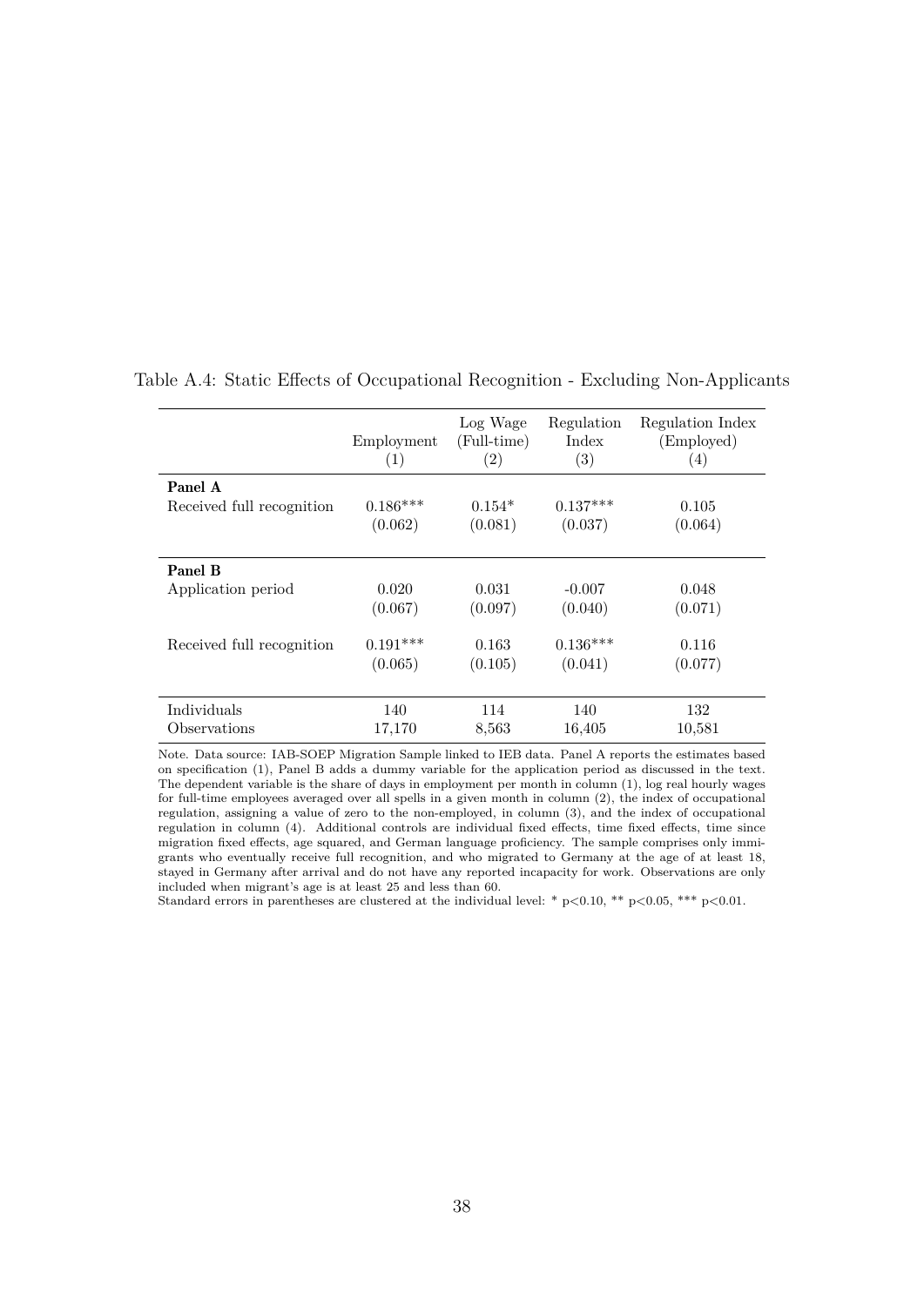Table A.4: Static Effects of Occupational Recognition - Excluding Non-Applicants

| | Employment (1) | Log Wage (Full-time) (2) | Regulation Index (3) | Regulation Index (Employed) (4) |
|---|---|---|---|---|
| **Panel A** | | | | |
| Received full recognition | 0.186*** | 0.154* | 0.137*** | 0.105 |
| | (0.062) | (0.081) | (0.037) | (0.064) |
| **Panel B** | | | | |
| Application period | 0.020 | 0.031 | -0.007 | 0.048 |
| | (0.067) | (0.097) | (0.040) | (0.071) |
| Received full recognition | 0.191*** | 0.163 | 0.136*** | 0.116 |
| | (0.065) | (0.105) | (0.041) | (0.077) |
| Individuals | 140 | 114 | 140 | 132 |
| Observations | 17,170 | 8,563 | 16,405 | 10,581 |

Note. Data source: IAB-SOEP Migration Sample linked to IEB data. Panel A reports the estimates based on specification (1), Panel B adds a dummy variable for the application period as discussed in the text. The dependent variable is the share of days in employment per month in column (1), log real hourly wages for full-time employees averaged over all spells in a given month in column (2), the index of occupational regulation, assigning a value of zero to the non-employed, in column (3), and the index of occupational regulation in column (4). Additional controls are individual fixed effects, time fixed effects, time since migration fixed effects, age squared, and German language proficiency. The sample comprises only immigrants who eventually receive full recognition, and who migrated to Germany at the age of at least 18, stayed in Germany after arrival and do not have any reported incapacity for work. Observations are only included when migrant's age is at least 25 and less than 60.
Standard errors in parentheses are clustered at the individual level: * $p<0.10$, ** $p<0.05$, *** $p<0.01$.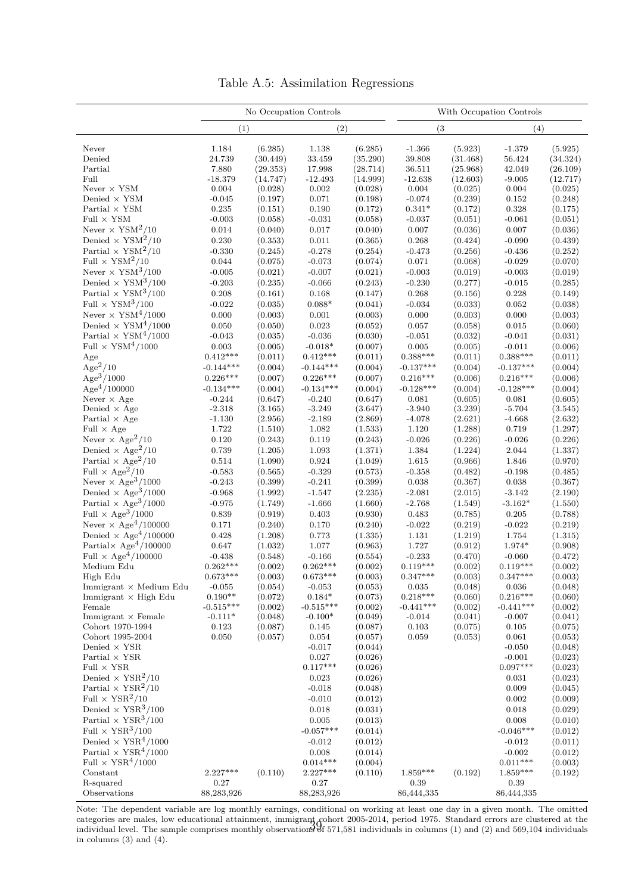# Table A.5: Assimilation Regressions

| | No Occupation Controls | | | | With Occupation Controls | | | |
|---|---|---|---|---|---|---|---|---|
| | (1) | | (2) | | (3 | | (4) | |
| Never | 1.184 | (6.285) | 1.138 | (6.285) | -1.366 | (5.923) | -1.379 | (5.925) |
| Denied | 24.739 | (30.449) | 33.459 | (35.290) | 39.808 | (31.468) | 56.424 | (34.324) |
| Partial | 7.880 | (29.353) | 17.998 | (28.714) | 36.511 | (25.968) | 42.049 | (26.109) |
| Full | -18.379 | (14.747) | -12.493 | (14.999) | -12.638 | (12.603) | -9.005 | (12.717) |
| Never × YSM | 0.004 | (0.028) | 0.002 | (0.028) | 0.004 | (0.025) | 0.004 | (0.025) |
| Denied × YSM | -0.045 | (0.197) | 0.071 | (0.198) | -0.074 | (0.239) | 0.152 | (0.248) |
| Partial × YSM | 0.235 | (0.151) | 0.190 | (0.172) | 0.341* | (0.172) | 0.328 | (0.175) |
| Full × YSM | -0.003 | (0.058) | -0.031 | (0.058) | -0.037 | (0.051) | -0.061 | (0.051) |
| Never × $\text{YSM}^2/10$ | 0.014 | (0.040) | 0.017 | (0.040) | 0.007 | (0.036) | 0.007 | (0.036) |
| Denied × $\text{YSM}^2/10$ | 0.230 | (0.353) | 0.011 | (0.365) | 0.268 | (0.424) | -0.090 | (0.439) |
| Partial × $\text{YSM}^2/10$ | -0.330 | (0.245) | -0.278 | (0.254) | -0.473 | (0.256) | -0.436 | (0.252) |
| Full × $\text{YSM}^2/10$ | 0.044 | (0.075) | -0.073 | (0.074) | 0.071 | (0.068) | -0.029 | (0.070) |
| Never × $\text{YSM}^3/100$ | -0.005 | (0.021) | -0.007 | (0.021) | -0.003 | (0.019) | -0.003 | (0.019) |
| Denied × $\text{YSM}^3/100$ | -0.203 | (0.235) | -0.066 | (0.243) | -0.230 | (0.277) | -0.015 | (0.285) |
| Partial × $\text{YSM}^3/100$ | 0.208 | (0.161) | 0.168 | (0.147) | 0.268 | (0.156) | 0.228 | (0.149) |
| Full × $\text{YSM}^3/100$ | -0.022 | (0.035) | 0.088* | (0.041) | -0.034 | (0.033) | 0.052 | (0.038) |
| Never × $\text{YSM}^4/1000$ | 0.000 | (0.003) | 0.001 | (0.003) | 0.000 | (0.003) | 0.000 | (0.003) |
| Denied × $\text{YSM}^4/1000$ | 0.050 | (0.050) | 0.023 | (0.052) | 0.057 | (0.058) | 0.015 | (0.060) |
| Partial × $\text{YSM}^4/1000$ | -0.043 | (0.035) | -0.036 | (0.030) | -0.051 | (0.032) | -0.041 | (0.031) |
| Full × $\text{YSM}^4/1000$ | 0.003 | (0.005) | -0.018* | (0.007) | 0.005 | (0.005) | -0.011 | (0.006) |
| Age | 0.412*** | (0.011) | 0.412*** | (0.011) | 0.388*** | (0.011) | 0.388*** | (0.011) |
| $\text{Age}^2/10$ | -0.144*** | (0.004) | -0.144*** | (0.004) | -0.137*** | (0.004) | -0.137*** | (0.004) |
| $\text{Age}^3/1000$ | 0.226*** | (0.007) | 0.226*** | (0.007) | 0.216*** | (0.006) | 0.216*** | (0.006) |
| $\text{Age}^4/100000$ | -0.134*** | (0.004) | -0.134*** | (0.004) | -0.128*** | (0.004) | -0.128*** | (0.004) |
| Never × Age | -0.244 | (0.647) | -0.240 | (0.647) | 0.081 | (0.605) | 0.081 | (0.605) |
| Denied × Age | -2.318 | (3.165) | -3.249 | (3.647) | -3.940 | (3.239) | -5.704 | (3.545) |
| Partial × Age | -1.130 | (2.956) | -2.189 | (2.869) | -4.078 | (2.621) | -4.668 | (2.632) |
| Full × Age | 1.722 | (1.510) | 1.082 | (1.533) | 1.120 | (1.288) | 0.719 | (1.297) |
| Never × $\text{Age}^2/10$ | 0.120 | (0.243) | 0.119 | (0.243) | -0.026 | (0.226) | -0.026 | (0.226) |
| Denied × $\text{Age}^2/10$ | 0.739 | (1.205) | 1.093 | (1.371) | 1.384 | (1.224) | 2.044 | (1.337) |
| Partial × $\text{Age}^2/10$ | 0.514 | (1.090) | 0.924 | (1.049) | 1.615 | (0.966) | 1.846 | (0.970) |
| Full × $\text{Age}^2/10$ | -0.583 | (0.565) | -0.329 | (0.573) | -0.358 | (0.482) | -0.198 | (0.485) |
| Never × $\text{Age}^3/1000$ | -0.243 | (0.399) | -0.241 | (0.399) | 0.038 | (0.367) | 0.038 | (0.367) |
| Denied × $\text{Age}^3/1000$ | -0.968 | (1.992) | -1.547 | (2.235) | -2.081 | (2.015) | -3.142 | (2.190) |
| Partial × $\text{Age}^3/1000$ | -0.975 | (1.749) | -1.666 | (1.660) | -2.768 | (1.549) | -3.162* | (1.550) |
| Full × $\text{Age}^3/1000$ | 0.839 | (0.919) | 0.403 | (0.930) | 0.483 | (0.785) | 0.205 | (0.788) |
| Never × $\text{Age}^4/100000$ | 0.171 | (0.240) | 0.170 | (0.240) | -0.022 | (0.219) | -0.022 | (0.219) |
| Denied × $\text{Age}^4/100000$ | 0.428 | (1.208) | 0.773 | (1.335) | 1.131 | (1.219) | 1.754 | (1.315) |
| Partial× $\text{Age}^4/100000$ | 0.647 | (1.032) | 1.077 | (0.963) | 1.727 | (0.912) | 1.974* | (0.908) |
| Full × $\text{Age}^4/100000$ | -0.438 | (0.548) | -0.166 | (0.554) | -0.233 | (0.470) | -0.060 | (0.472) |
| Medium Edu | 0.262*** | (0.002) | 0.262*** | (0.002) | 0.119*** | (0.002) | 0.119*** | (0.002) |
| High Edu | 0.673*** | (0.003) | 0.673*** | (0.003) | 0.347*** | (0.003) | 0.347*** | (0.003) |
| Immigrant × Medium Edu | -0.055 | (0.054) | -0.053 | (0.053) | 0.035 | (0.048) | 0.036 | (0.048) |
| Immigrant × High Edu | 0.190** | (0.072) | 0.184* | (0.073) | 0.218*** | (0.060) | 0.216*** | (0.060) |
| Female | -0.515*** | (0.002) | -0.515*** | (0.002) | -0.441*** | (0.002) | -0.441*** | (0.002) |
| Immigrant × Female | -0.111* | (0.048) | -0.100* | (0.049) | -0.014 | (0.041) | -0.007 | (0.041) |
| Cohort 1970-1994 | 0.123 | (0.087) | 0.145 | (0.087) | 0.103 | (0.075) | 0.105 | (0.075) |
| Cohort 1995-2004 | 0.050 | (0.057) | 0.054 | (0.057) | 0.059 | (0.053) | 0.061 | (0.053) |
| Denied × YSR | | | -0.017 | (0.044) | | | -0.050 | (0.048) |
| Partial × YSR | | | 0.027 | (0.026) | | | -0.001 | (0.023) |
| Full × YSR | | | 0.117*** | (0.026) | | | 0.097*** | (0.023) |
| Denied × $\text{YSR}^2/10$ | | | 0.023 | (0.026) | | | 0.031 | (0.023) |
| Partial × $\text{YSR}^2/10$ | | | -0.018 | (0.048) | | | 0.009 | (0.045) |
| Full × $\text{YSR}^2/10$ | | | -0.010 | (0.012) | | | 0.002 | (0.009) |
| Denied × $\text{YSR}^3/100$ | | | 0.018 | (0.031) | | | 0.018 | (0.029) |
| Partial × $\text{YSR}^3/100$ | | | 0.005 | (0.013) | | | 0.008 | (0.010) |
| Full × $\text{YSR}^3/100$ | | | -0.057*** | (0.014) | | | -0.046*** | (0.012) |
| Denied × $\text{YSR}^4/1000$ | | | -0.012 | (0.012) | | | -0.012 | (0.011) |
| Partial × $\text{YSR}^4/1000$ | | | 0.008 | (0.014) | | | -0.002 | (0.012) |
| Full × $\text{YSR}^4/1000$ | | | 0.014*** | (0.004) | | | 0.011*** | (0.003) |
| Constant | 2.227*** | (0.110) | 2.227*** | (0.110) | 1.859*** | (0.192) | 1.859*** | (0.192) |
| R-squared | 0.27 | | 0.27 | | 0.39 | | 0.39 | |
| Observations | 88,283,926 | | 88,283,926 | | 86,444,335 | | 86,444,335 | |

Note: The dependent variable are log monthly earnings, conditional on working at least one day in a given month. The omitted categories are males, low educational attainment, immigrant cohort 2005-2014, period 1975. Standard errors are clustered at the individual level. The sample comprises monthly observations of 571,581 individuals in columns (1) and (2) and 569,104 individuals in columns (3) and (4).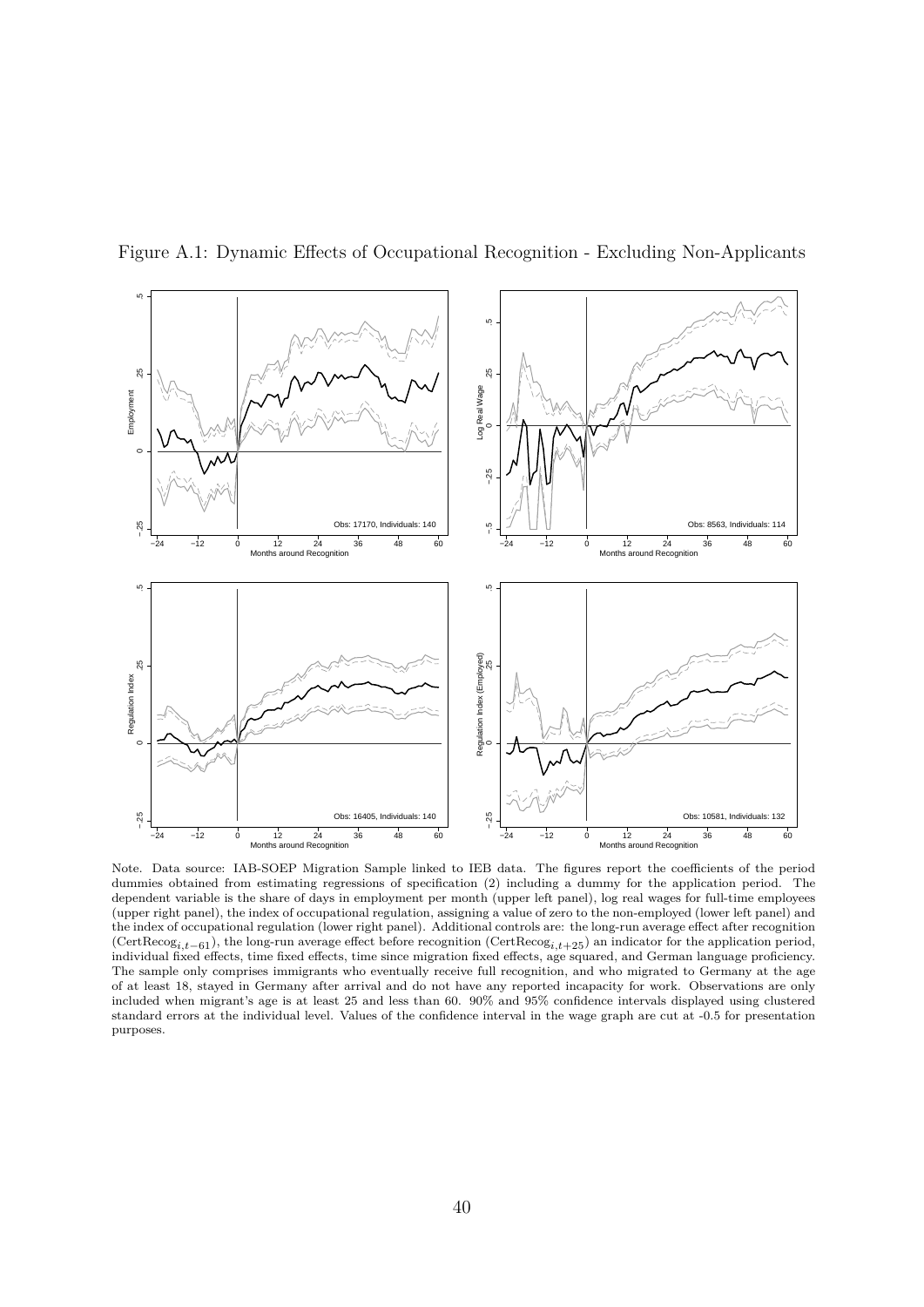Figure A.1: Dynamic Effects of Occupational Recognition - Excluding Non-Applicants

Note. Data source: IAB-SOEP Migration Sample linked to IEB data. The figures report the coefficients of the period dummies obtained from estimating regressions of specification (2) including a dummy for the application period. The dependent variable is the share of days in employment per month (upper left panel), log real wages for full-time employees (upper right panel), the index of occupational regulation, assigning a value of zero to the non-employed (lower left panel) and the index of occupational regulation (lower right panel). Additional controls are: the long-run average effect after recognition ($\text{CertRecog}_{i,t-61}$), the long-run average effect before recognition ($\text{CertRecog}_{i,t+25}$) an indicator for the application period, individual fixed effects, time fixed effects, time since migration fixed effects, age squared, and German language proficiency. The sample only comprises immigrants who eventually receive full recognition, and who migrated to Germany at the age of at least 18, stayed in Germany after arrival and do not have any reported incapacity for work. Observations are only included when migrant's age is at least 25 and less than 60. 90% and 95% confidence intervals displayed using clustered standard errors at the individual level. Values of the confidence interval in the wage graph are cut at -0.5 for presentation purposes.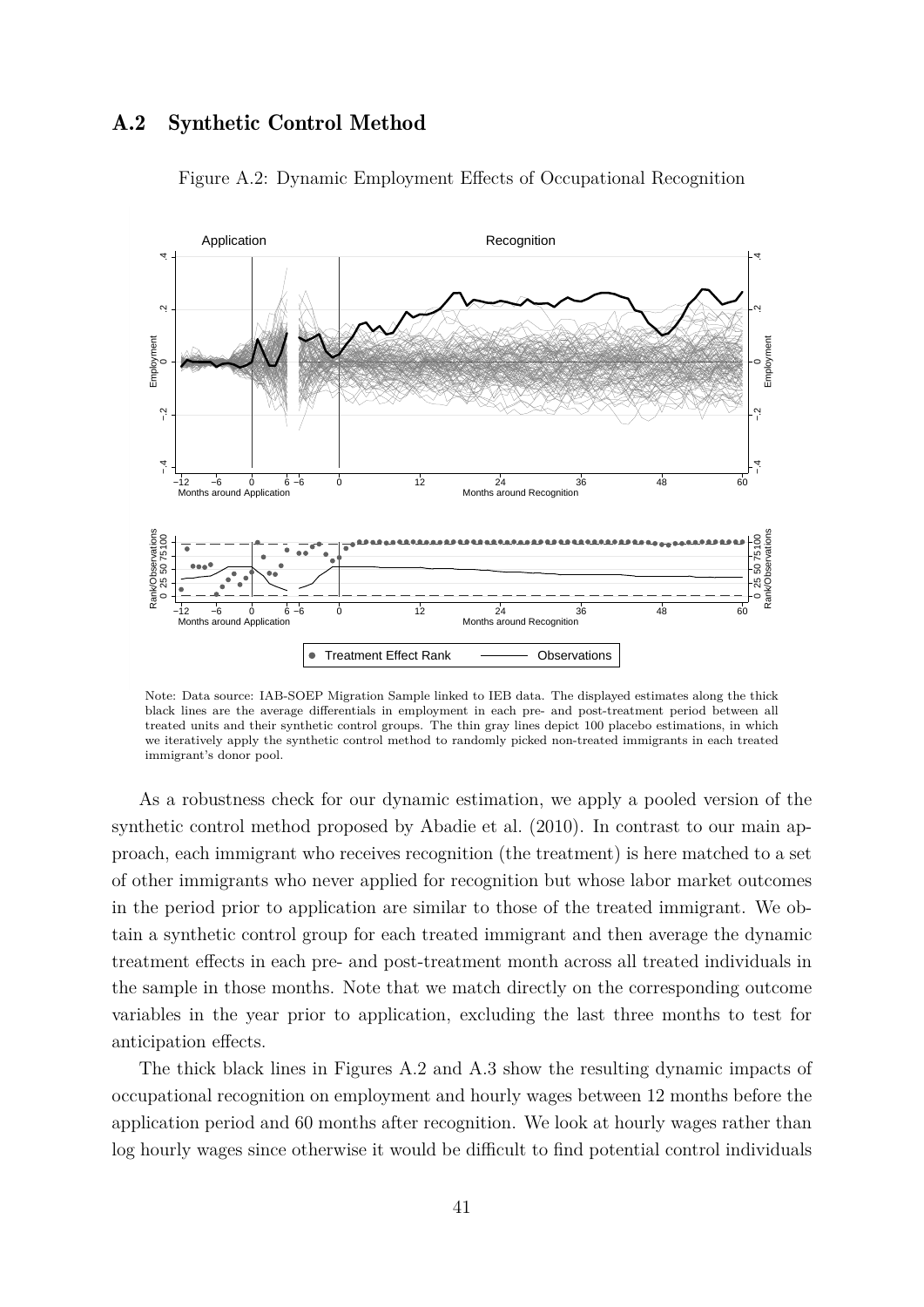## A.2 Synthetic Control Method

Figure A.2: Dynamic Employment Effects of Occupational Recognition

Note: Data source: IAB-SOEP Migration Sample linked to IEB data. The displayed estimates along the thick black lines are the average differentials in employment in each pre- and post-treatment period between all treated units and their synthetic control groups. The thin gray lines depict 100 placebo estimations, in which we iteratively apply the synthetic control method to randomly picked non-treated immigrants in each treated immigrant's donor pool.

As a robustness check for our dynamic estimation, we apply a pooled version of the synthetic control method proposed by Abadie et al. (2010). In contrast to our main approach, each immigrant who receives recognition (the treatment) is here matched to a set of other immigrants who never applied for recognition but whose labor market outcomes in the period prior to application are similar to those of the treated immigrant. We obtain a synthetic control group for each treated immigrant and then average the dynamic treatment effects in each pre- and post-treatment month across all treated individuals in the sample in those months. Note that we match directly on the corresponding outcome variables in the year prior to application, excluding the last three months to test for anticipation effects.

The thick black lines in Figures A.2 and A.3 show the resulting dynamic impacts of occupational recognition on employment and hourly wages between 12 months before the application period and 60 months after recognition. We look at hourly wages rather than log hourly wages since otherwise it would be difficult to find potential control individuals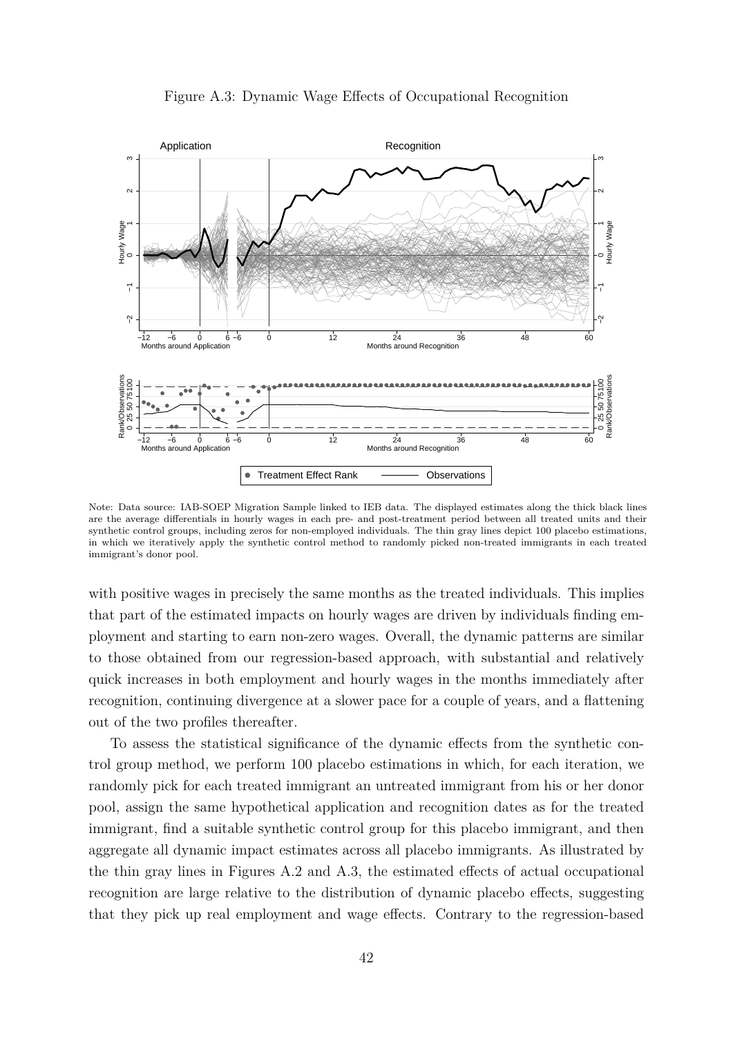Figure A.3: Dynamic Wage Effects of Occupational Recognition

Note: Data source: IAB-SOEP Migration Sample linked to IEB data. The displayed estimates along the thick black lines are the average differentials in hourly wages in each pre- and post-treatment period between all treated units and their synthetic control groups, including zeros for non-employed individuals. The thin gray lines depict 100 placebo estimations, in which we iteratively apply the synthetic control method to randomly picked non-treated immigrants in each treated immigrant's donor pool.

with positive wages in precisely the same months as the treated individuals. This implies that part of the estimated impacts on hourly wages are driven by individuals finding employment and starting to earn non-zero wages. Overall, the dynamic patterns are similar to those obtained from our regression-based approach, with substantial and relatively quick increases in both employment and hourly wages in the months immediately after recognition, continuing divergence at a slower pace for a couple of years, and a flattening out of the two profiles thereafter.

To assess the statistical significance of the dynamic effects from the synthetic control group method, we perform 100 placebo estimations in which, for each iteration, we randomly pick for each treated immigrant an untreated immigrant from his or her donor pool, assign the same hypothetical application and recognition dates as for the treated immigrant, find a suitable synthetic control group for this placebo immigrant, and then aggregate all dynamic impact estimates across all placebo immigrants. As illustrated by the thin gray lines in Figures A.2 and A.3, the estimated effects of actual occupational recognition are large relative to the distribution of dynamic placebo effects, suggesting that they pick up real employment and wage effects. Contrary to the regression-based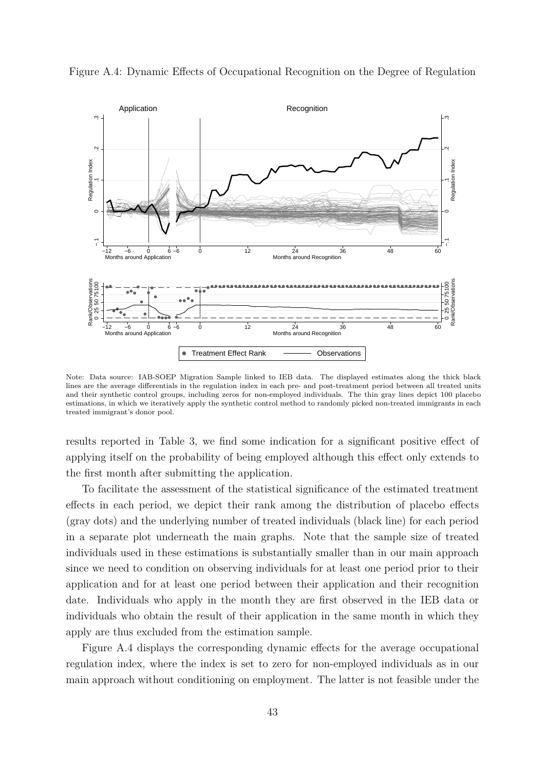Figure A.4: Dynamic Effects of Occupational Recognition on the Degree of Regulation

Note: Data source: IAB-SOEP Migration Sample linked to IEB data. The displayed estimates along the thick black lines are the average differentials in the regulation index in each pre- and post-treatment period between all treated units and their synthetic control groups, including zeros for non-employed individuals. The thin gray lines depict 100 placebo estimations, in which we iteratively apply the synthetic control method to randomly picked non-treated immigrants in each treated immigrant's donor pool.

results reported in Table 3, we find some indication for a significant positive effect of applying itself on the probability of being employed although this effect only extends to the first month after submitting the application.

To facilitate the assessment of the statistical significance of the estimated treatment effects in each period, we depict their rank among the distribution of placebo effects (gray dots) and the underlying number of treated individuals (black line) for each period in a separate plot underneath the main graphs. Note that the sample size of treated individuals used in these estimations is substantially smaller than in our main approach since we need to condition on observing individuals for at least one period prior to their application and for at least one period between their application and their recognition date. Individuals who apply in the month they are first observed in the IEB data or individuals who obtain the result of their application in the same month in which they apply are thus excluded from the estimation sample.

Figure A.4 displays the corresponding dynamic effects for the average occupational regulation index, where the index is set to zero for non-employed individuals as in our main approach without conditioning on employment. The latter is not feasible under the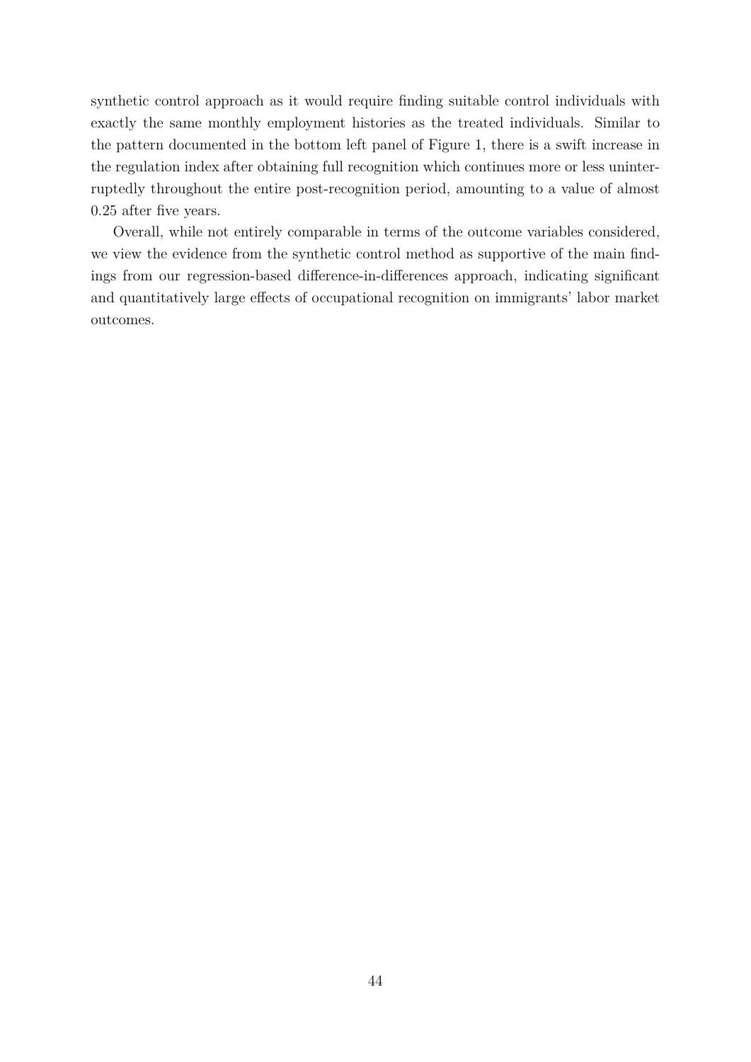synthetic control approach as it would require finding suitable control individuals with exactly the same monthly employment histories as the treated individuals. Similar to the pattern documented in the bottom left panel of Figure 1, there is a swift increase in the regulation index after obtaining full recognition which continues more or less uninterruptedly throughout the entire post-recognition period, amounting to a value of almost 0.25 after five years.

Overall, while not entirely comparable in terms of the outcome variables considered, we view the evidence from the synthetic control method as supportive of the main findings from our regression-based difference-in-differences approach, indicating significant and quantitatively large effects of occupational recognition on immigrants' labor market outcomes.